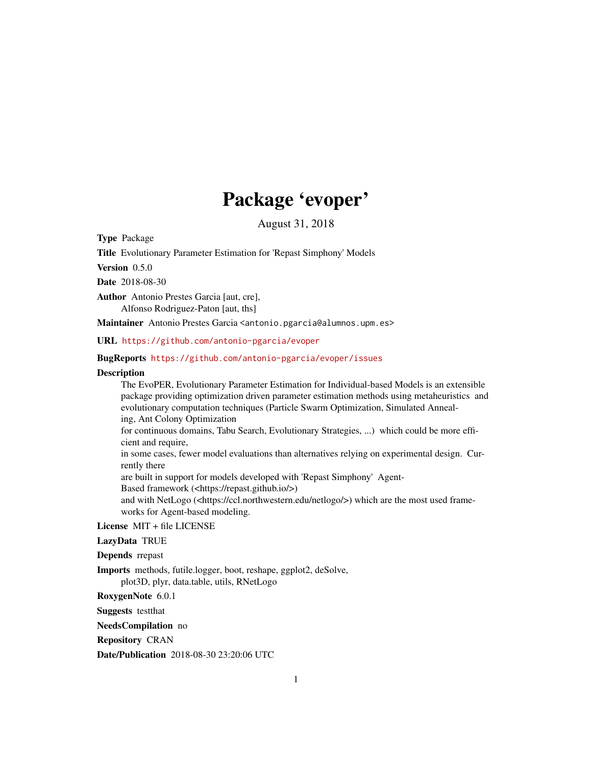# Package 'evoper'

August 31, 2018

**Type** Package

**Title** Evolutionary Parameter Estimation for 'Repast Simphony' Models

**Version** 0.5.0

**Date** 2018-08-30

**Author** Antonio Prestes Garcia [aut, cre],
Alfonso Rodriguez-Paton [aut, ths]

**Maintainer** Antonio Prestes Garcia <antonio.pgarcia@alumnos.upm.es>

**URL** https://github.com/antonio-pgarcia/evoper

**BugReports** https://github.com/antonio-pgarcia/evoper/issues

**Description**
The EvoPER, Evolutionary Parameter Estimation for Individual-based Models is an extensible package providing optimization driven parameter estimation methods using metaheuristics and evolutionary computation techniques (Particle Swarm Optimization, Simulated Annealing, Ant Colony Optimization for continuous domains, Tabu Search, Evolutionary Strategies, ...) which could be more efficient and require, in some cases, fewer model evaluations than alternatives relying on experimental design. Currently there are built in support for models developed with 'Repast Simphony' Agent-Based framework (<https://repast.github.io/>) and with NetLogo (<https://ccl.northwestern.edu/netlogo/>) which are the most used frameworks for Agent-based modeling.

**License** MIT + file LICENSE

**LazyData** TRUE

**Depends** rrepast

**Imports** methods, futile.logger, boot, reshape, ggplot2, deSolve, plot3D, plyr, data.table, utils, RNetLogo

**RoxygenNote** 6.0.1

**Suggests** testthat

**NeedsCompilation** no

**Repository** CRAN

**Date/Publication** 2018-08-30 23:20:06 UTC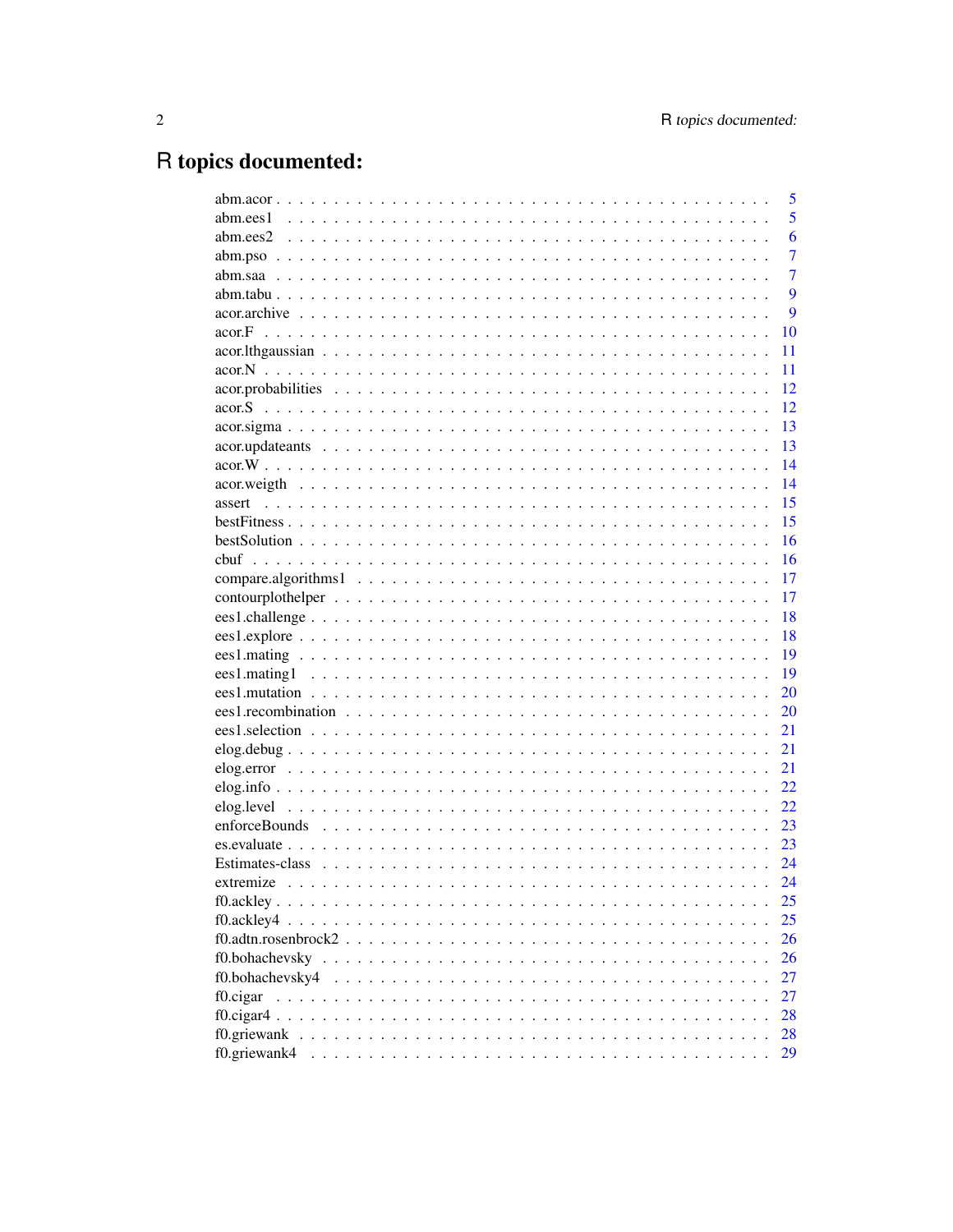# R topics documented:

| | |
|---|---|
| abm.acor | 5 |
| abm.ees1 | 5 |
| abm.ees2 | 6 |
| abm.pso | 7 |
| abm.saa | 7 |
| abm.tabu | 9 |
| acor.archive | 9 |
| acor.F | 10 |
| acor.lthgaussian | 11 |
| acor.N | 11 |
| acor.probabilities | 12 |
| acor.S | 12 |
| acor.sigma | 13 |
| acor.updateants | 13 |
| acor.W | 14 |
| acor.weigth | 14 |
| assert | 15 |
| bestFitness | 15 |
| bestSolution | 16 |
| cbuf | 16 |
| compare.algorithms1 | 17 |
| contourplothelper | 17 |
| ees1.challenge | 18 |
| ees1.explore | 18 |
| ees1.mating | 19 |
| ees1.mating1 | 19 |
| ees1.mutation | 20 |
| ees1.recombination | 20 |
| ees1.selection | 21 |
| elog.debug | 21 |
| elog.error | 21 |
| elog.info | 22 |
| elog.level | 22 |
| enforceBounds | 23 |
| es.evaluate | 23 |
| Estimates-class | 24 |
| extremize | 24 |
| f0.ackley | 25 |
| f0.ackley4 | 25 |
| f0.adtn.rosenbrock2 | 26 |
| f0.bohachevsky | 26 |
| f0.bohachevsky4 | 27 |
| f0.cigar | 27 |
| f0.cigar4 | 28 |
| f0.griewank | 28 |
| f0.griewank4 | 29 |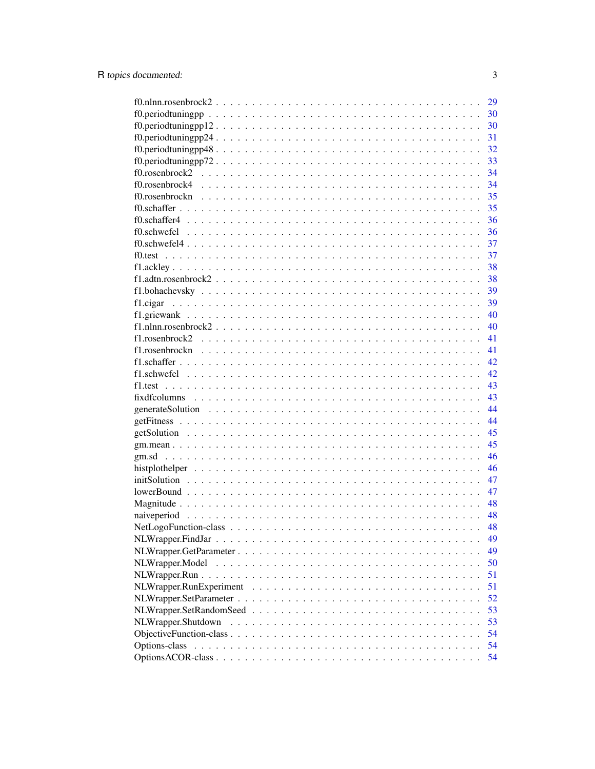f0.nlnn.rosenbrock2 . . . . . . . . . . . . . . . . . . . . . . . . . . . . . . . . . . 29
f0.periodtuningpp . . . . . . . . . . . . . . . . . . . . . . . . . . . . . . . . . . . 30
f0.periodtuningpp12 . . . . . . . . . . . . . . . . . . . . . . . . . . . . . . . . . . 30
f0.periodtuningpp24 . . . . . . . . . . . . . . . . . . . . . . . . . . . . . . . . . . 31
f0.periodtuningpp48 . . . . . . . . . . . . . . . . . . . . . . . . . . . . . . . . . . 32
f0.periodtuningpp72 . . . . . . . . . . . . . . . . . . . . . . . . . . . . . . . . . . 33
f0.rosenbrock2 . . . . . . . . . . . . . . . . . . . . . . . . . . . . . . . . . . . . 34
f0.rosenbrock4 . . . . . . . . . . . . . . . . . . . . . . . . . . . . . . . . . . . . 34
f0.rosenbrockn . . . . . . . . . . . . . . . . . . . . . . . . . . . . . . . . . . . . 35
f0.schaffer . . . . . . . . . . . . . . . . . . . . . . . . . . . . . . . . . . . . . . 35
f0.schaffer4 . . . . . . . . . . . . . . . . . . . . . . . . . . . . . . . . . . . . . 36
f0.schwefel . . . . . . . . . . . . . . . . . . . . . . . . . . . . . . . . . . . . . . 36
f0.schwefel4 . . . . . . . . . . . . . . . . . . . . . . . . . . . . . . . . . . . . . 37
f0.test . . . . . . . . . . . . . . . . . . . . . . . . . . . . . . . . . . . . . . . . 37
f1.ackley . . . . . . . . . . . . . . . . . . . . . . . . . . . . . . . . . . . . . . . 38
f1.adtn.rosenbrock2 . . . . . . . . . . . . . . . . . . . . . . . . . . . . . . . . . . 38
f1.bohachevsky . . . . . . . . . . . . . . . . . . . . . . . . . . . . . . . . . . . . 39
f1.cigar . . . . . . . . . . . . . . . . . . . . . . . . . . . . . . . . . . . . . . . 39
f1.griewank . . . . . . . . . . . . . . . . . . . . . . . . . . . . . . . . . . . . . . 40
f1.nlnn.rosenbrock2 . . . . . . . . . . . . . . . . . . . . . . . . . . . . . . . . . . 40
f1.rosenbrock2 . . . . . . . . . . . . . . . . . . . . . . . . . . . . . . . . . . . . 41
f1.rosenbrockn . . . . . . . . . . . . . . . . . . . . . . . . . . . . . . . . . . . . 41
f1.schaffer . . . . . . . . . . . . . . . . . . . . . . . . . . . . . . . . . . . . . . 42
f1.schwefel . . . . . . . . . . . . . . . . . . . . . . . . . . . . . . . . . . . . . . 42
f1.test . . . . . . . . . . . . . . . . . . . . . . . . . . . . . . . . . . . . . . . . 43
fixdfcolumns . . . . . . . . . . . . . . . . . . . . . . . . . . . . . . . . . . . . . 43
generateSolution . . . . . . . . . . . . . . . . . . . . . . . . . . . . . . . . . . . 44
getFitness . . . . . . . . . . . . . . . . . . . . . . . . . . . . . . . . . . . . . . 44
getSolution . . . . . . . . . . . . . . . . . . . . . . . . . . . . . . . . . . . . . . 45
gm.mean . . . . . . . . . . . . . . . . . . . . . . . . . . . . . . . . . . . . . . . . 45
gm.sd . . . . . . . . . . . . . . . . . . . . . . . . . . . . . . . . . . . . . . . . . 46
histplothelper . . . . . . . . . . . . . . . . . . . . . . . . . . . . . . . . . . . . 46
initSolution . . . . . . . . . . . . . . . . . . . . . . . . . . . . . . . . . . . . . 47
lowerBound . . . . . . . . . . . . . . . . . . . . . . . . . . . . . . . . . . . . . . 47
Magnitude . . . . . . . . . . . . . . . . . . . . . . . . . . . . . . . . . . . . . . 48
naiveperiod . . . . . . . . . . . . . . . . . . . . . . . . . . . . . . . . . . . . . . 48
NetLogoFunction-class . . . . . . . . . . . . . . . . . . . . . . . . . . . . . . . . 48
NLWrapper.FindJar . . . . . . . . . . . . . . . . . . . . . . . . . . . . . . . . . . 49
NLWrapper.GetParameter . . . . . . . . . . . . . . . . . . . . . . . . . . . . . . . 49
NLWrapper.Model . . . . . . . . . . . . . . . . . . . . . . . . . . . . . . . . . . . 50
NLWrapper.Run . . . . . . . . . . . . . . . . . . . . . . . . . . . . . . . . . . . . 51
NLWrapper.RunExperiment . . . . . . . . . . . . . . . . . . . . . . . . . . . . . . . 51
NLWrapper.SetParameter . . . . . . . . . . . . . . . . . . . . . . . . . . . . . . . 52
NLWrapper.SetRandomSeed . . . . . . . . . . . . . . . . . . . . . . . . . . . . . . . 53
NLWrapper.Shutdown . . . . . . . . . . . . . . . . . . . . . . . . . . . . . . . . . . 53
ObjectiveFunction-class . . . . . . . . . . . . . . . . . . . . . . . . . . . . . . . . 54
Options-class . . . . . . . . . . . . . . . . . . . . . . . . . . . . . . . . . . . . . 54
OptionsACOR-class . . . . . . . . . . . . . . . . . . . . . . . . . . . . . . . . . . 54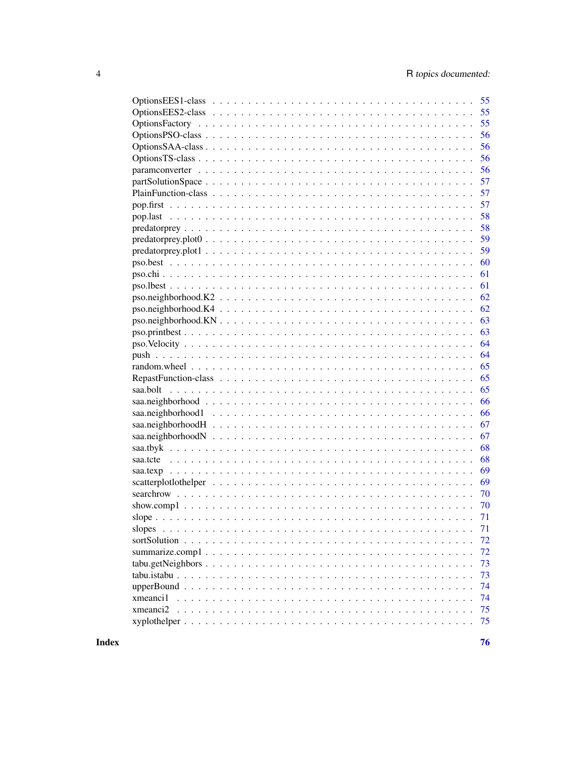OptionsEES1-class . . . . . . . . . . . . . . . . . . . . . . . . . . . . . . . . . . 55
OptionsEES2-class . . . . . . . . . . . . . . . . . . . . . . . . . . . . . . . . . . 55
OptionsFactory . . . . . . . . . . . . . . . . . . . . . . . . . . . . . . . . . . . . 55
OptionsPSO-class . . . . . . . . . . . . . . . . . . . . . . . . . . . . . . . . . . . 56
OptionsSAA-class . . . . . . . . . . . . . . . . . . . . . . . . . . . . . . . . . . . 56
OptionsTS-class . . . . . . . . . . . . . . . . . . . . . . . . . . . . . . . . . . . . 56
paramconverter . . . . . . . . . . . . . . . . . . . . . . . . . . . . . . . . . . . . 56
partSolutionSpace . . . . . . . . . . . . . . . . . . . . . . . . . . . . . . . . . . . 57
PlainFunction-class . . . . . . . . . . . . . . . . . . . . . . . . . . . . . . . . . . 57
pop.first . . . . . . . . . . . . . . . . . . . . . . . . . . . . . . . . . . . . . . . 57
pop.last . . . . . . . . . . . . . . . . . . . . . . . . . . . . . . . . . . . . . . . . 58
predatorprey . . . . . . . . . . . . . . . . . . . . . . . . . . . . . . . . . . . . . . 58
predatorprey.plot0 . . . . . . . . . . . . . . . . . . . . . . . . . . . . . . . . . . . 59
predatorprey.plot1 . . . . . . . . . . . . . . . . . . . . . . . . . . . . . . . . . . . 59
pso.best . . . . . . . . . . . . . . . . . . . . . . . . . . . . . . . . . . . . . . . . 60
pso.chi . . . . . . . . . . . . . . . . . . . . . . . . . . . . . . . . . . . . . . . . . 61
pso.lbest . . . . . . . . . . . . . . . . . . . . . . . . . . . . . . . . . . . . . . . . 61
pso.neighborhood.K2 . . . . . . . . . . . . . . . . . . . . . . . . . . . . . . . . . . 62
pso.neighborhood.K4 . . . . . . . . . . . . . . . . . . . . . . . . . . . . . . . . . . 62
pso.neighborhood.KN . . . . . . . . . . . . . . . . . . . . . . . . . . . . . . . . . . 63
pso.printbest . . . . . . . . . . . . . . . . . . . . . . . . . . . . . . . . . . . . . . 63
pso.Velocity . . . . . . . . . . . . . . . . . . . . . . . . . . . . . . . . . . . . . . 64
push . . . . . . . . . . . . . . . . . . . . . . . . . . . . . . . . . . . . . . . . . . 64
random.wheel . . . . . . . . . . . . . . . . . . . . . . . . . . . . . . . . . . . . . . 65
RepastFunction-class . . . . . . . . . . . . . . . . . . . . . . . . . . . . . . . . . 65
saa.bolt . . . . . . . . . . . . . . . . . . . . . . . . . . . . . . . . . . . . . . . . 65
saa.neighborhood . . . . . . . . . . . . . . . . . . . . . . . . . . . . . . . . . . . . 66
saa.neighborhood1 . . . . . . . . . . . . . . . . . . . . . . . . . . . . . . . . . . . 66
saa.neighborhoodH . . . . . . . . . . . . . . . . . . . . . . . . . . . . . . . . . . . 67
saa.neighborhoodN . . . . . . . . . . . . . . . . . . . . . . . . . . . . . . . . . . . 67
saa.tbyk . . . . . . . . . . . . . . . . . . . . . . . . . . . . . . . . . . . . . . . . 68
saa.tcte . . . . . . . . . . . . . . . . . . . . . . . . . . . . . . . . . . . . . . . . 68
saa.texp . . . . . . . . . . . . . . . . . . . . . . . . . . . . . . . . . . . . . . . . 69
scatterplotlothelper . . . . . . . . . . . . . . . . . . . . . . . . . . . . . . . . . . 69
searchrow . . . . . . . . . . . . . . . . . . . . . . . . . . . . . . . . . . . . . . . 70
show.comp1 . . . . . . . . . . . . . . . . . . . . . . . . . . . . . . . . . . . . . . 70
slope . . . . . . . . . . . . . . . . . . . . . . . . . . . . . . . . . . . . . . . . . 71
slopes . . . . . . . . . . . . . . . . . . . . . . . . . . . . . . . . . . . . . . . . . 71
sortSolution . . . . . . . . . . . . . . . . . . . . . . . . . . . . . . . . . . . . . . 72
summarize.comp1 . . . . . . . . . . . . . . . . . . . . . . . . . . . . . . . . . . . . 72
tabu.getNeighbors . . . . . . . . . . . . . . . . . . . . . . . . . . . . . . . . . . . 73
tabu.istabu . . . . . . . . . . . . . . . . . . . . . . . . . . . . . . . . . . . . . . . 73
upperBound . . . . . . . . . . . . . . . . . . . . . . . . . . . . . . . . . . . . . . . 74
xmeanci1 . . . . . . . . . . . . . . . . . . . . . . . . . . . . . . . . . . . . . . . . 74
xmeanci2 . . . . . . . . . . . . . . . . . . . . . . . . . . . . . . . . . . . . . . . . 75
xyplothelper . . . . . . . . . . . . . . . . . . . . . . . . . . . . . . . . . . . . . . 75

**Index** **76**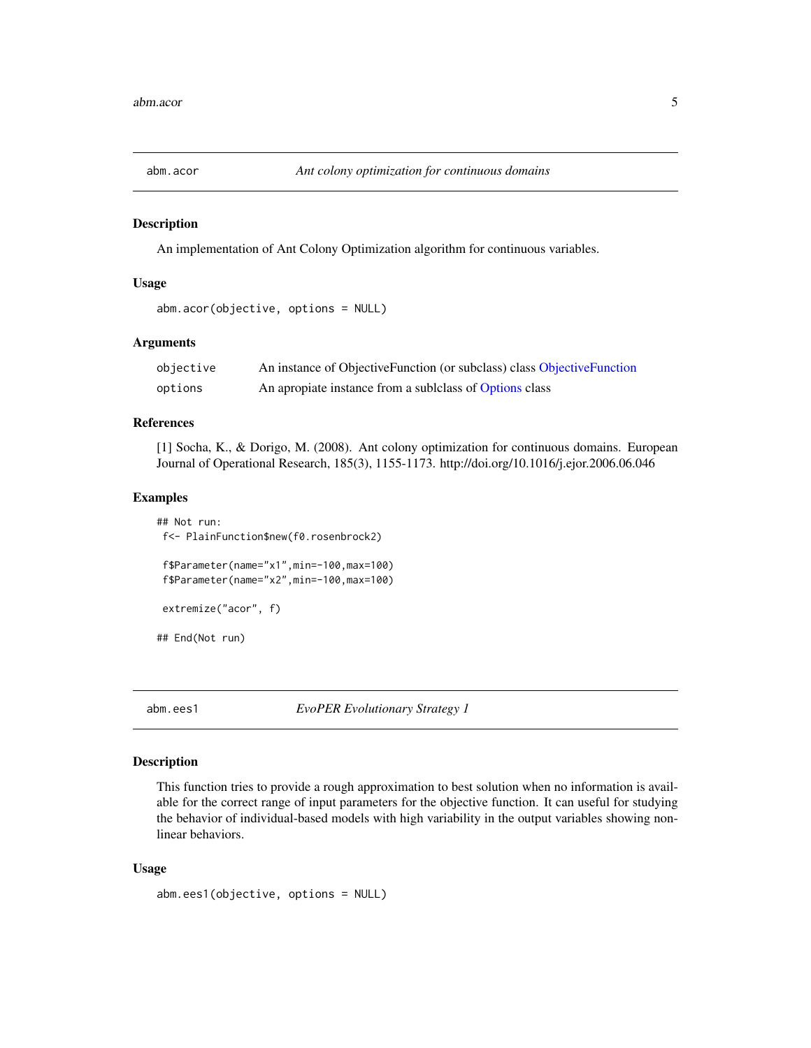## abm.acor — *Ant colony optimization for continuous domains*

### Description

An implementation of Ant Colony Optimization algorithm for continuous variables.

### Usage

```
abm.acor(objective, options = NULL)
```

### Arguments

| | |
|---|---|
| objective | An instance of ObjectiveFunction (or subclass) class ObjectiveFunction |
| options | An apropiate instance from a sublclass of Options class |

### References

[1] Socha, K., & Dorigo, M. (2008). Ant colony optimization for continuous domains. European Journal of Operational Research, 185(3), 1155-1173. http://doi.org/10.1016/j.ejor.2006.06.046

### Examples

```
## Not run:
 f<- PlainFunction$new(f0.rosenbrock2)

 f$Parameter(name="x1",min=-100,max=100)
 f$Parameter(name="x2",min=-100,max=100)

 extremize("acor", f)

## End(Not run)
```

## abm.ees1 — *EvoPER Evolutionary Strategy 1*

### Description

This function tries to provide a rough approximation to best solution when no information is available for the correct range of input parameters for the objective function. It can useful for studying the behavior of individual-based models with high variability in the output variables showing nonlinear behaviors.

### Usage

```
abm.ees1(objective, options = NULL)
```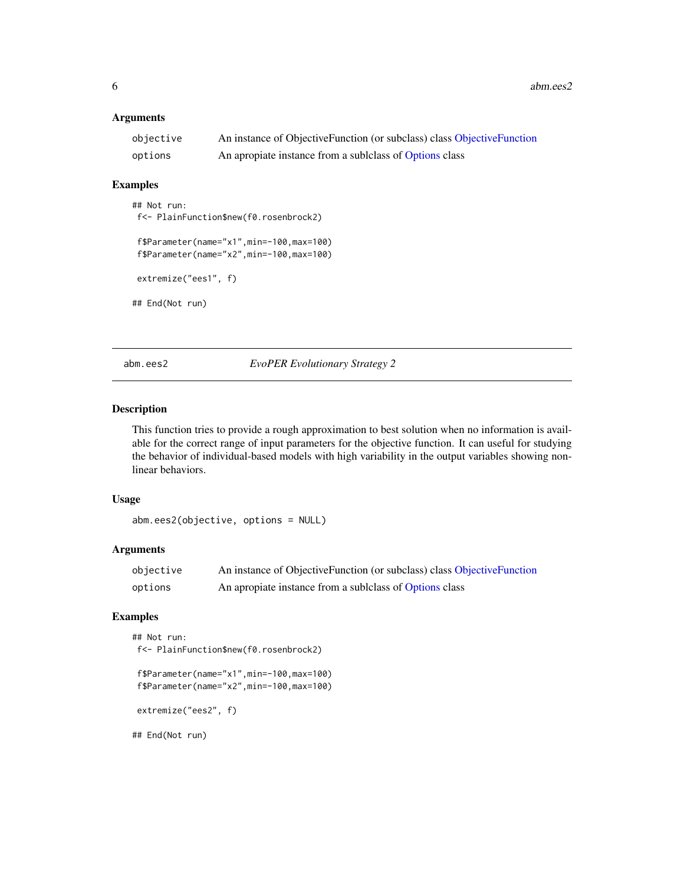### Arguments

| | |
|---|---|
| objective | An instance of ObjectiveFunction (or subclass) class ObjectiveFunction |
| options | An apropiate instance from a sublclass of Options class |

### Examples

```
## Not run:
 f<- PlainFunction$new(f0.rosenbrock2)

 f$Parameter(name="x1",min=-100,max=100)
 f$Parameter(name="x2",min=-100,max=100)

 extremize("ees1", f)

## End(Not run)
```

---

## abm.ees2 — *EvoPER Evolutionary Strategy 2*

### Description

This function tries to provide a rough approximation to best solution when no information is available for the correct range of input parameters for the objective function. It can useful for studying the behavior of individual-based models with high variability in the output variables showing nonlinear behaviors.

### Usage

```
abm.ees2(objective, options = NULL)
```

### Arguments

| | |
|---|---|
| objective | An instance of ObjectiveFunction (or subclass) class ObjectiveFunction |
| options | An apropiate instance from a sublclass of Options class |

### Examples

```
## Not run:
 f<- PlainFunction$new(f0.rosenbrock2)

 f$Parameter(name="x1",min=-100,max=100)
 f$Parameter(name="x2",min=-100,max=100)

 extremize("ees2", f)

## End(Not run)
```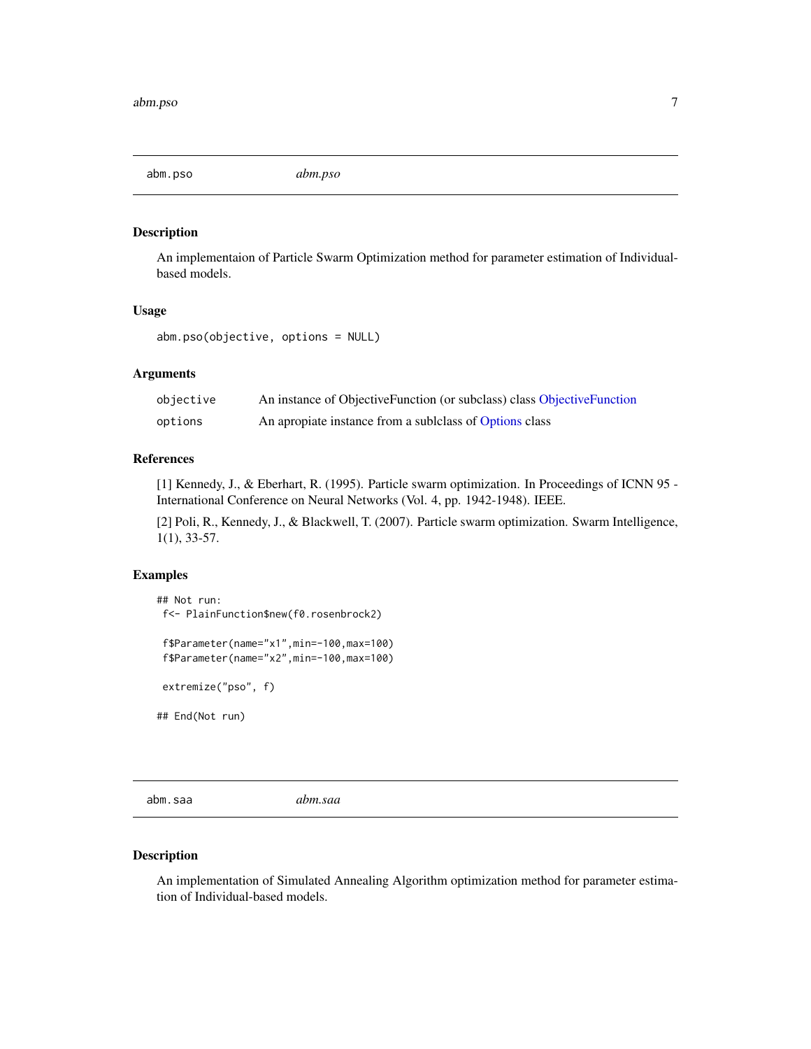## abm.pso *abm.pso*

### Description

An implementaion of Particle Swarm Optimization method for parameter estimation of Individual-based models.

### Usage

```
abm.pso(objective, options = NULL)
```

### Arguments

| | |
|---|---|
| objective | An instance of ObjectiveFunction (or subclass) class ObjectiveFunction |
| options | An apropiate instance from a sublclass of Options class |

### References

[1] Kennedy, J., & Eberhart, R. (1995). Particle swarm optimization. In Proceedings of ICNN 95 - International Conference on Neural Networks (Vol. 4, pp. 1942-1948). IEEE.

[2] Poli, R., Kennedy, J., & Blackwell, T. (2007). Particle swarm optimization. Swarm Intelligence, 1(1), 33-57.

### Examples

```
## Not run:
 f<- PlainFunction$new(f0.rosenbrock2)

 f$Parameter(name="x1",min=-100,max=100)
 f$Parameter(name="x2",min=-100,max=100)

 extremize("pso", f)

## End(Not run)
```

## abm.saa *abm.saa*

### Description

An implementation of Simulated Annealing Algorithm optimization method for parameter estimation of Individual-based models.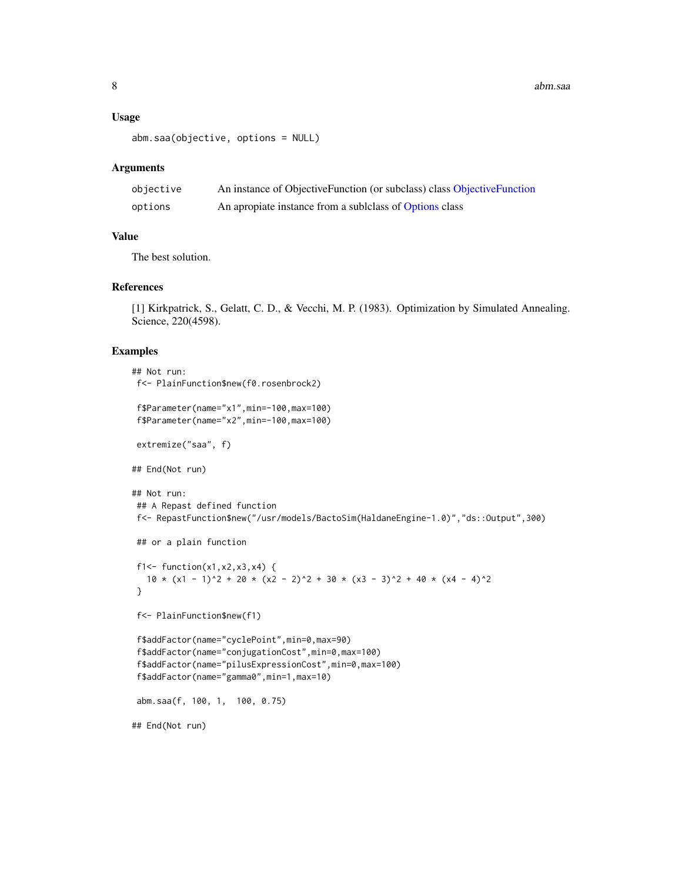## Usage

```
abm.saa(objective, options = NULL)
```

## Arguments

| | |
|---|---|
| objective | An instance of ObjectiveFunction (or subclass) class ObjectiveFunction |
| options | An apropiate instance from a sublclass of Options class |

## Value

The best solution.

## References

[1] Kirkpatrick, S., Gelatt, C. D., & Vecchi, M. P. (1983). Optimization by Simulated Annealing. Science, 220(4598).

## Examples

```
## Not run:
 f<- PlainFunction$new(f0.rosenbrock2)

 f$Parameter(name="x1",min=-100,max=100)
 f$Parameter(name="x2",min=-100,max=100)

 extremize("saa", f)

## End(Not run)

## Not run:
 ## A Repast defined function
 f<- RepastFunction$new("/usr/models/BactoSim(HaldaneEngine-1.0)","ds::Output",300)

 ## or a plain function

 f1<- function(x1,x2,x3,x4) {
   10 * (x1 - 1)^2 + 20 * (x2 - 2)^2 + 30 * (x3 - 3)^2 + 40 * (x4 - 4)^2
 }

 f<- PlainFunction$new(f1)

 f$addFactor(name="cyclePoint",min=0,max=90)
 f$addFactor(name="conjugationCost",min=0,max=100)
 f$addFactor(name="pilusExpressionCost",min=0,max=100)
 f$addFactor(name="gamma0",min=1,max=10)

 abm.saa(f, 100, 1,  100, 0.75)

## End(Not run)
```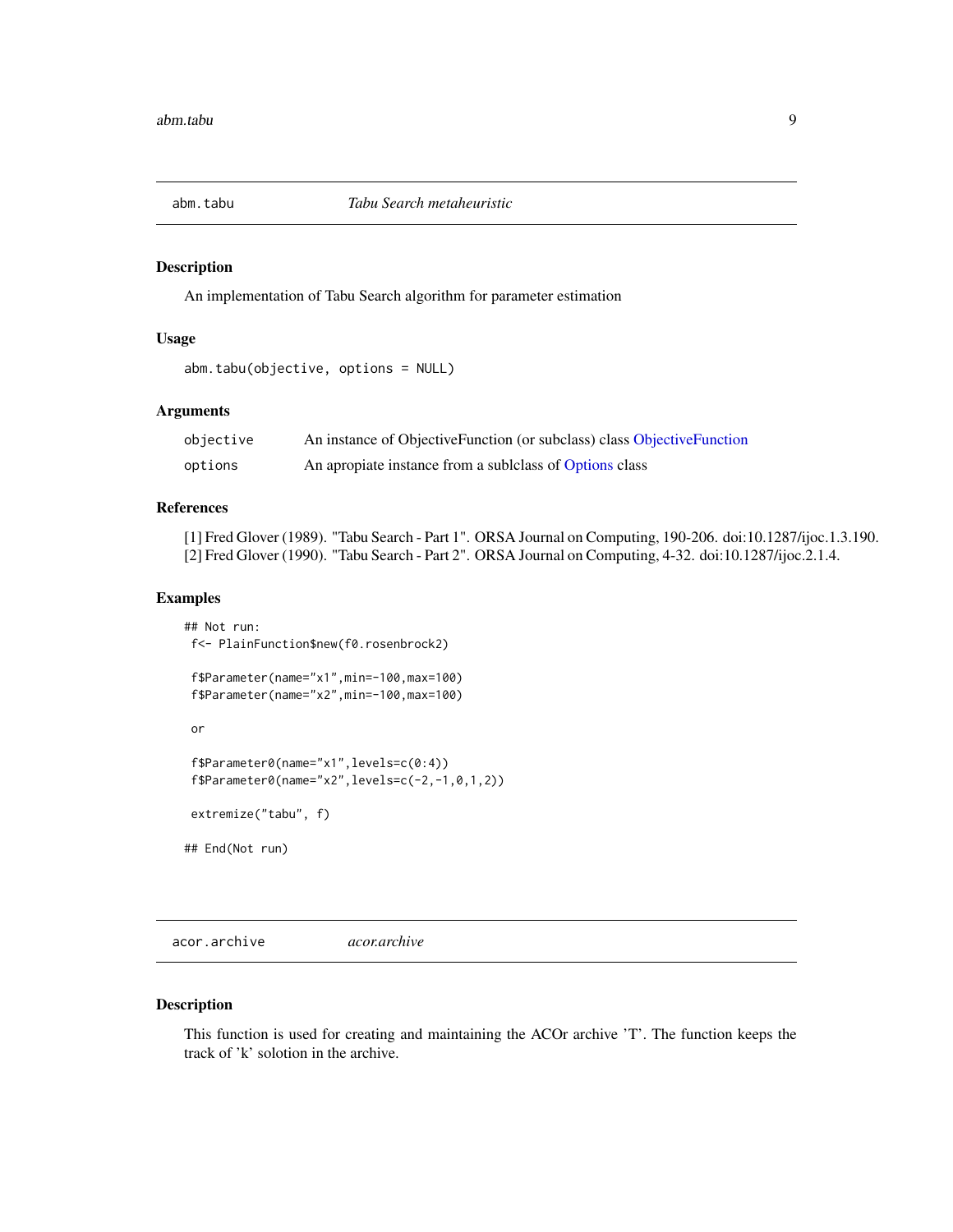## abm.tabu — *Tabu Search metaheuristic*

### Description

An implementation of Tabu Search algorithm for parameter estimation

### Usage

```
abm.tabu(objective, options = NULL)
```

### Arguments

| | |
|---|---|
| objective | An instance of ObjectiveFunction (or subclass) class ObjectiveFunction |
| options | An apropiate instance from a sublclass of Options class |

### References

[1] Fred Glover (1989). "Tabu Search - Part 1". ORSA Journal on Computing, 190-206. doi:10.1287/ijoc.1.3.190.
[2] Fred Glover (1990). "Tabu Search - Part 2". ORSA Journal on Computing, 4-32. doi:10.1287/ijoc.2.1.4.

### Examples

```
## Not run:
 f<- PlainFunction$new(f0.rosenbrock2)

 f$Parameter(name="x1",min=-100,max=100)
 f$Parameter(name="x2",min=-100,max=100)

 or

 f$Parameter0(name="x1",levels=c(0:4))
 f$Parameter0(name="x2",levels=c(-2,-1,0,1,2))

 extremize("tabu", f)

## End(Not run)
```

## acor.archive — *acor.archive*

### Description

This function is used for creating and maintaining the ACOr archive 'T'. The function keeps the track of 'k' solotion in the archive.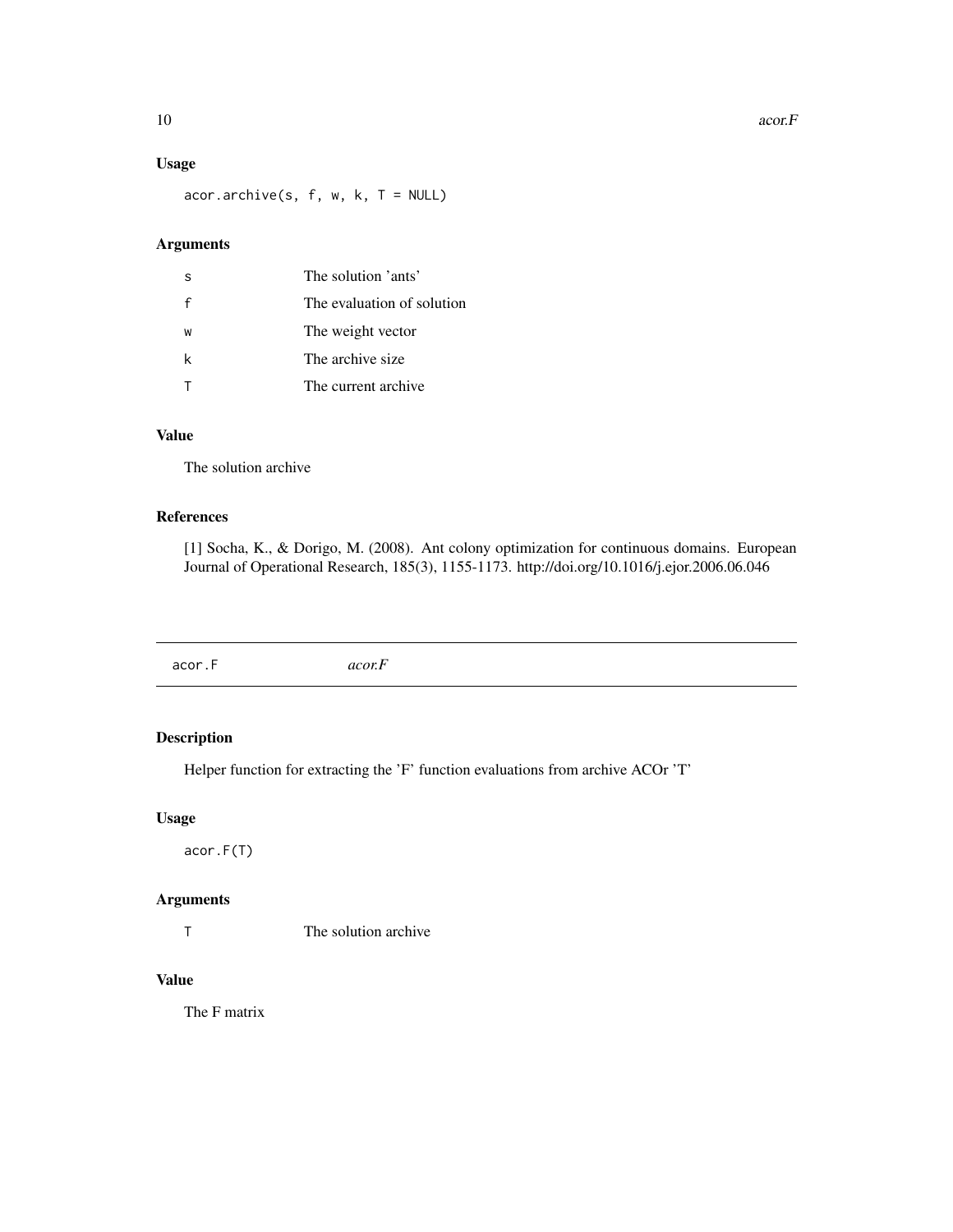### Usage

```
acor.archive(s, f, w, k, T = NULL)
```

### Arguments

| | |
|---|---|
| s | The solution 'ants' |
| f | The evaluation of solution |
| w | The weight vector |
| k | The archive size |
| T | The current archive |

### Value

The solution archive

### References

[1] Socha, K., & Dorigo, M. (2008). Ant colony optimization for continuous domains. European Journal of Operational Research, 185(3), 1155-1173. http://doi.org/10.1016/j.ejor.2006.06.046

---

## acor.F *acor.F*

### Description

Helper function for extracting the 'F' function evaluations from archive ACOr 'T'

### Usage

```
acor.F(T)
```

### Arguments

| | |
|---|---|
| T | The solution archive |

### Value

The F matrix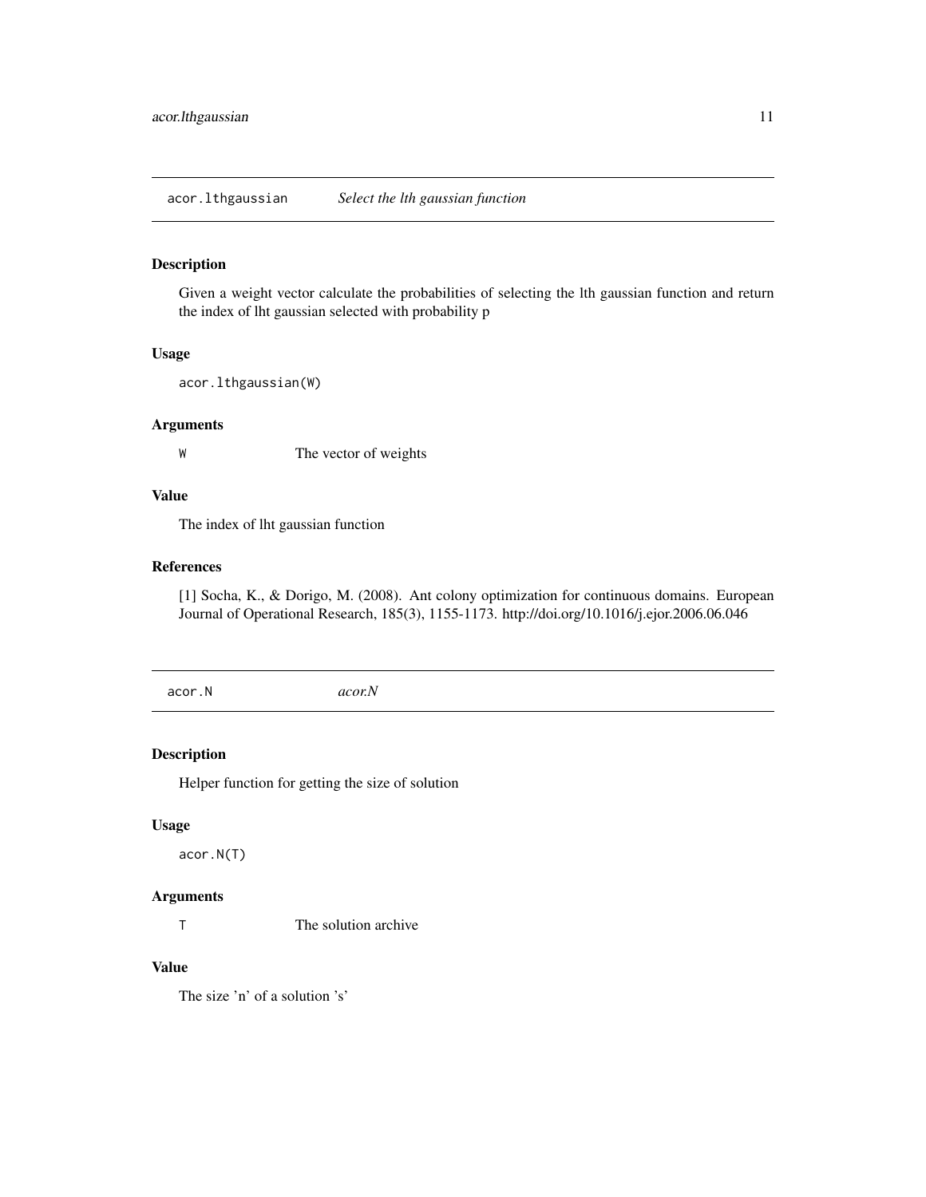## acor.lthgaussian    *Select the lth gaussian function*

### Description

Given a weight vector calculate the probabilities of selecting the lth gaussian function and return the index of lht gaussian selected with probability p

### Usage

```
acor.lthgaussian(W)
```

### Arguments

| | |
|---|---|
| W | The vector of weights |

### Value

The index of lht gaussian function

### References

[1] Socha, K., & Dorigo, M. (2008). Ant colony optimization for continuous domains. European Journal of Operational Research, 185(3), 1155-1173. http://doi.org/10.1016/j.ejor.2006.06.046

## acor.N    *acor.N*

### Description

Helper function for getting the size of solution

### Usage

```
acor.N(T)
```

### Arguments

| | |
|---|---|
| T | The solution archive |

### Value

The size 'n' of a solution 's'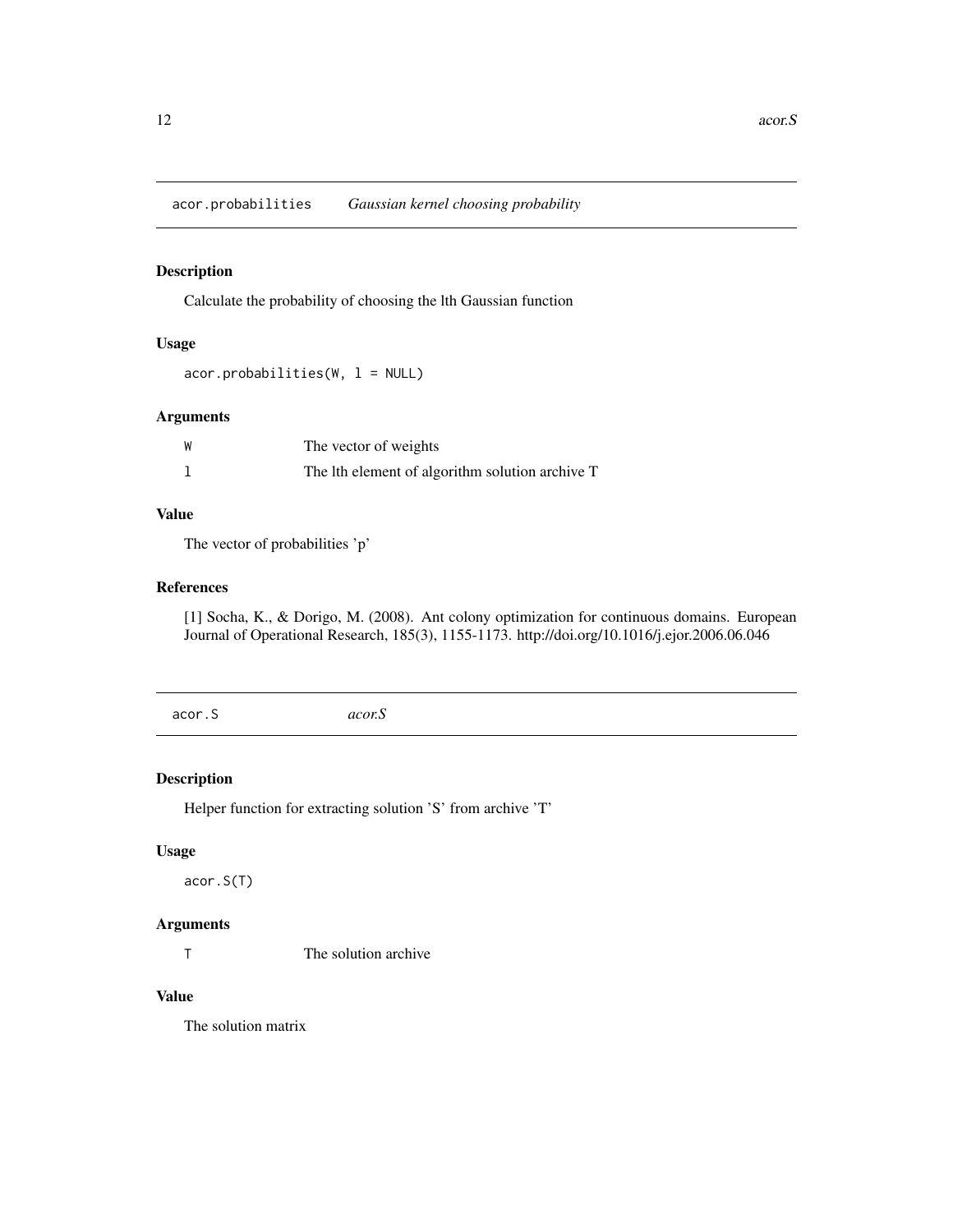## acor.probabilities *Gaussian kernel choosing probability*

### Description

Calculate the probability of choosing the lth Gaussian function

### Usage

```
acor.probabilities(W, l = NULL)
```

### Arguments

| | |
|---|---|
| W | The vector of weights |
| l | The lth element of algorithm solution archive T |

### Value

The vector of probabilities 'p'

### References

[1] Socha, K., & Dorigo, M. (2008). Ant colony optimization for continuous domains. European Journal of Operational Research, 185(3), 1155-1173. http://doi.org/10.1016/j.ejor.2006.06.046

## acor.S *acor.S*

### Description

Helper function for extracting solution 'S' from archive 'T'

### Usage

```
acor.S(T)
```

### Arguments

| | |
|---|---|
| T | The solution archive |

### Value

The solution matrix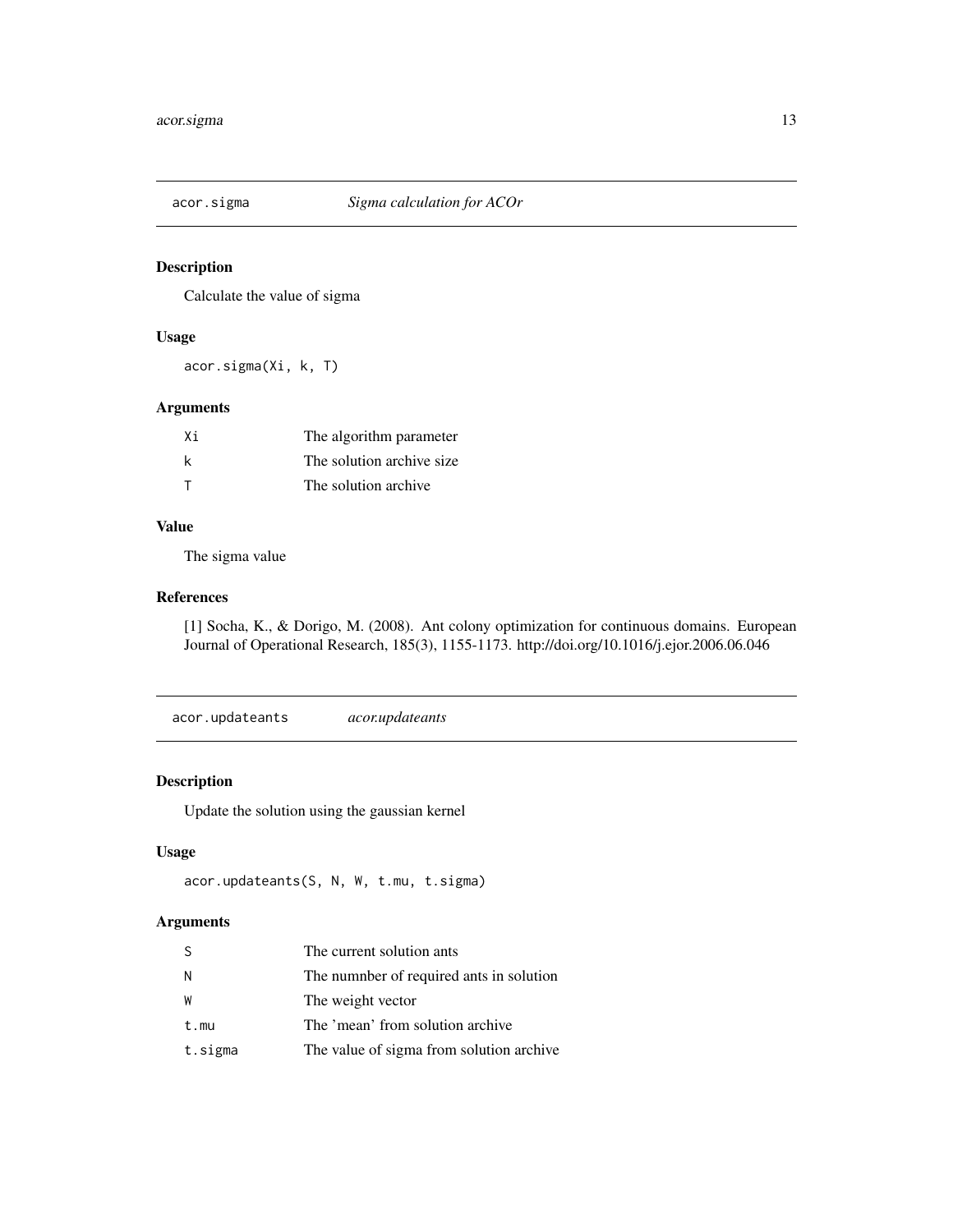## acor.sigma — *Sigma calculation for ACOr*

### Description

Calculate the value of sigma

### Usage

```
acor.sigma(Xi, k, T)
```

### Arguments

| | |
|---|---|
| Xi | The algorithm parameter |
| k | The solution archive size |
| T | The solution archive |

### Value

The sigma value

### References

[1] Socha, K., & Dorigo, M. (2008). Ant colony optimization for continuous domains. European Journal of Operational Research, 185(3), 1155-1173. http://doi.org/10.1016/j.ejor.2006.06.046

## acor.updateants — *acor.updateants*

### Description

Update the solution using the gaussian kernel

### Usage

```
acor.updateants(S, N, W, t.mu, t.sigma)
```

### Arguments

| | |
|---|---|
| S | The current solution ants |
| N | The numnber of required ants in solution |
| W | The weight vector |
| t.mu | The 'mean' from solution archive |
| t.sigma | The value of sigma from solution archive |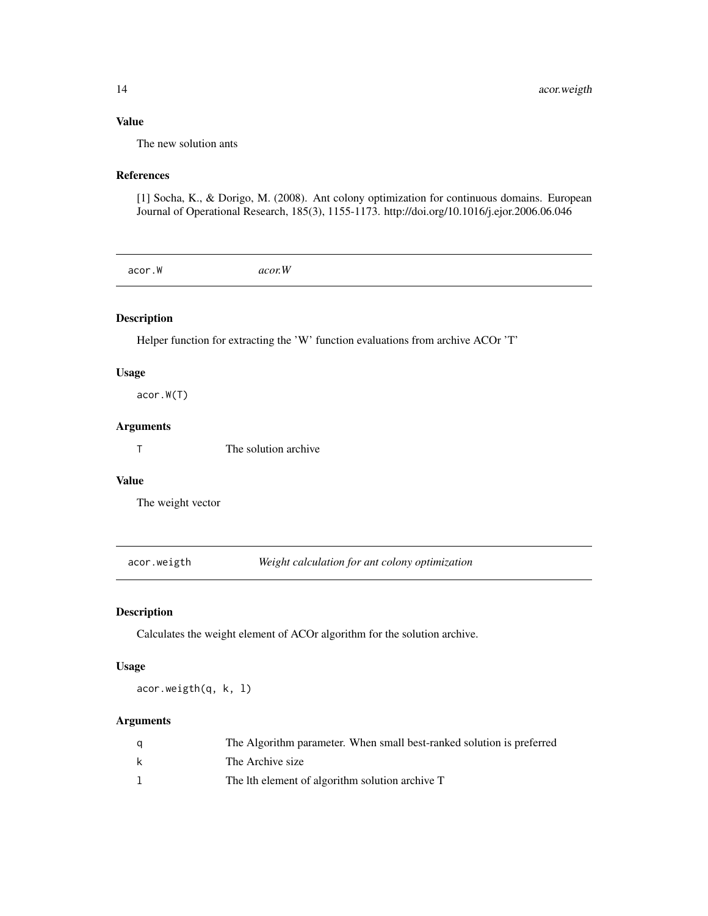### Value

The new solution ants

### References

[1] Socha, K., & Dorigo, M. (2008). Ant colony optimization for continuous domains. European Journal of Operational Research, 185(3), 1155-1173. http://doi.org/10.1016/j.ejor.2006.06.046

## acor.W *acor.W*

### Description

Helper function for extracting the 'W' function evaluations from archive ACOr 'T'

### Usage

```
acor.W(T)
```

### Arguments

| | |
|---|---|
| T | The solution archive |

### Value

The weight vector

## acor.weigth *Weight calculation for ant colony optimization*

### Description

Calculates the weight element of ACOr algorithm for the solution archive.

### Usage

```
acor.weigth(q, k, l)
```

### Arguments

| | |
|---|---|
| q | The Algorithm parameter. When small best-ranked solution is preferred |
| k | The Archive size |
| l | The lth element of algorithm solution archive T |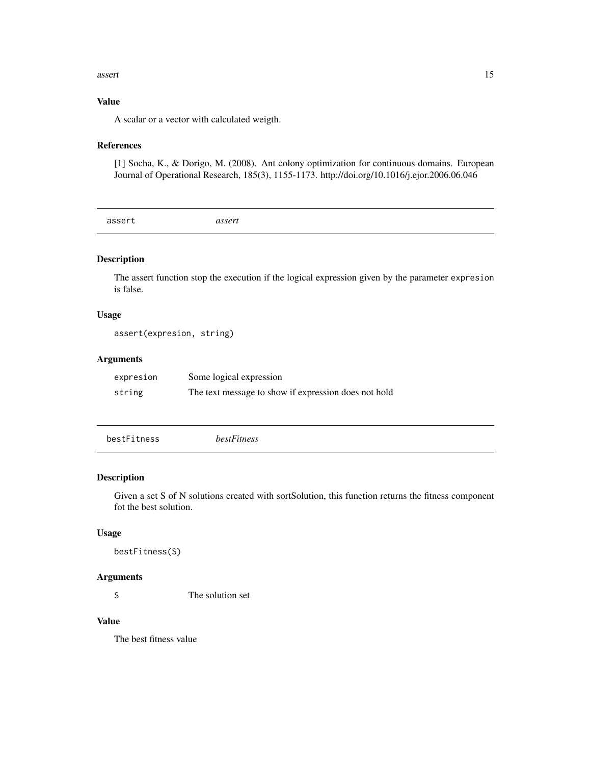### Value

A scalar or a vector with calculated weigth.

### References

[1] Socha, K., & Dorigo, M. (2008). Ant colony optimization for continuous domains. European Journal of Operational Research, 185(3), 1155-1173. http://doi.org/10.1016/j.ejor.2006.06.046

---

## assert *assert*

---

### Description

The assert function stop the execution if the logical expression given by the parameter `expresion` is false.

### Usage

```
assert(expresion, string)
```

### Arguments

| | |
|---|---|
| `expresion` | Some logical expression |
| `string` | The text message to show if expression does not hold |

---

## bestFitness *bestFitness*

---

### Description

Given a set S of N solutions created with sortSolution, this function returns the fitness component fot the best solution.

### Usage

```
bestFitness(S)
```

### Arguments

| | |
|---|---|
| `S` | The solution set |

### Value

The best fitness value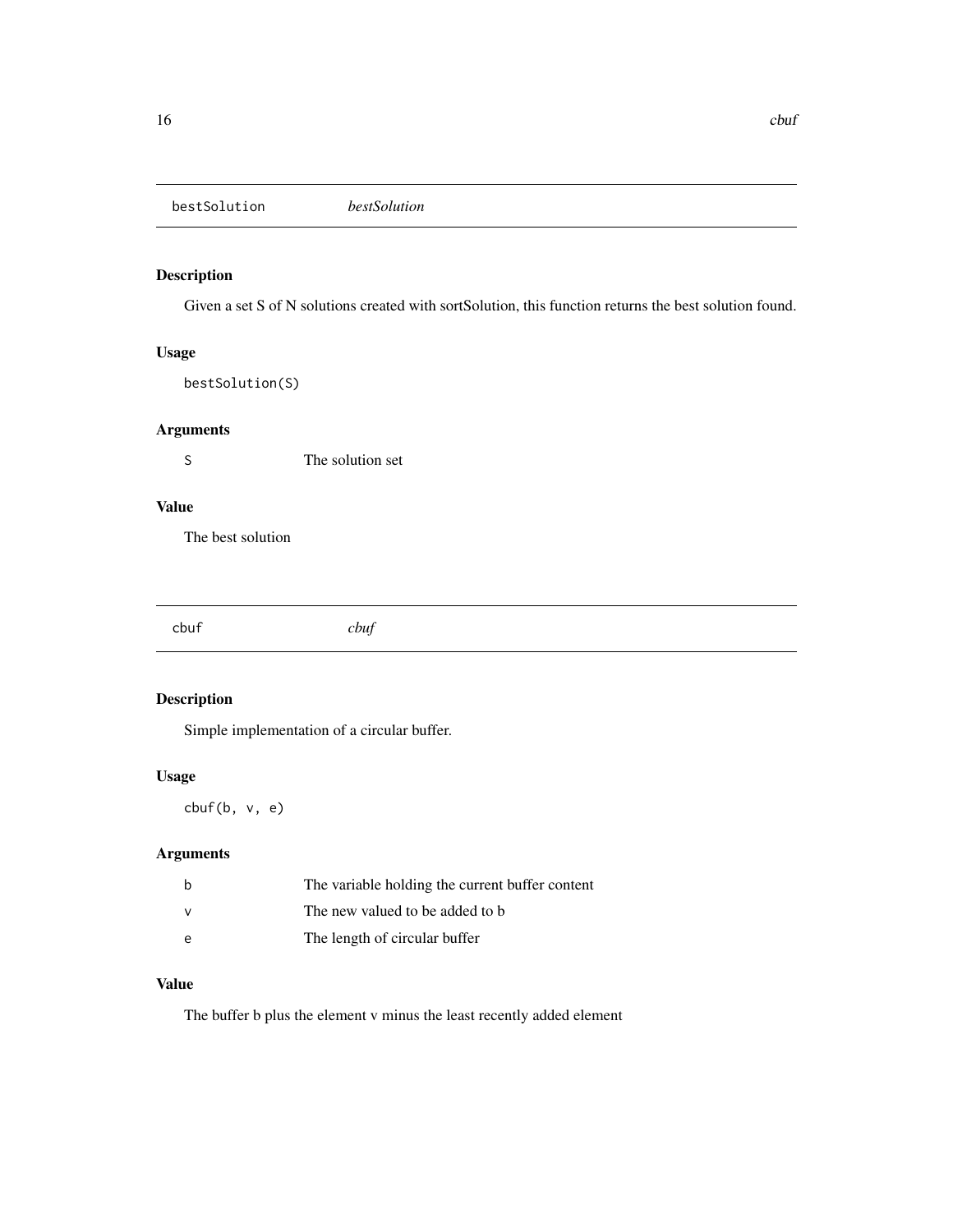## bestSolution *bestSolution*

### Description

Given a set S of N solutions created with sortSolution, this function returns the best solution found.

### Usage

```
bestSolution(S)
```

### Arguments

| | |
|---|---|
| S | The solution set |

### Value

The best solution

## cbuf *cbuf*

### Description

Simple implementation of a circular buffer.

### Usage

```
cbuf(b, v, e)
```

### Arguments

| | |
|---|---|
| b | The variable holding the current buffer content |
| v | The new valued to be added to b |
| e | The length of circular buffer |

### Value

The buffer b plus the element v minus the least recently added element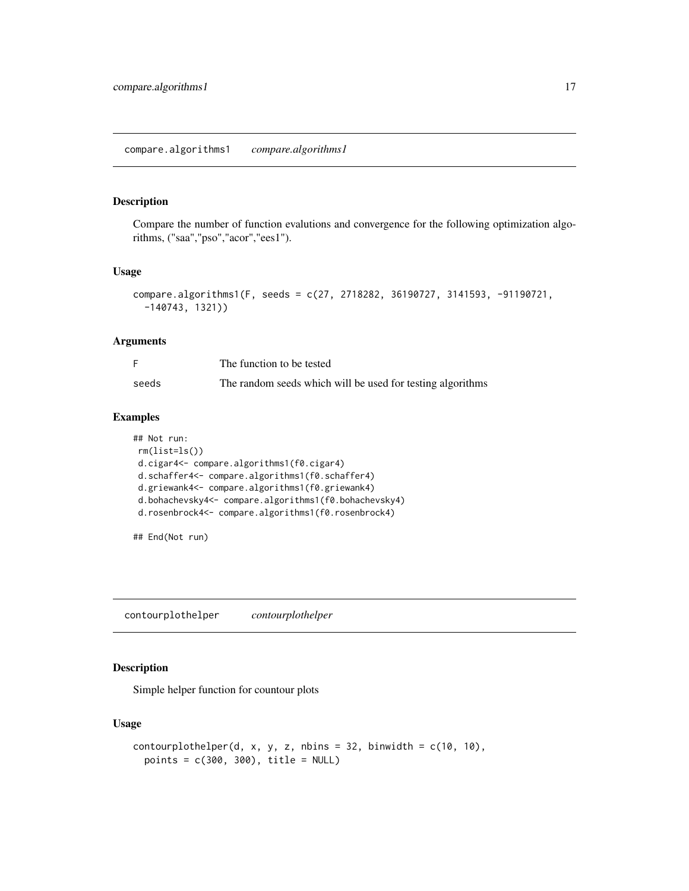## compare.algorithms1 *compare.algorithms1*

### Description

Compare the number of function evalutions and convergence for the following optimization algorithms, ("saa","pso","acor","ees1").

### Usage

```
compare.algorithms1(F, seeds = c(27, 2718282, 36190727, 3141593, -91190721,
  -140743, 1321))
```

### Arguments

| | |
|---|---|
| F | The function to be tested |
| seeds | The random seeds which will be used for testing algorithms |

### Examples

```
## Not run:
 rm(list=ls())
 d.cigar4<- compare.algorithms1(f0.cigar4)
 d.schaffer4<- compare.algorithms1(f0.schaffer4)
 d.griewank4<- compare.algorithms1(f0.griewank4)
 d.bohachevsky4<- compare.algorithms1(f0.bohachevsky4)
 d.rosenbrock4<- compare.algorithms1(f0.rosenbrock4)

## End(Not run)
```

## contourplothelper *contourplothelper*

### Description

Simple helper function for countour plots

### Usage

```
contourplothelper(d, x, y, z, nbins = 32, binwidth = c(10, 10),
  points = c(300, 300), title = NULL)
```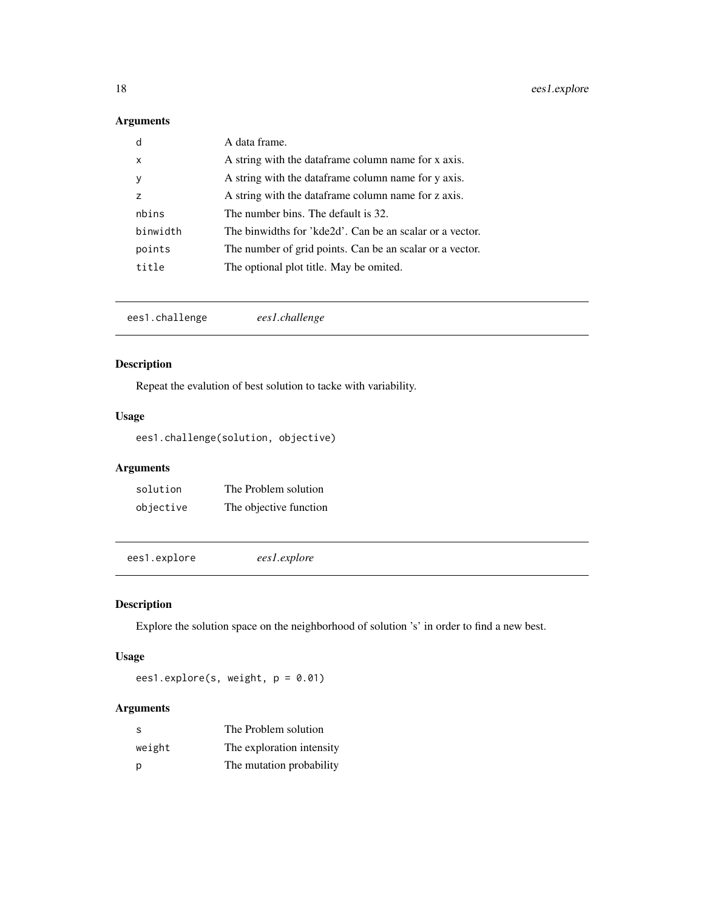## Arguments

| | |
|---|---|
| d | A data frame. |
| x | A string with the dataframe column name for x axis. |
| y | A string with the dataframe column name for y axis. |
| z | A string with the dataframe column name for z axis. |
| nbins | The number bins. The default is 32. |
| binwidth | The binwidths for 'kde2d'. Can be an scalar or a vector. |
| points | The number of grid points. Can be an scalar or a vector. |
| title | The optional plot title. May be omited. |

---

# ees1.challenge *ees1.challenge*

## Description

Repeat the evalution of best solution to tacke with variability.

## Usage

```
ees1.challenge(solution, objective)
```

## Arguments

| | |
|---|---|
| solution | The Problem solution |
| objective | The objective function |

---

# ees1.explore *ees1.explore*

## Description

Explore the solution space on the neighborhood of solution 's' in order to find a new best.

## Usage

```
ees1.explore(s, weight, p = 0.01)
```

## Arguments

| | |
|---|---|
| s | The Problem solution |
| weight | The exploration intensity |
| p | The mutation probability |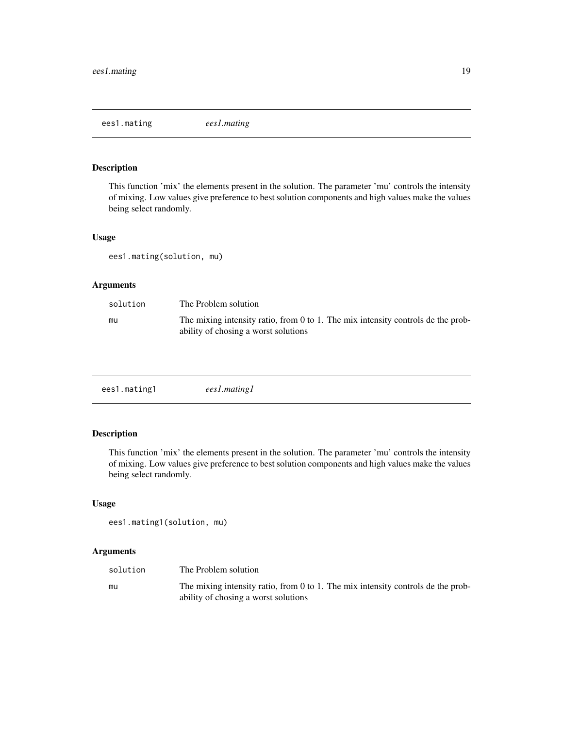## ees1.mating — *ees1.mating*

### Description

This function 'mix' the elements present in the solution. The parameter 'mu' controls the intensity of mixing. Low values give preference to best solution components and high values make the values being select randomly.

### Usage

```
ees1.mating(solution, mu)
```

### Arguments

| | |
|---|---|
| solution | The Problem solution |
| mu | The mixing intensity ratio, from 0 to 1. The mix intensity controls de the probability of chosing a worst solutions |

## ees1.mating1 — *ees1.mating1*

### Description

This function 'mix' the elements present in the solution. The parameter 'mu' controls the intensity of mixing. Low values give preference to best solution components and high values make the values being select randomly.

### Usage

```
ees1.mating1(solution, mu)
```

### Arguments

| | |
|---|---|
| solution | The Problem solution |
| mu | The mixing intensity ratio, from 0 to 1. The mix intensity controls de the probability of chosing a worst solutions |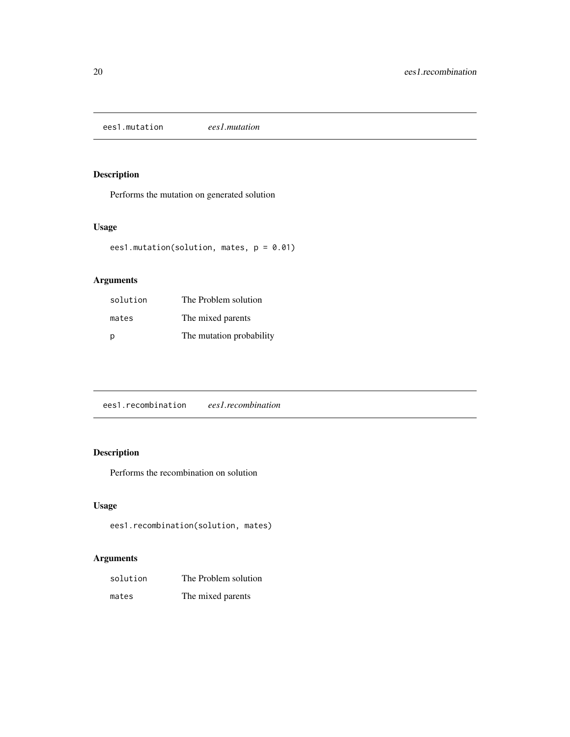## ees1.mutation *ees1.mutation*

### Description

Performs the mutation on generated solution

### Usage

```
ees1.mutation(solution, mates, p = 0.01)
```

### Arguments

| | |
|---|---|
| solution | The Problem solution |
| mates | The mixed parents |
| p | The mutation probability |

## ees1.recombination *ees1.recombination*

### Description

Performs the recombination on solution

### Usage

```
ees1.recombination(solution, mates)
```

### Arguments

| | |
|---|---|
| solution | The Problem solution |
| mates | The mixed parents |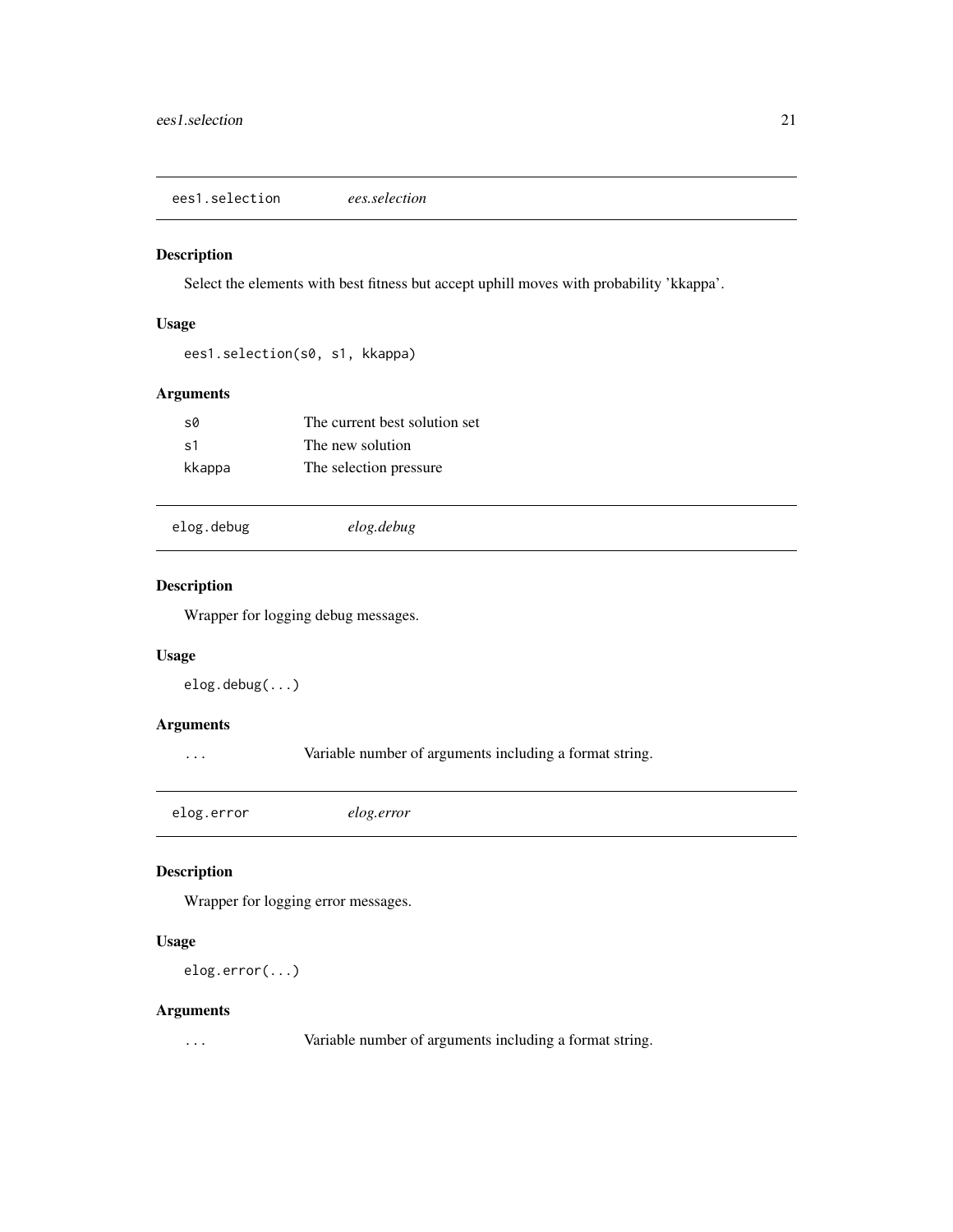## ees1.selection — *ees.selection*

### Description

Select the elements with best fitness but accept uphill moves with probability 'kkappa'.

### Usage

```
ees1.selection(s0, s1, kkappa)
```

### Arguments

| | |
|---|---|
| s0 | The current best solution set |
| s1 | The new solution |
| kkappa | The selection pressure |

## elog.debug — *elog.debug*

### Description

Wrapper for logging debug messages.

### Usage

```
elog.debug(...)
```

### Arguments

| | |
|---|---|
| ... | Variable number of arguments including a format string. |

## elog.error — *elog.error*

### Description

Wrapper for logging error messages.

### Usage

```
elog.error(...)
```

### Arguments

| | |
|---|---|
| ... | Variable number of arguments including a format string. |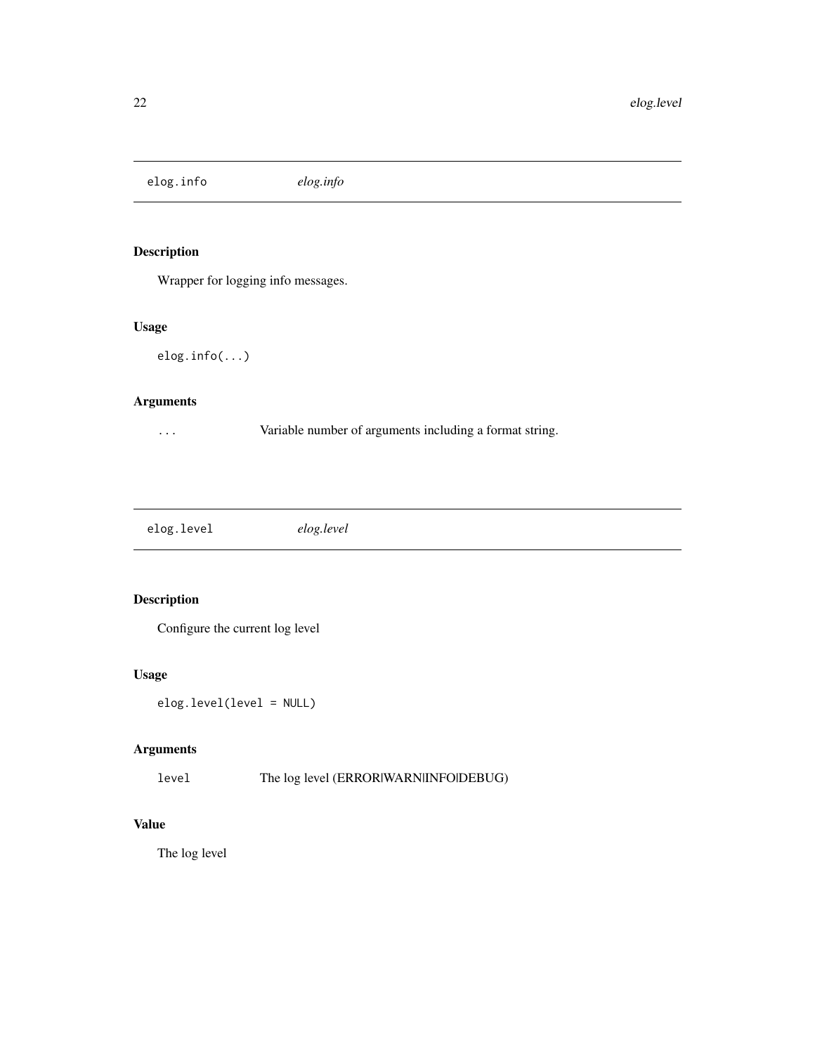## elog.info *elog.info*

### Description

Wrapper for logging info messages.

### Usage

```
elog.info(...)
```

### Arguments

| | |
|---|---|
| ... | Variable number of arguments including a format string. |

## elog.level *elog.level*

### Description

Configure the current log level

### Usage

```
elog.level(level = NULL)
```

### Arguments

| | |
|---|---|
| level | The log level (ERROR\|WARN\|INFO\|DEBUG) |

### Value

The log level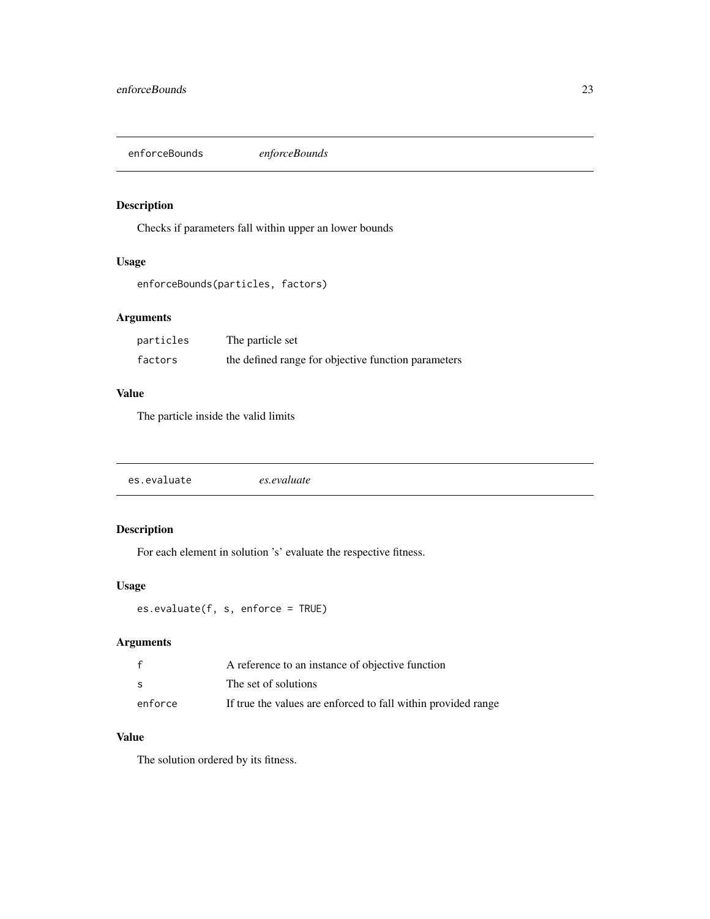## enforceBounds *enforceBounds*

### Description

Checks if parameters fall within upper an lower bounds

### Usage

```
enforceBounds(particles, factors)
```

### Arguments

| | |
|---|---|
| particles | The particle set |
| factors | the defined range for objective function parameters |

### Value

The particle inside the valid limits

## es.evaluate *es.evaluate*

### Description

For each element in solution 's' evaluate the respective fitness.

### Usage

```
es.evaluate(f, s, enforce = TRUE)
```

### Arguments

| | |
|---|---|
| f | A reference to an instance of objective function |
| s | The set of solutions |
| enforce | If true the values are enforced to fall within provided range |

### Value

The solution ordered by its fitness.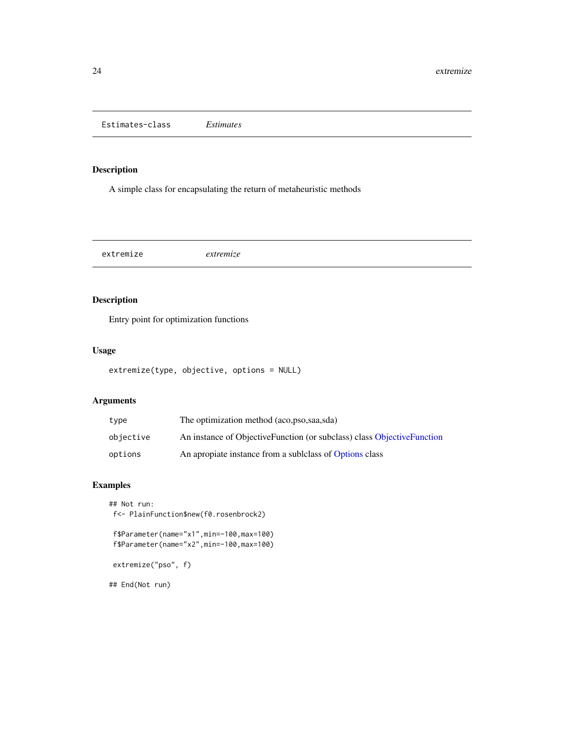## Estimates-class *Estimates*

### Description

A simple class for encapsulating the return of metaheuristic methods

## extremize *extremize*

### Description

Entry point for optimization functions

### Usage

```
extremize(type, objective, options = NULL)
```

### Arguments

| | |
|---|---|
| type | The optimization method (aco,pso,saa,sda) |
| objective | An instance of ObjectiveFunction (or subclass) class ObjectiveFunction |
| options | An apropiate instance from a sublclass of Options class |

### Examples

```
## Not run:
 f<- PlainFunction$new(f0.rosenbrock2)

 f$Parameter(name="x1",min=-100,max=100)
 f$Parameter(name="x2",min=-100,max=100)

 extremize("pso", f)

## End(Not run)
```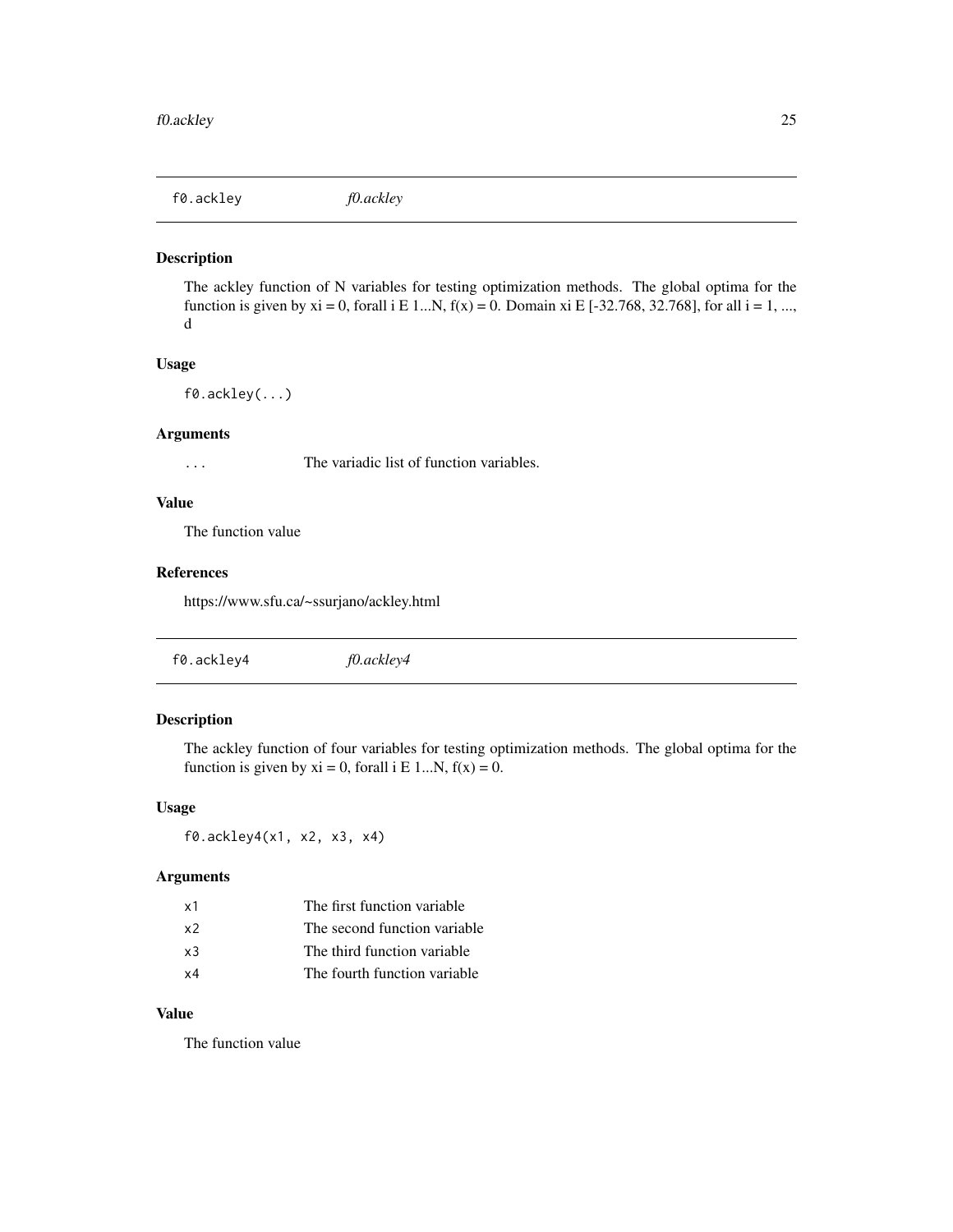## f0.ackley    *f0.ackley*

### Description

The ackley function of N variables for testing optimization methods. The global optima for the function is given by xi = 0, forall i E 1...N, f(x) = 0. Domain xi E [-32.768, 32.768], for all i = 1, ..., d

### Usage

```
f0.ackley(...)
```

### Arguments

| | |
|---|---|
| `...` | The variadic list of function variables. |

### Value

The function value

### References

https://www.sfu.ca/~ssurjano/ackley.html

## f0.ackley4    *f0.ackley4*

### Description

The ackley function of four variables for testing optimization methods. The global optima for the function is given by xi = 0, forall i E 1...N, f(x) = 0.

### Usage

```
f0.ackley4(x1, x2, x3, x4)
```

### Arguments

| | |
|---|---|
| `x1` | The first function variable |
| `x2` | The second function variable |
| `x3` | The third function variable |
| `x4` | The fourth function variable |

### Value

The function value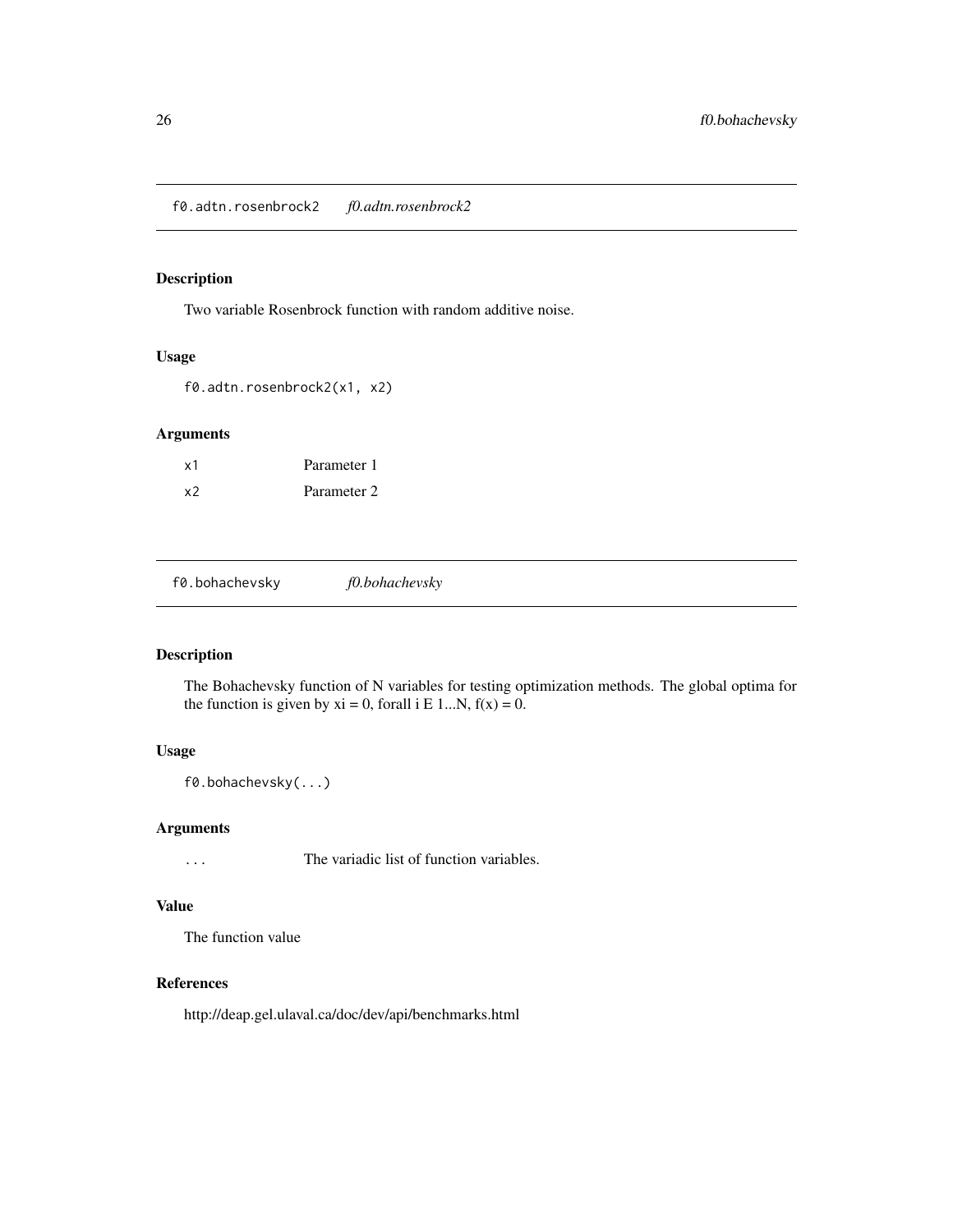## f0.adtn.rosenbrock2 — *f0.adtn.rosenbrock2*

### Description

Two variable Rosenbrock function with random additive noise.

### Usage

```
f0.adtn.rosenbrock2(x1, x2)
```

### Arguments

| | |
|---|---|
| x1 | Parameter 1 |
| x2 | Parameter 2 |

## f0.bohachevsky — *f0.bohachevsky*

### Description

The Bohachevsky function of N variables for testing optimization methods. The global optima for the function is given by xi = 0, forall i E 1...N, f(x) = 0.

### Usage

```
f0.bohachevsky(...)
```

### Arguments

| | |
|---|---|
| ... | The variadic list of function variables. |

### Value

The function value

### References

http://deap.gel.ulaval.ca/doc/dev/api/benchmarks.html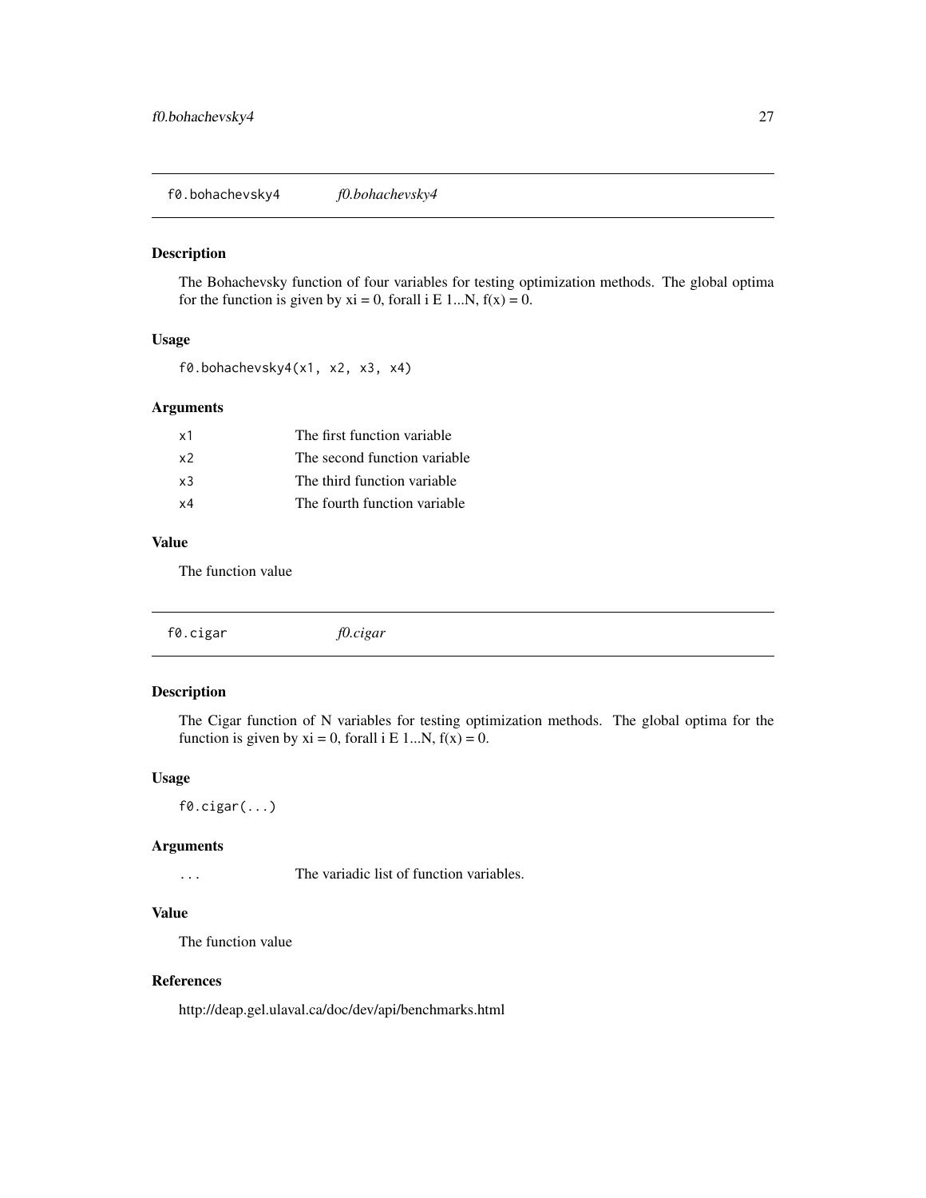## f0.bohachevsky4 — *f0.bohachevsky4*

### Description

The Bohachevsky function of four variables for testing optimization methods. The global optima for the function is given by xi = 0, forall i E 1...N, f(x) = 0.

### Usage

```
f0.bohachevsky4(x1, x2, x3, x4)
```

### Arguments

| | |
|---|---|
| x1 | The first function variable |
| x2 | The second function variable |
| x3 | The third function variable |
| x4 | The fourth function variable |

### Value

The function value

## f0.cigar — *f0.cigar*

### Description

The Cigar function of N variables for testing optimization methods. The global optima for the function is given by xi = 0, forall i E 1...N, f(x) = 0.

### Usage

```
f0.cigar(...)
```

### Arguments

| | |
|---|---|
| ... | The variadic list of function variables. |

### Value

The function value

### References

http://deap.gel.ulaval.ca/doc/dev/api/benchmarks.html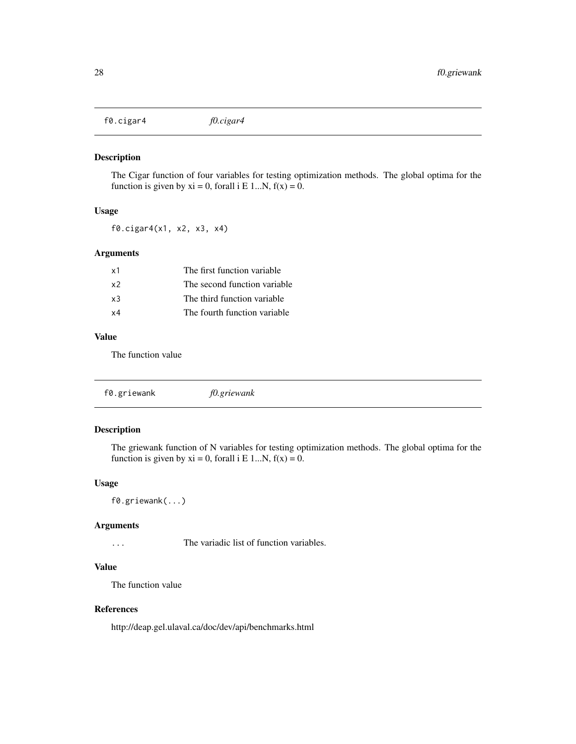## f0.cigar4 — *f0.cigar4*

### Description

The Cigar function of four variables for testing optimization methods. The global optima for the function is given by xi = 0, forall i E 1...N, f(x) = 0.

### Usage

```
f0.cigar4(x1, x2, x3, x4)
```

### Arguments

| | |
|---|---|
| x1 | The first function variable |
| x2 | The second function variable |
| x3 | The third function variable |
| x4 | The fourth function variable |

### Value

The function value

## f0.griewank — *f0.griewank*

### Description

The griewank function of N variables for testing optimization methods. The global optima for the function is given by xi = 0, forall i E 1...N, f(x) = 0.

### Usage

```
f0.griewank(...)
```

### Arguments

| | |
|---|---|
| ... | The variadic list of function variables. |

### Value

The function value

### References

http://deap.gel.ulaval.ca/doc/dev/api/benchmarks.html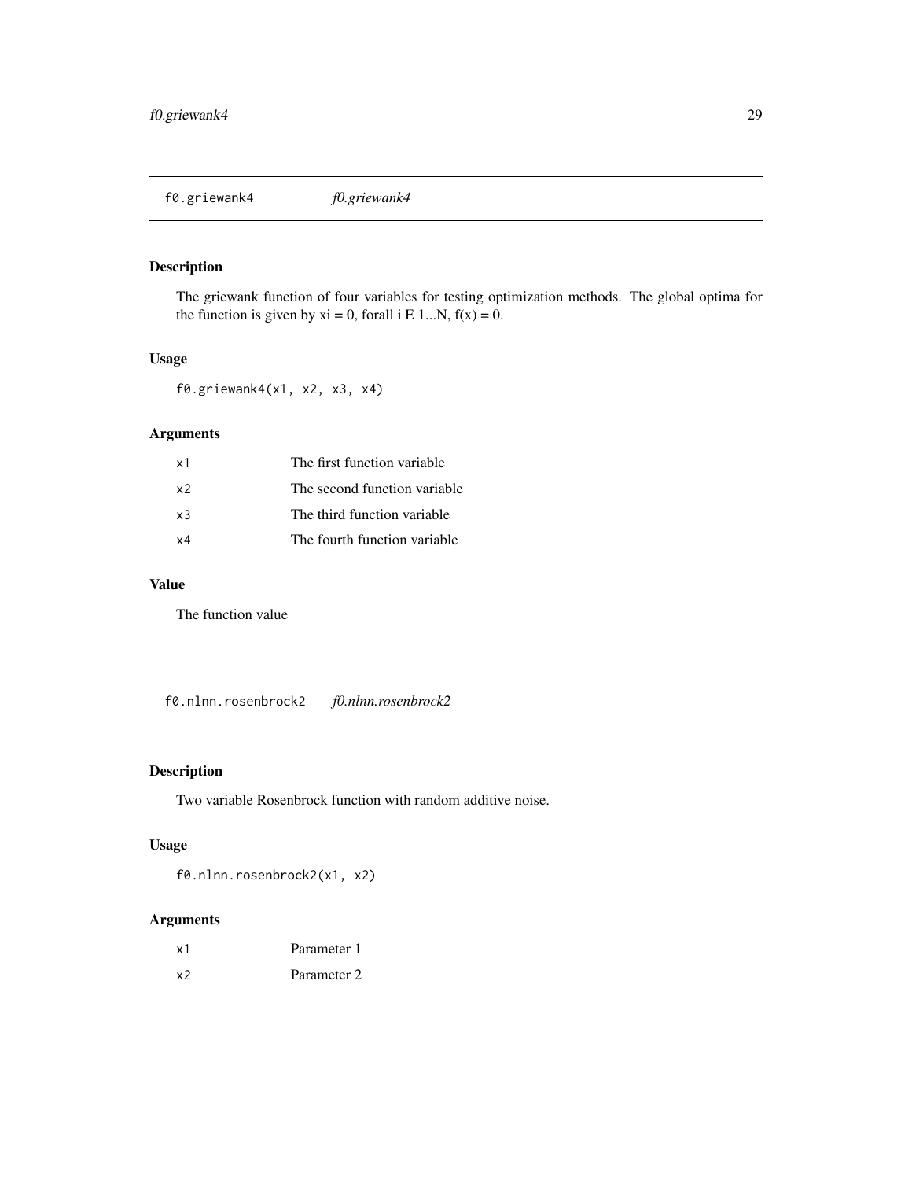## f0.griewank4 *f0.griewank4*

### Description

The griewank function of four variables for testing optimization methods. The global optima for the function is given by xi = 0, forall i E 1...N, f(x) = 0.

### Usage

```
f0.griewank4(x1, x2, x3, x4)
```

### Arguments

| | |
|---|---|
| x1 | The first function variable |
| x2 | The second function variable |
| x3 | The third function variable |
| x4 | The fourth function variable |

### Value

The function value

## f0.nlnn.rosenbrock2 *f0.nlnn.rosenbrock2*

### Description

Two variable Rosenbrock function with random additive noise.

### Usage

```
f0.nlnn.rosenbrock2(x1, x2)
```

### Arguments

| | |
|---|---|
| x1 | Parameter 1 |
| x2 | Parameter 2 |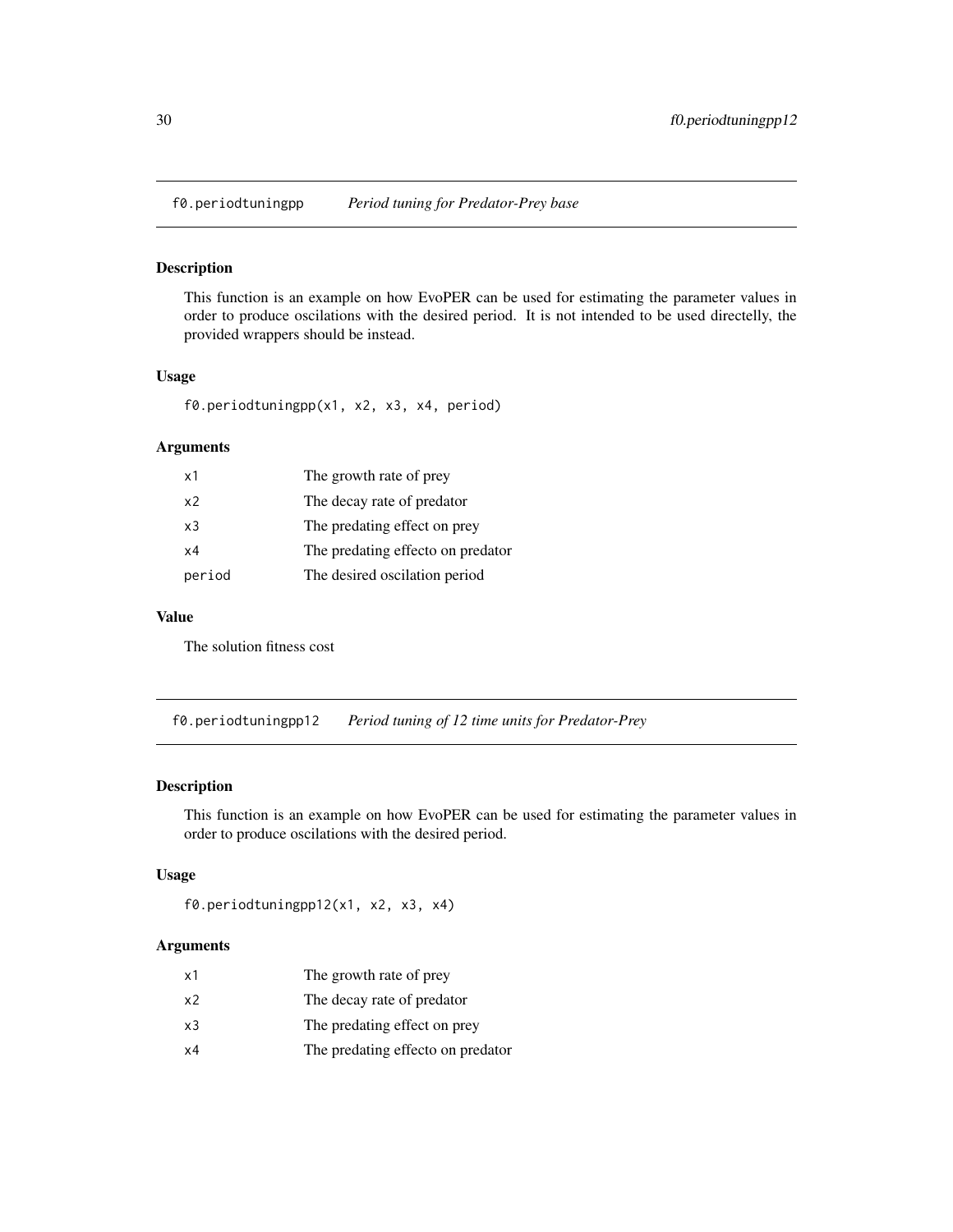## f0.periodtuningpp — *Period tuning for Predator-Prey base*

### Description

This function is an example on how EvoPER can be used for estimating the parameter values in order to produce oscilations with the desired period. It is not intended to be used directelly, the provided wrappers should be instead.

### Usage

```
f0.periodtuningpp(x1, x2, x3, x4, period)
```

### Arguments

| | |
|---|---|
| x1 | The growth rate of prey |
| x2 | The decay rate of predator |
| x3 | The predating effect on prey |
| x4 | The predating effecto on predator |
| period | The desired oscilation period |

### Value

The solution fitness cost

## f0.periodtuningpp12 — *Period tuning of 12 time units for Predator-Prey*

### Description

This function is an example on how EvoPER can be used for estimating the parameter values in order to produce oscilations with the desired period.

### Usage

```
f0.periodtuningpp12(x1, x2, x3, x4)
```

### Arguments

| | |
|---|---|
| x1 | The growth rate of prey |
| x2 | The decay rate of predator |
| x3 | The predating effect on prey |
| x4 | The predating effecto on predator |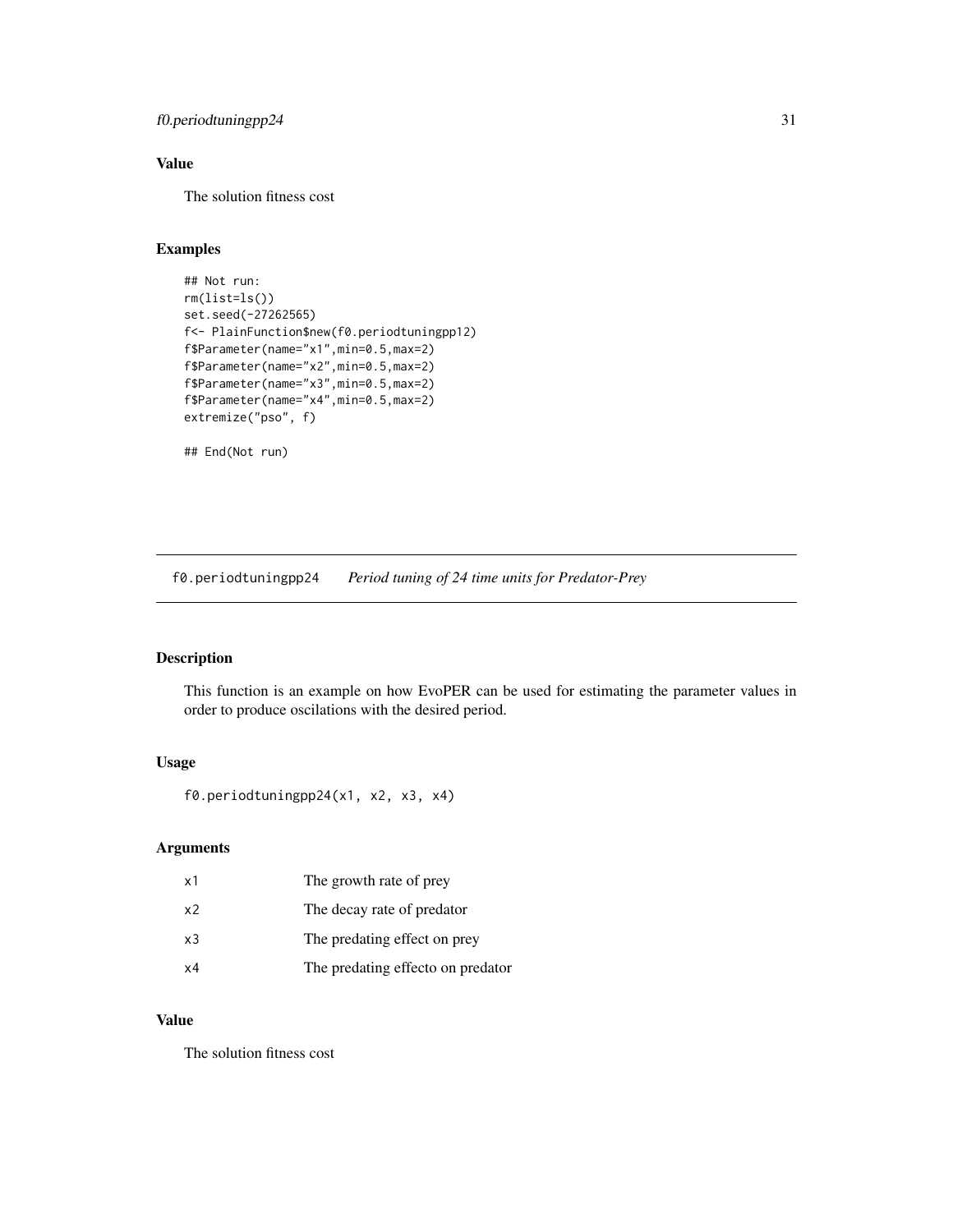## Value

The solution fitness cost

## Examples

```
## Not run:
rm(list=ls())
set.seed(-27262565)
f<- PlainFunction$new(f0.periodtuningpp12)
f$Parameter(name="x1",min=0.5,max=2)
f$Parameter(name="x2",min=0.5,max=2)
f$Parameter(name="x3",min=0.5,max=2)
f$Parameter(name="x4",min=0.5,max=2)
extremize("pso", f)

## End(Not run)
```

---

# f0.periodtuningpp24 *Period tuning of 24 time units for Predator-Prey*

---

## Description

This function is an example on how EvoPER can be used for estimating the parameter values in order to produce oscilations with the desired period.

## Usage

```
f0.periodtuningpp24(x1, x2, x3, x4)
```

## Arguments

| | |
|---|---|
| x1 | The growth rate of prey |
| x2 | The decay rate of predator |
| x3 | The predating effect on prey |
| x4 | The predating effecto on predator |

## Value

The solution fitness cost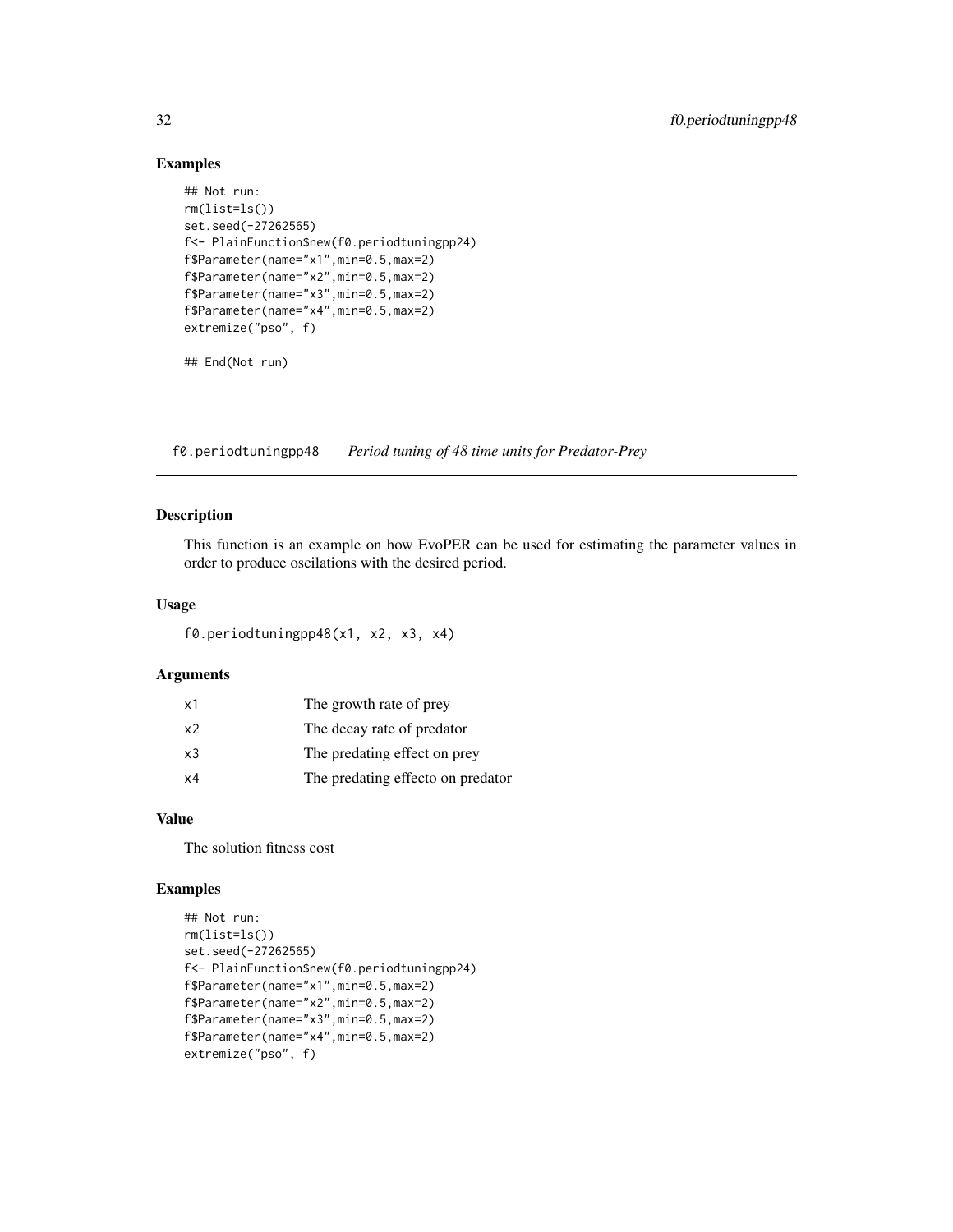## Examples

```
## Not run:
rm(list=ls())
set.seed(-27262565)
f<- PlainFunction$new(f0.periodtuningpp24)
f$Parameter(name="x1",min=0.5,max=2)
f$Parameter(name="x2",min=0.5,max=2)
f$Parameter(name="x3",min=0.5,max=2)
f$Parameter(name="x4",min=0.5,max=2)
extremize("pso", f)

## End(Not run)
```

---

# f0.periodtuningpp48 &nbsp;&nbsp;&nbsp; *Period tuning of 48 time units for Predator-Prey*

---

## Description

This function is an example on how EvoPER can be used for estimating the parameter values in order to produce oscilations with the desired period.

## Usage

```
f0.periodtuningpp48(x1, x2, x3, x4)
```

## Arguments

| | |
|---|---|
| x1 | The growth rate of prey |
| x2 | The decay rate of predator |
| x3 | The predating effect on prey |
| x4 | The predating effecto on predator |

## Value

The solution fitness cost

## Examples

```
## Not run:
rm(list=ls())
set.seed(-27262565)
f<- PlainFunction$new(f0.periodtuningpp24)
f$Parameter(name="x1",min=0.5,max=2)
f$Parameter(name="x2",min=0.5,max=2)
f$Parameter(name="x3",min=0.5,max=2)
f$Parameter(name="x4",min=0.5,max=2)
extremize("pso", f)
```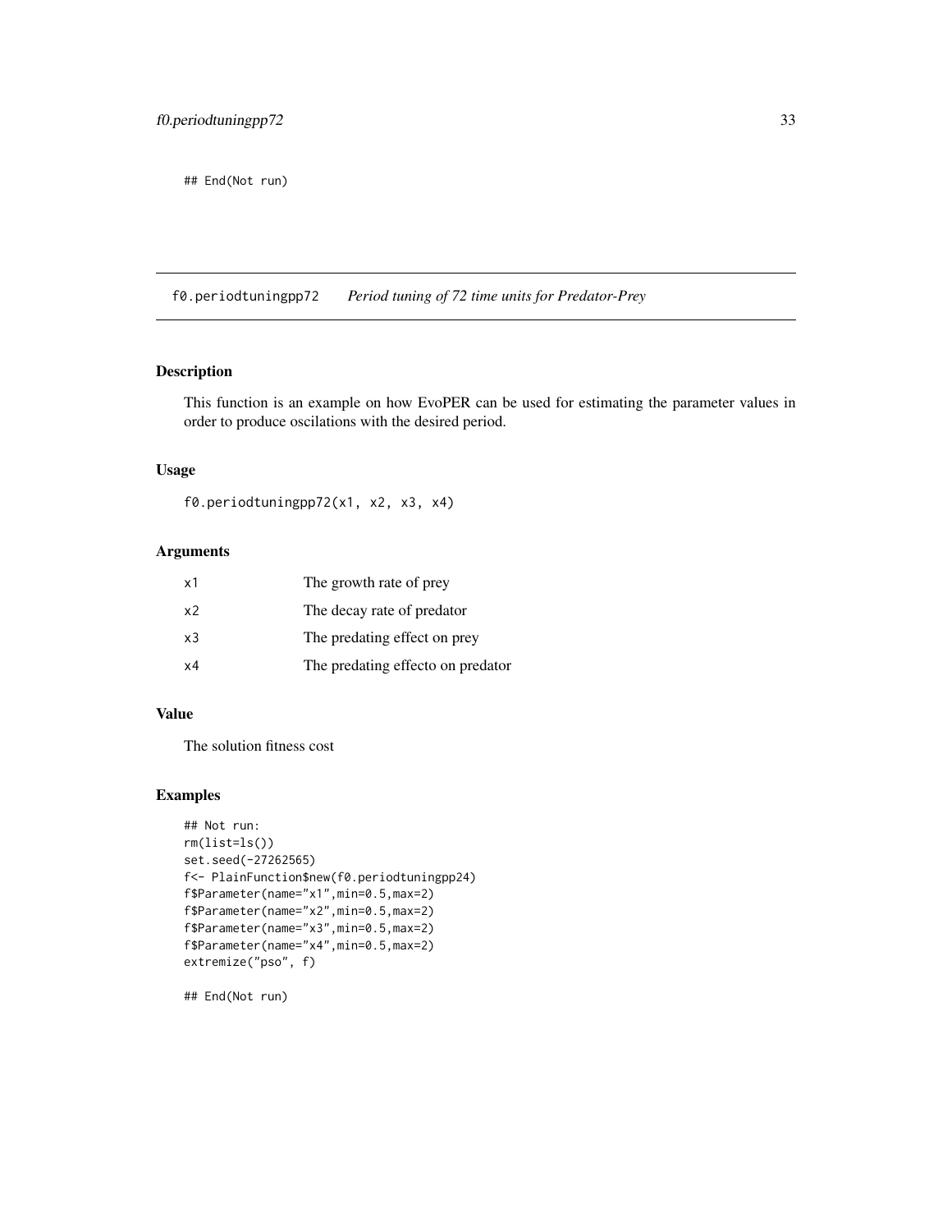```
## End(Not run)
```

## f0.periodtuningpp72 — *Period tuning of 72 time units for Predator-Prey*

### Description

This function is an example on how EvoPER can be used for estimating the parameter values in order to produce oscilations with the desired period.

### Usage

```
f0.periodtuningpp72(x1, x2, x3, x4)
```

### Arguments

| | |
|---|---|
| x1 | The growth rate of prey |
| x2 | The decay rate of predator |
| x3 | The predating effect on prey |
| x4 | The predating effecto on predator |

### Value

The solution fitness cost

### Examples

```
## Not run:
rm(list=ls())
set.seed(-27262565)
f<- PlainFunction$new(f0.periodtuningpp24)
f$Parameter(name="x1",min=0.5,max=2)
f$Parameter(name="x2",min=0.5,max=2)
f$Parameter(name="x3",min=0.5,max=2)
f$Parameter(name="x4",min=0.5,max=2)
extremize("pso", f)

## End(Not run)
```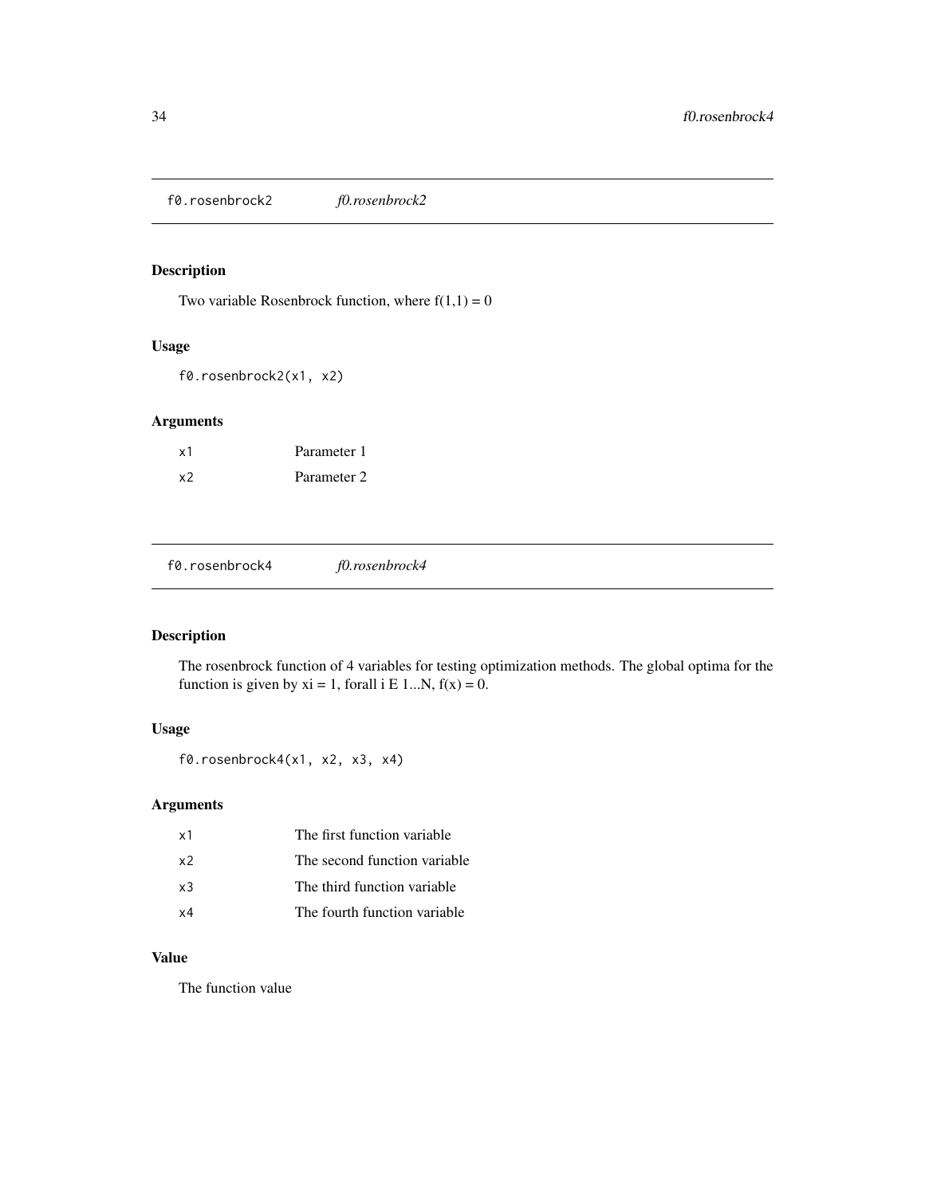## f0.rosenbrock2 *f0.rosenbrock2*

### Description

Two variable Rosenbrock function, where f(1,1) = 0

### Usage

```
f0.rosenbrock2(x1, x2)
```

### Arguments

| | |
|---|---|
| x1 | Parameter 1 |
| x2 | Parameter 2 |

## f0.rosenbrock4 *f0.rosenbrock4*

### Description

The rosenbrock function of 4 variables for testing optimization methods. The global optima for the function is given by xi = 1, forall i E 1...N, f(x) = 0.

### Usage

```
f0.rosenbrock4(x1, x2, x3, x4)
```

### Arguments

| | |
|---|---|
| x1 | The first function variable |
| x2 | The second function variable |
| x3 | The third function variable |
| x4 | The fourth function variable |

### Value

The function value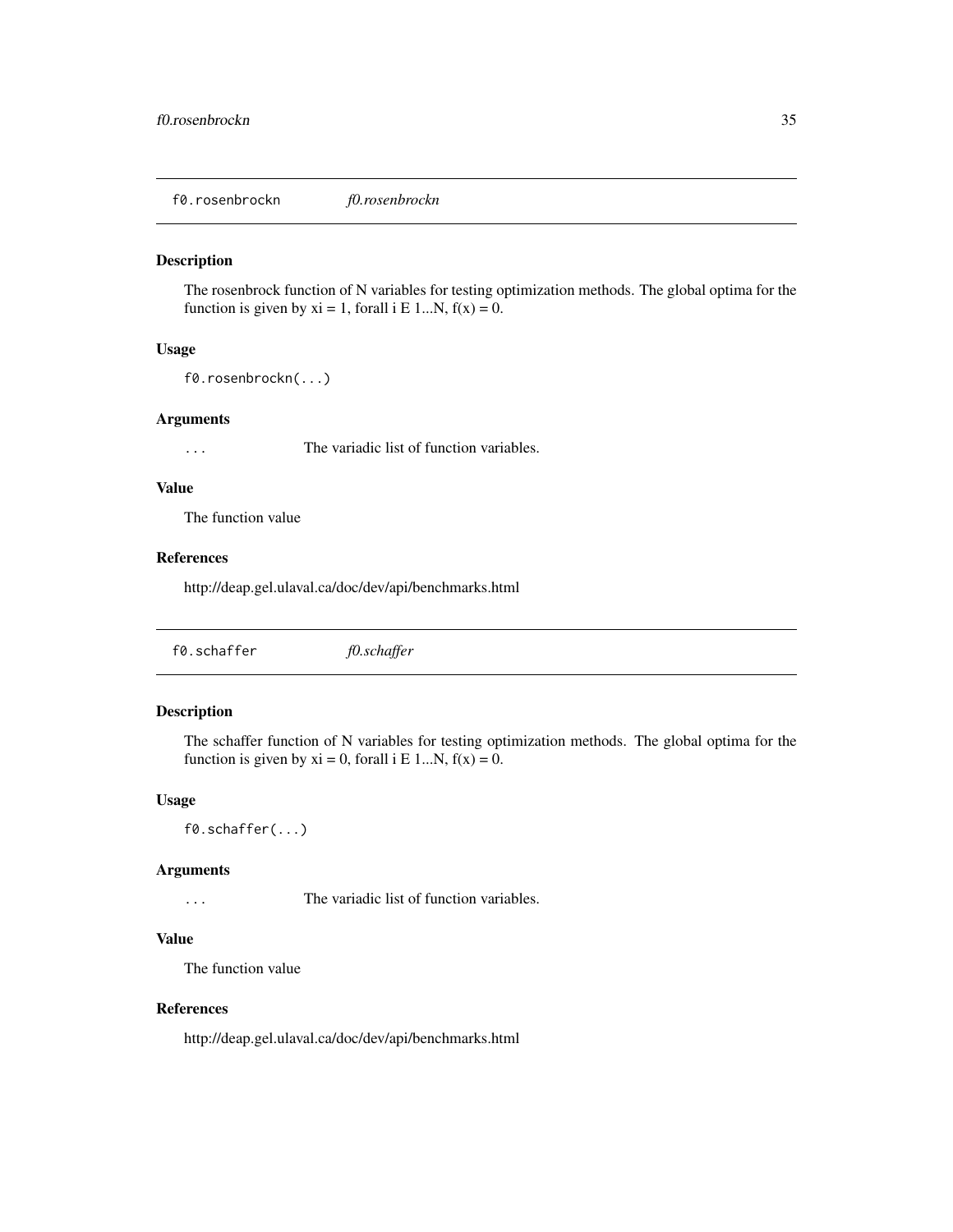## f0.rosenbrockn *f0.rosenbrockn*

### Description

The rosenbrock function of N variables for testing optimization methods. The global optima for the function is given by xi = 1, forall i E 1...N, f(x) = 0.

### Usage

```
f0.rosenbrockn(...)
```

### Arguments

`...` The variadic list of function variables.

### Value

The function value

### References

http://deap.gel.ulaval.ca/doc/dev/api/benchmarks.html

## f0.schaffer *f0.schaffer*

### Description

The schaffer function of N variables for testing optimization methods. The global optima for the function is given by xi = 0, forall i E 1...N, f(x) = 0.

### Usage

```
f0.schaffer(...)
```

### Arguments

`...` The variadic list of function variables.

### Value

The function value

### References

http://deap.gel.ulaval.ca/doc/dev/api/benchmarks.html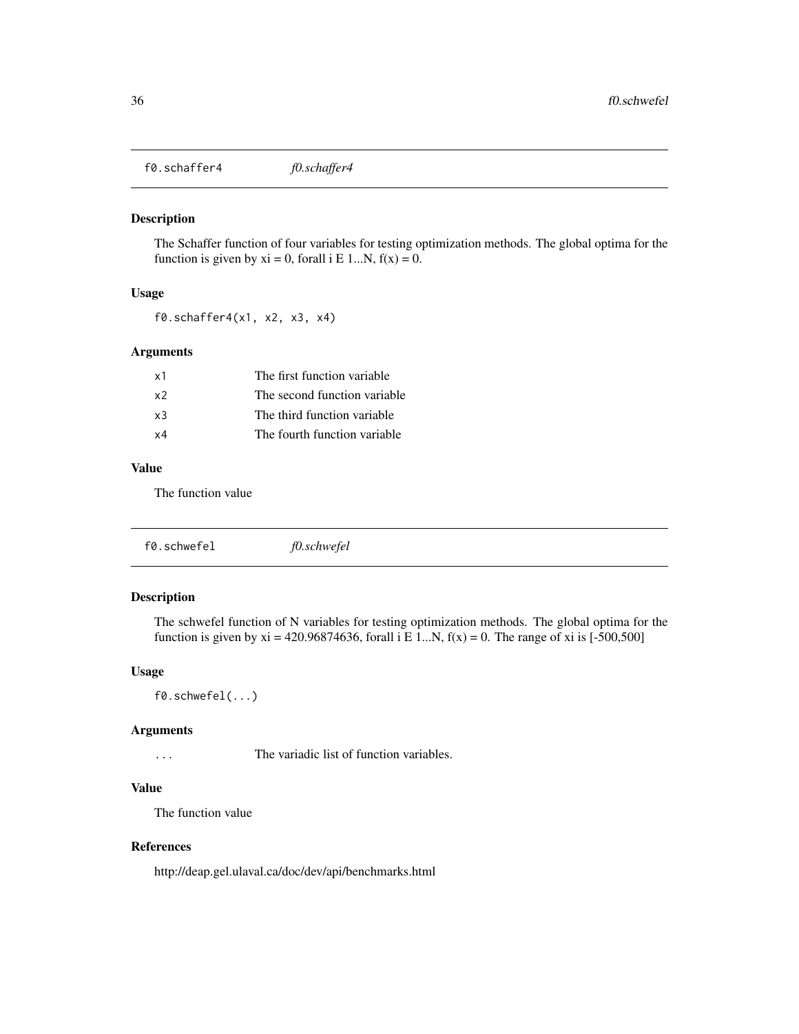## f0.schaffer4 &nbsp;&nbsp;&nbsp;&nbsp; *f0.schaffer4*

### Description

The Schaffer function of four variables for testing optimization methods. The global optima for the function is given by xi = 0, forall i E 1...N, f(x) = 0.

### Usage

```
f0.schaffer4(x1, x2, x3, x4)
```

### Arguments

| | |
|---|---|
| `x1` | The first function variable |
| `x2` | The second function variable |
| `x3` | The third function variable |
| `x4` | The fourth function variable |

### Value

The function value

## f0.schwefel &nbsp;&nbsp;&nbsp;&nbsp; *f0.schwefel*

### Description

The schwefel function of N variables for testing optimization methods. The global optima for the function is given by xi = 420.96874636, forall i E 1...N, f(x) = 0. The range of xi is [-500,500]

### Usage

```
f0.schwefel(...)
```

### Arguments

| | |
|---|---|
| `...` | The variadic list of function variables. |

### Value

The function value

### References

http://deap.gel.ulaval.ca/doc/dev/api/benchmarks.html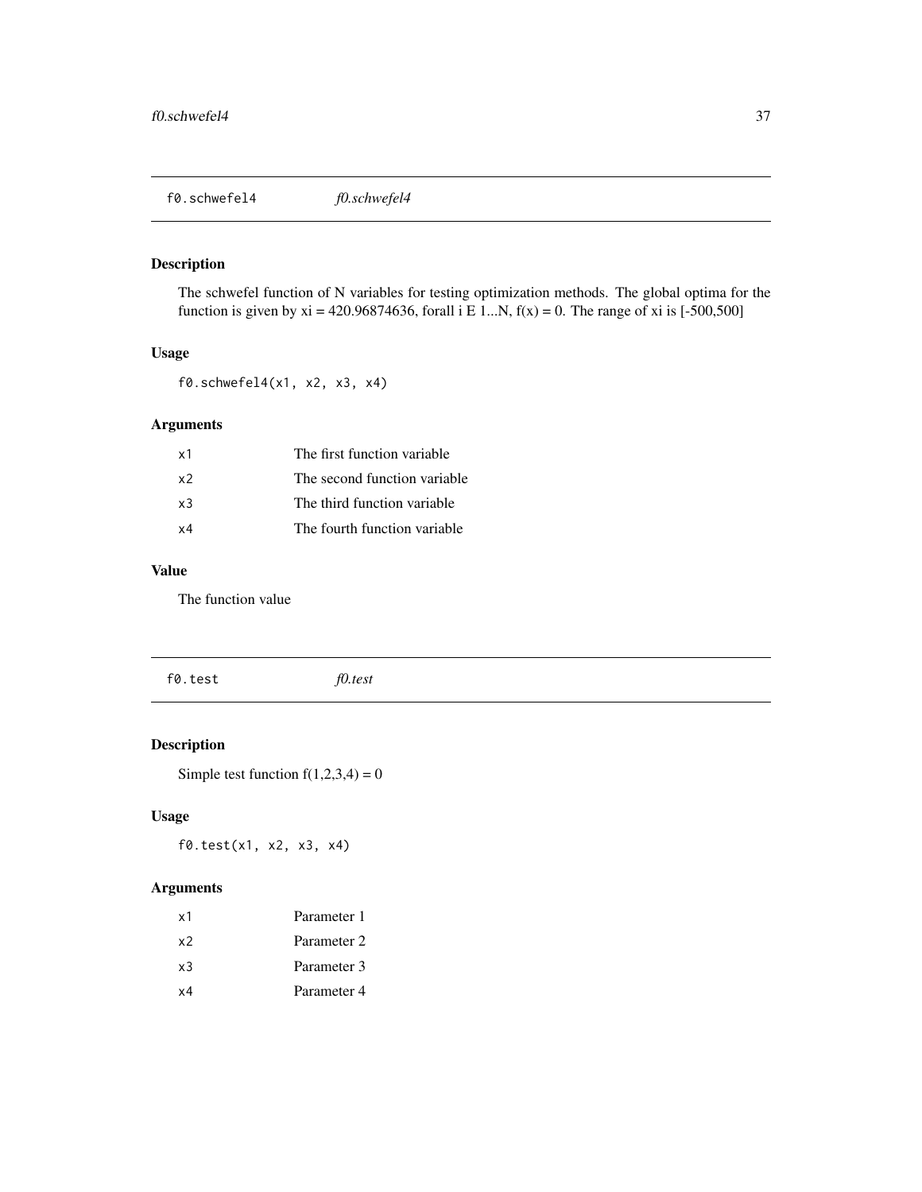## f0.schwefel4 *f0.schwefel4*

### Description

The schwefel function of N variables for testing optimization methods. The global optima for the function is given by xi = 420.96874636, forall i E 1...N, f(x) = 0. The range of xi is [-500,500]

### Usage

```
f0.schwefel4(x1, x2, x3, x4)
```

### Arguments

| | |
|---|---|
| x1 | The first function variable |
| x2 | The second function variable |
| x3 | The third function variable |
| x4 | The fourth function variable |

### Value

The function value

## f0.test *f0.test*

### Description

Simple test function f(1,2,3,4) = 0

### Usage

```
f0.test(x1, x2, x3, x4)
```

### Arguments

| | |
|---|---|
| x1 | Parameter 1 |
| x2 | Parameter 2 |
| x3 | Parameter 3 |
| x4 | Parameter 4 |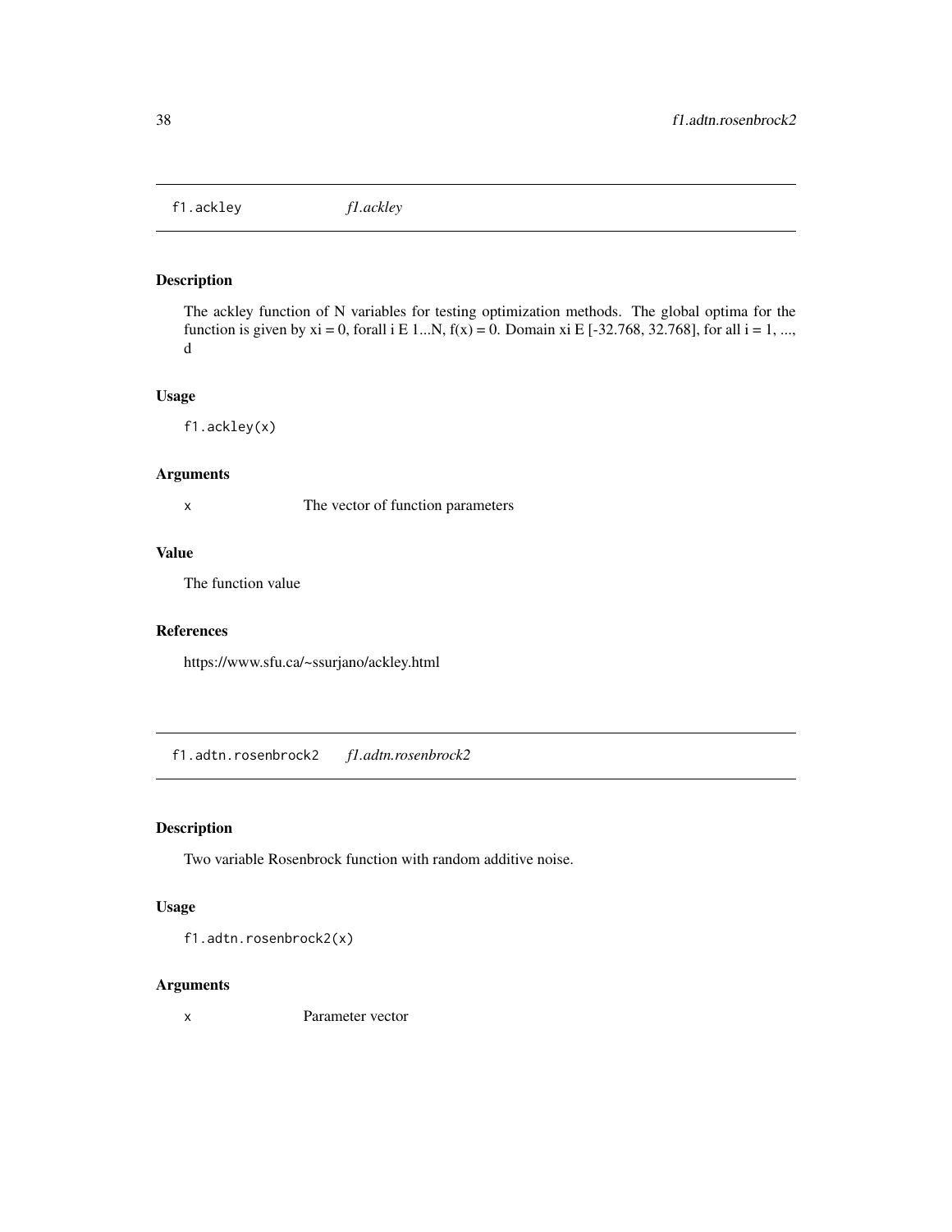## f1.ackley *f1.ackley*

### Description

The ackley function of N variables for testing optimization methods. The global optima for the function is given by xi = 0, forall i E 1...N, f(x) = 0. Domain xi E [-32.768, 32.768], for all i = 1, ..., d

### Usage

```
f1.ackley(x)
```

### Arguments

| | |
|---|---|
| x | The vector of function parameters |

### Value

The function value

### References

https://www.sfu.ca/~ssurjano/ackley.html

## f1.adtn.rosenbrock2 *f1.adtn.rosenbrock2*

### Description

Two variable Rosenbrock function with random additive noise.

### Usage

```
f1.adtn.rosenbrock2(x)
```

### Arguments

| | |
|---|---|
| x | Parameter vector |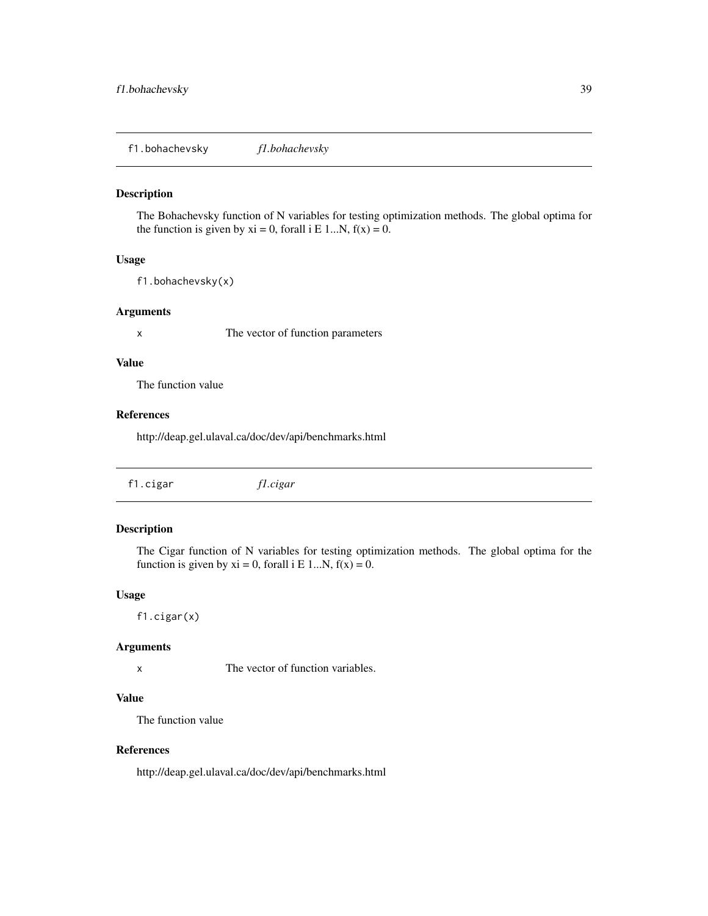## f1.bohachevsky *f1.bohachevsky*

### Description

The Bohachevsky function of N variables for testing optimization methods. The global optima for the function is given by xi = 0, forall i E 1...N, f(x) = 0.

### Usage

```
f1.bohachevsky(x)
```

### Arguments

| | |
|---|---|
| x | The vector of function parameters |

### Value

The function value

### References

http://deap.gel.ulaval.ca/doc/dev/api/benchmarks.html

## f1.cigar *f1.cigar*

### Description

The Cigar function of N variables for testing optimization methods. The global optima for the function is given by xi = 0, forall i E 1...N, f(x) = 0.

### Usage

```
f1.cigar(x)
```

### Arguments

| | |
|---|---|
| x | The vector of function variables. |

### Value

The function value

### References

http://deap.gel.ulaval.ca/doc/dev/api/benchmarks.html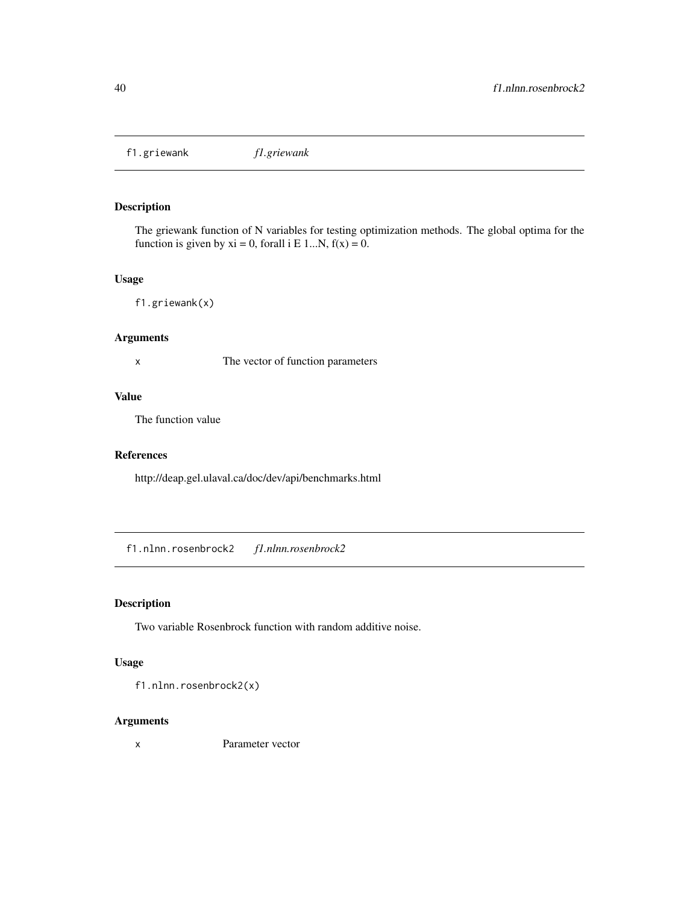## f1.griewank *f1.griewank*

### Description

The griewank function of N variables for testing optimization methods. The global optima for the function is given by xi = 0, forall i E 1...N, f(x) = 0.

### Usage

```
f1.griewank(x)
```

### Arguments

`x` The vector of function parameters

### Value

The function value

### References

http://deap.gel.ulaval.ca/doc/dev/api/benchmarks.html

## f1.nlnn.rosenbrock2 *f1.nlnn.rosenbrock2*

### Description

Two variable Rosenbrock function with random additive noise.

### Usage

```
f1.nlnn.rosenbrock2(x)
```

### Arguments

`x` Parameter vector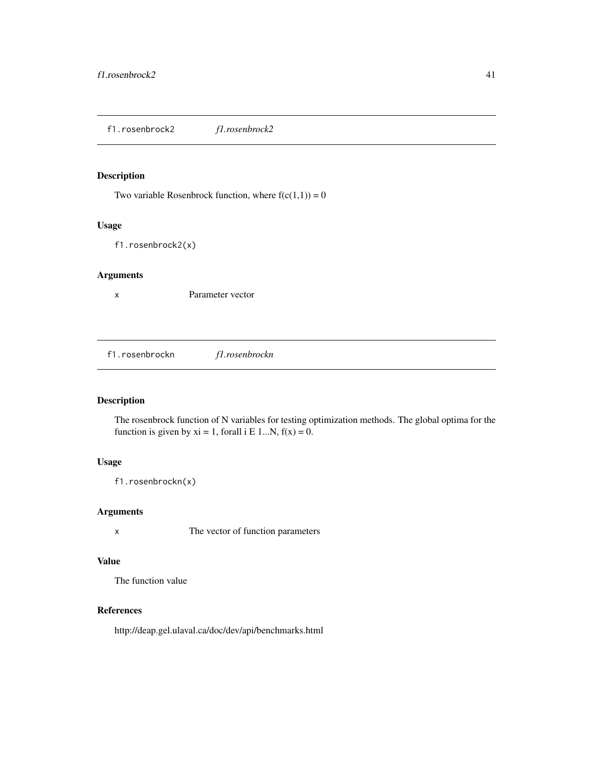## f1.rosenbrock2 *f1.rosenbrock2*

### Description

Two variable Rosenbrock function, where f(c(1,1)) = 0

### Usage

```
f1.rosenbrock2(x)
```

### Arguments

| | |
|---|---|
| x | Parameter vector |

## f1.rosenbrockn *f1.rosenbrockn*

### Description

The rosenbrock function of N variables for testing optimization methods. The global optima for the function is given by xi = 1, forall i E 1...N, f(x) = 0.

### Usage

```
f1.rosenbrockn(x)
```

### Arguments

| | |
|---|---|
| x | The vector of function parameters |

### Value

The function value

### References

http://deap.gel.ulaval.ca/doc/dev/api/benchmarks.html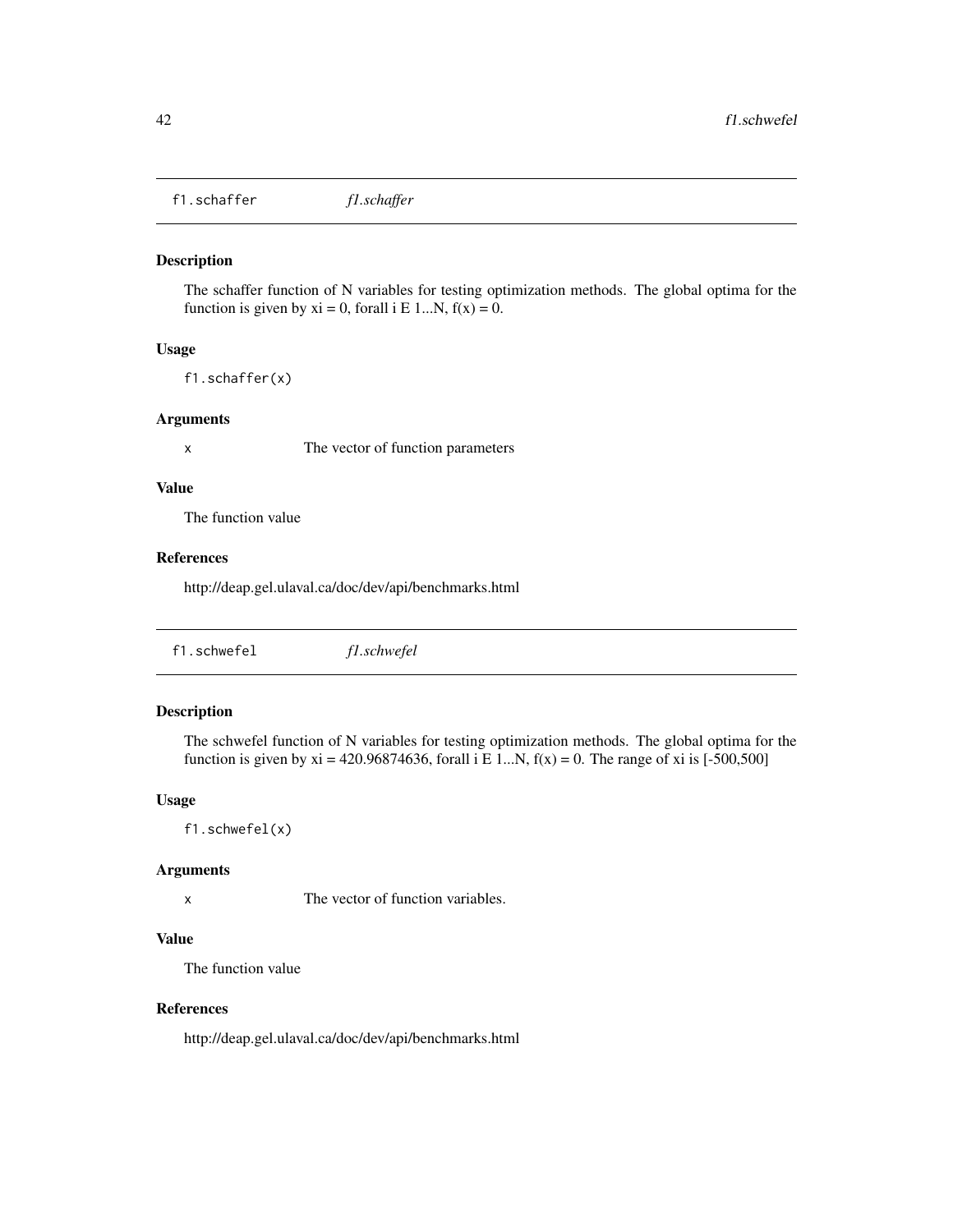## f1.schaffer — *f1.schaffer*

### Description

The schaffer function of N variables for testing optimization methods. The global optima for the function is given by xi = 0, forall i E 1...N, f(x) = 0.

### Usage

```
f1.schaffer(x)
```

### Arguments

| | |
|---|---|
| x | The vector of function parameters |

### Value

The function value

### References

http://deap.gel.ulaval.ca/doc/dev/api/benchmarks.html

## f1.schwefel — *f1.schwefel*

### Description

The schwefel function of N variables for testing optimization methods. The global optima for the function is given by xi = 420.96874636, forall i E 1...N, f(x) = 0. The range of xi is [-500,500]

### Usage

```
f1.schwefel(x)
```

### Arguments

| | |
|---|---|
| x | The vector of function variables. |

### Value

The function value

### References

http://deap.gel.ulaval.ca/doc/dev/api/benchmarks.html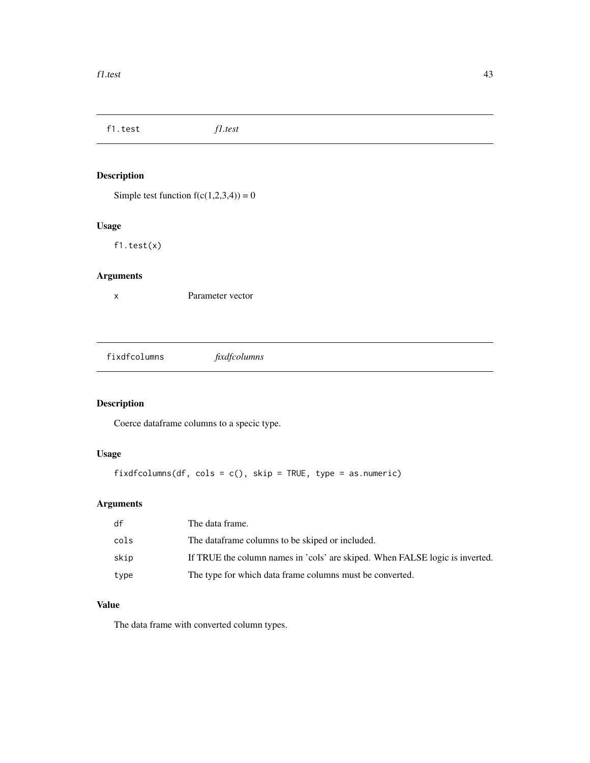## f1.test *f1.test*

### Description

Simple test function f(c(1,2,3,4)) = 0

### Usage

```
f1.test(x)
```

### Arguments

| | |
|---|---|
| x | Parameter vector |

## fixdfcolumns *fixdfcolumns*

### Description

Coerce dataframe columns to a specic type.

### Usage

```
fixdfcolumns(df, cols = c(), skip = TRUE, type = as.numeric)
```

### Arguments

| | |
|---|---|
| df | The data frame. |
| cols | The dataframe columns to be skiped or included. |
| skip | If TRUE the column names in 'cols' are skiped. When FALSE logic is inverted. |
| type | The type for which data frame columns must be converted. |

### Value

The data frame with converted column types.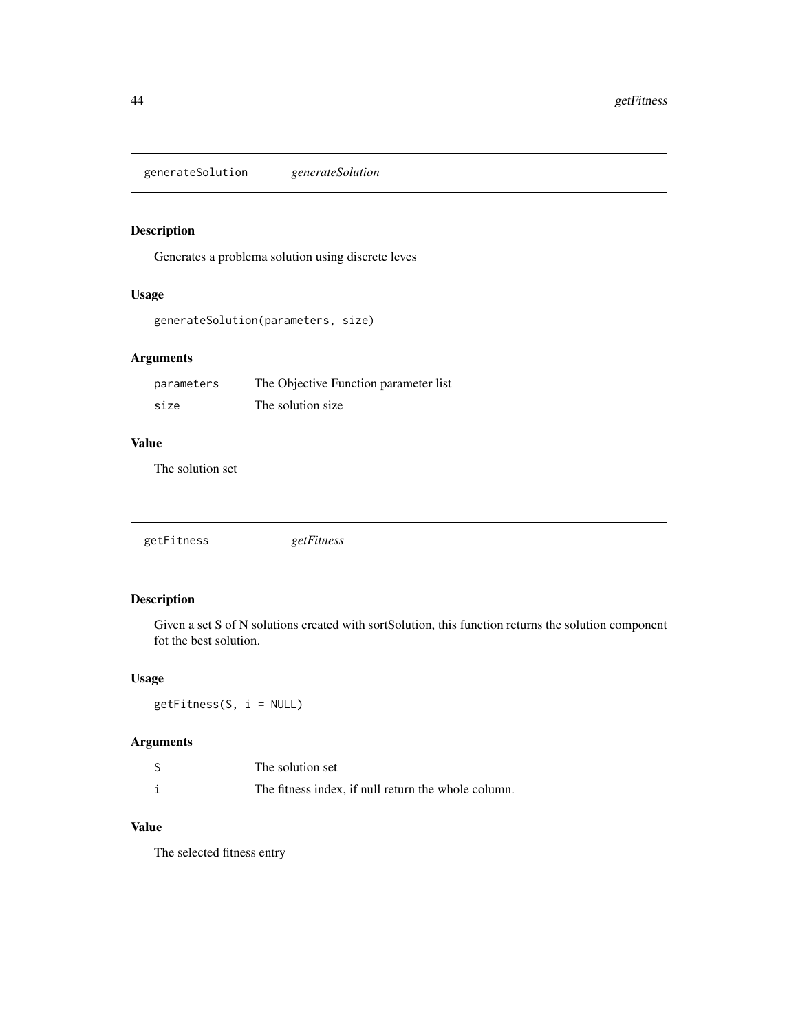## generateSolution *generateSolution*

### Description

Generates a problema solution using discrete leves

### Usage

```
generateSolution(parameters, size)
```

### Arguments

| | |
|---|---|
| parameters | The Objective Function parameter list |
| size | The solution size |

### Value

The solution set

## getFitness *getFitness*

### Description

Given a set S of N solutions created with sortSolution, this function returns the solution component fot the best solution.

### Usage

```
getFitness(S, i = NULL)
```

### Arguments

| | |
|---|---|
| S | The solution set |
| i | The fitness index, if null return the whole column. |

### Value

The selected fitness entry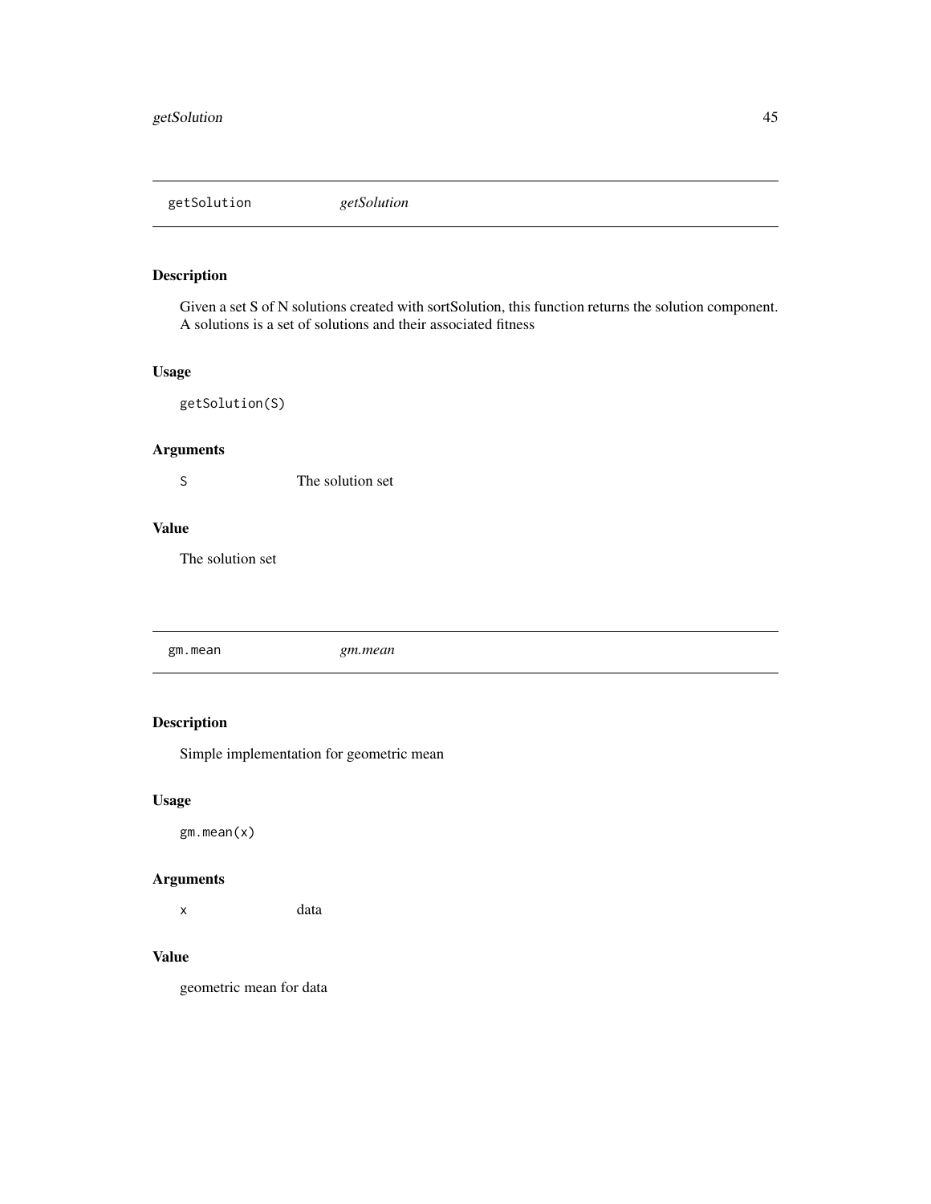## getSolution *getSolution*

### Description

Given a set S of N solutions created with sortSolution, this function returns the solution component. A solutions is a set of solutions and their associated fitness

### Usage

```
getSolution(S)
```

### Arguments

| | |
|---|---|
| S | The solution set |

### Value

The solution set

## gm.mean *gm.mean*

### Description

Simple implementation for geometric mean

### Usage

```
gm.mean(x)
```

### Arguments

| | |
|---|---|
| x | data |

### Value

geometric mean for data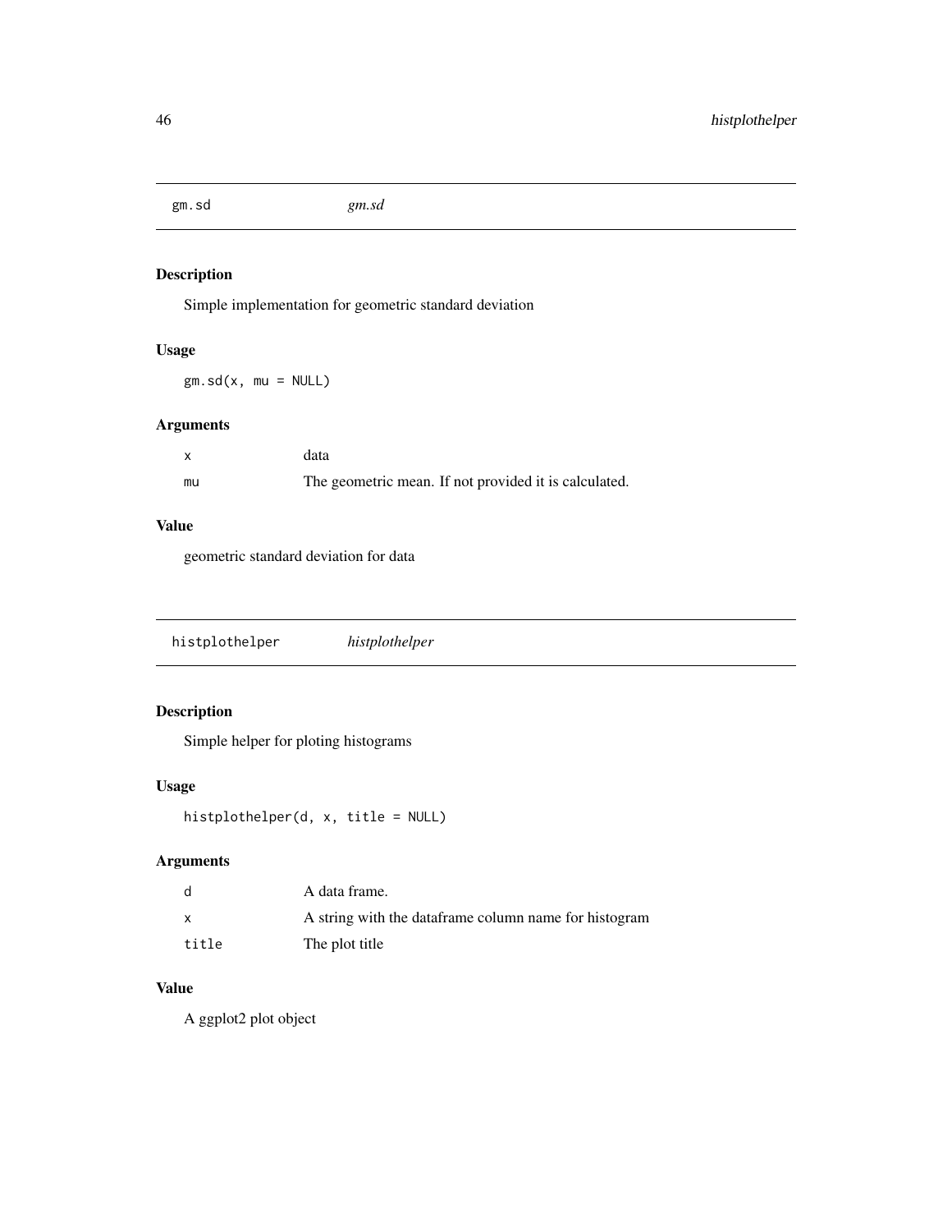## gm.sd — *gm.sd*

### Description

Simple implementation for geometric standard deviation

### Usage

```
gm.sd(x, mu = NULL)
```

### Arguments

| | |
|---|---|
| `x` | data |
| `mu` | The geometric mean. If not provided it is calculated. |

### Value

geometric standard deviation for data

## histplothelper — *histplothelper*

### Description

Simple helper for ploting histograms

### Usage

```
histplothelper(d, x, title = NULL)
```

### Arguments

| | |
|---|---|
| `d` | A data frame. |
| `x` | A string with the dataframe column name for histogram |
| `title` | The plot title |

### Value

A ggplot2 plot object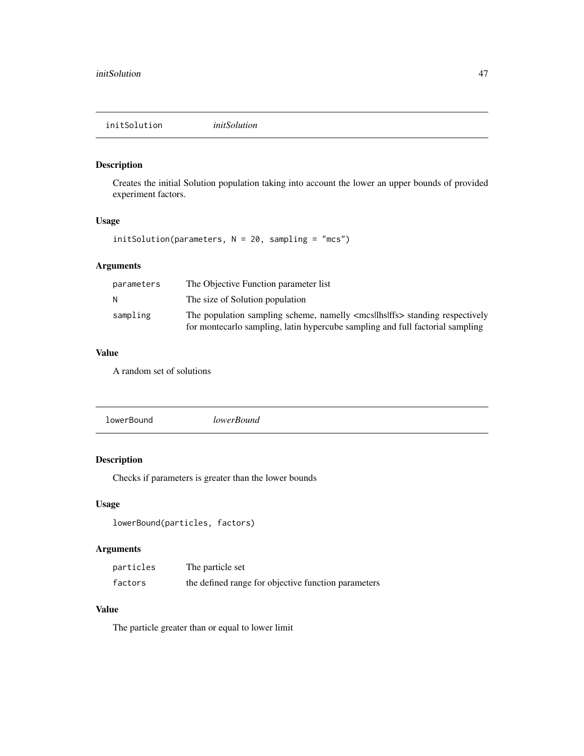## initSolution *initSolution*

### Description

Creates the initial Solution population taking into account the lower an upper bounds of provided experiment factors.

### Usage

```
initSolution(parameters, N = 20, sampling = "mcs")
```

### Arguments

| | |
|---|---|
| parameters | The Objective Function parameter list |
| N | The size of Solution population |
| sampling | The population sampling scheme, namelly <mcs\|lhs\|ffs> standing respectively for montecarlo sampling, latin hypercube sampling and full factorial sampling |

### Value

A random set of solutions

## lowerBound *lowerBound*

### Description

Checks if parameters is greater than the lower bounds

### Usage

```
lowerBound(particles, factors)
```

### Arguments

| | |
|---|---|
| particles | The particle set |
| factors | the defined range for objective function parameters |

### Value

The particle greater than or equal to lower limit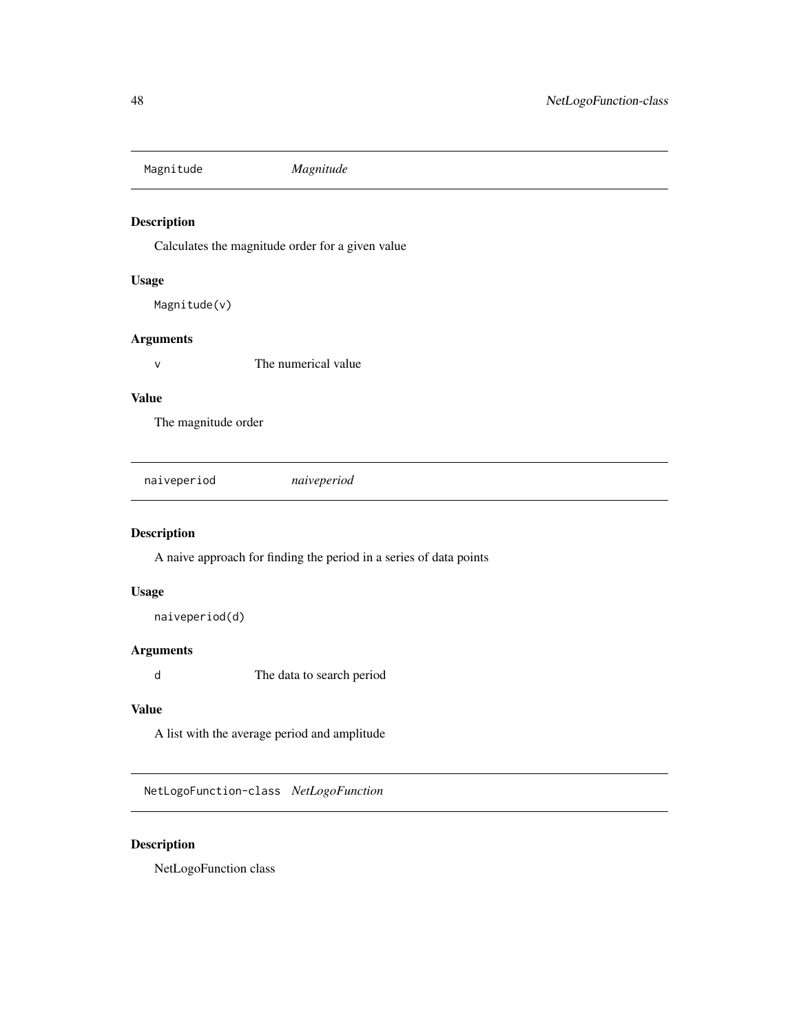## Magnitude *Magnitude*

### Description

Calculates the magnitude order for a given value

### Usage

```
Magnitude(v)
```

### Arguments

| | |
|---|---|
| v | The numerical value |

### Value

The magnitude order

## naiveperiod *naiveperiod*

### Description

A naive approach for finding the period in a series of data points

### Usage

```
naiveperiod(d)
```

### Arguments

| | |
|---|---|
| d | The data to search period |

### Value

A list with the average period and amplitude

## NetLogoFunction-class *NetLogoFunction*

### Description

NetLogoFunction class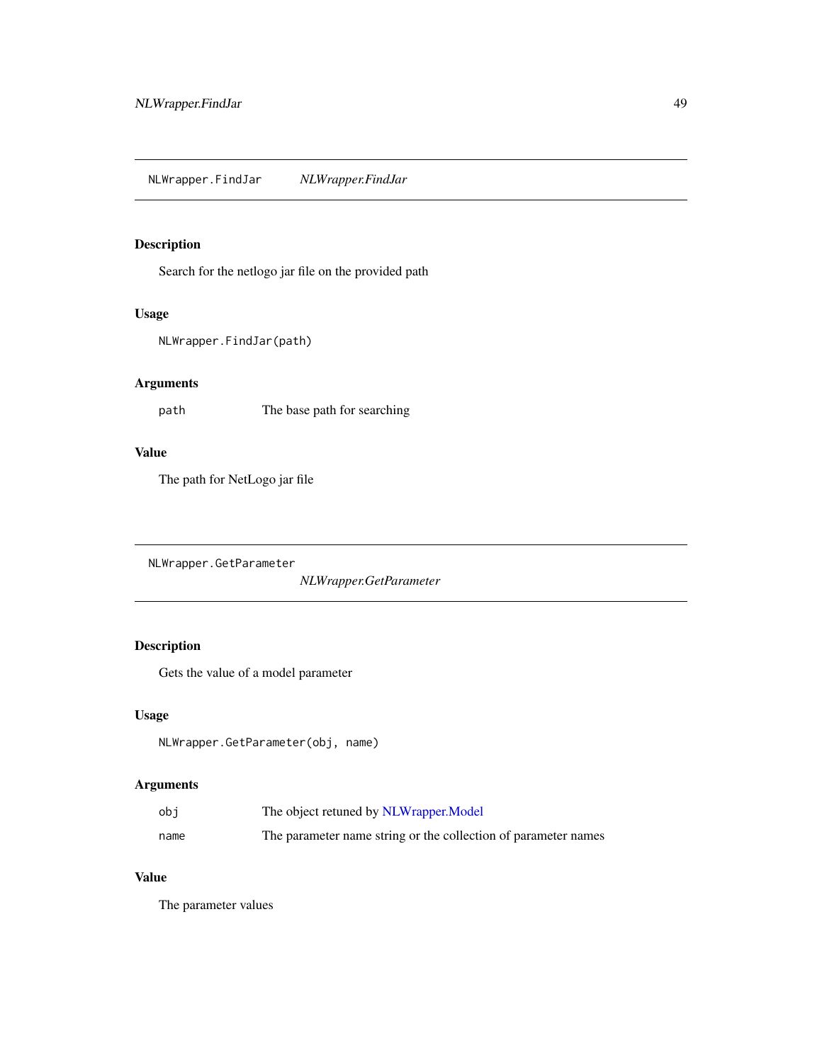## NLWrapper.FindJar *NLWrapper.FindJar*

### Description

Search for the netlogo jar file on the provided path

### Usage

```
NLWrapper.FindJar(path)
```

### Arguments

| | |
|---|---|
| path | The base path for searching |

### Value

The path for NetLogo jar file

## NLWrapper.GetParameter *NLWrapper.GetParameter*

### Description

Gets the value of a model parameter

### Usage

```
NLWrapper.GetParameter(obj, name)
```

### Arguments

| | |
|---|---|
| obj | The object retuned by NLWrapper.Model |
| name | The parameter name string or the collection of parameter names |

### Value

The parameter values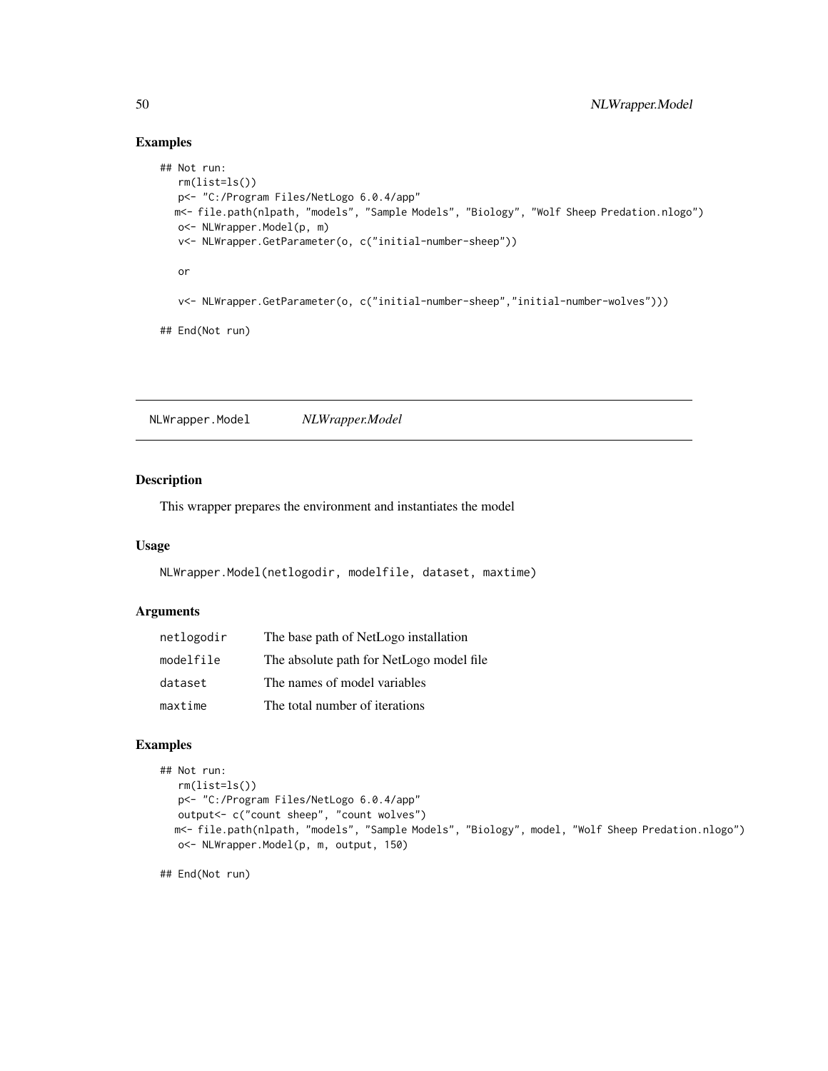## Examples

```
## Not run:
   rm(list=ls())
   p<- "C:/Program Files/NetLogo 6.0.4/app"
  m<- file.path(nlpath, "models", "Sample Models", "Biology", "Wolf Sheep Predation.nlogo")
   o<- NLWrapper.Model(p, m)
   v<- NLWrapper.GetParameter(o, c("initial-number-sheep"))

   or

   v<- NLWrapper.GetParameter(o, c("initial-number-sheep","initial-number-wolves")))

## End(Not run)
```

---

# NLWrapper.Model &nbsp;&nbsp;&nbsp; *NLWrapper.Model*

---

## Description

This wrapper prepares the environment and instantiates the model

## Usage

```
NLWrapper.Model(netlogodir, modelfile, dataset, maxtime)
```

## Arguments

| | |
|---|---|
| netlogodir | The base path of NetLogo installation |
| modelfile | The absolute path for NetLogo model file |
| dataset | The names of model variables |
| maxtime | The total number of iterations |

## Examples

```
## Not run:
   rm(list=ls())
   p<- "C:/Program Files/NetLogo 6.0.4/app"
   output<- c("count sheep", "count wolves")
  m<- file.path(nlpath, "models", "Sample Models", "Biology", model, "Wolf Sheep Predation.nlogo")
   o<- NLWrapper.Model(p, m, output, 150)

## End(Not run)
```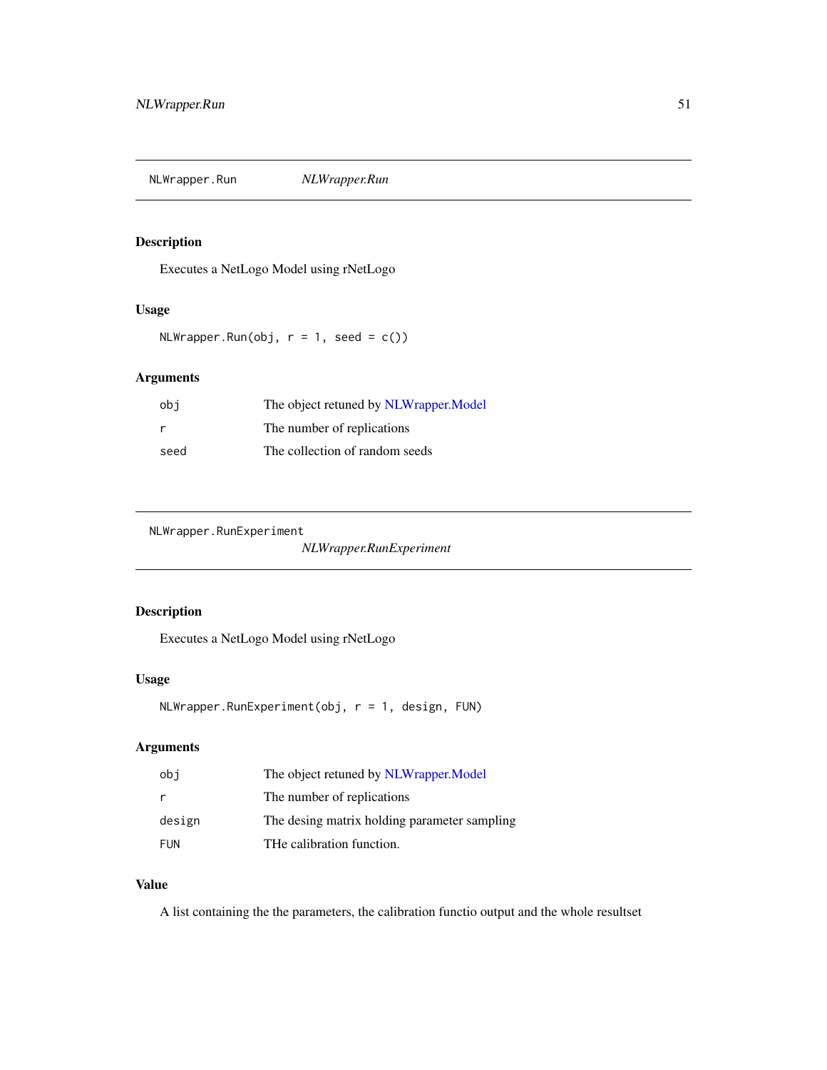## NLWrapper.Run — *NLWrapper.Run*

### Description

Executes a NetLogo Model using rNetLogo

### Usage

```
NLWrapper.Run(obj, r = 1, seed = c())
```

### Arguments

| | |
|---|---|
| obj | The object retuned by NLWrapper.Model |
| r | The number of replications |
| seed | The collection of random seeds |

## NLWrapper.RunExperiment — *NLWrapper.RunExperiment*

### Description

Executes a NetLogo Model using rNetLogo

### Usage

```
NLWrapper.RunExperiment(obj, r = 1, design, FUN)
```

### Arguments

| | |
|---|---|
| obj | The object retuned by NLWrapper.Model |
| r | The number of replications |
| design | The desing matrix holding parameter sampling |
| FUN | THe calibration function. |

### Value

A list containing the the parameters, the calibration functio output and the whole resultset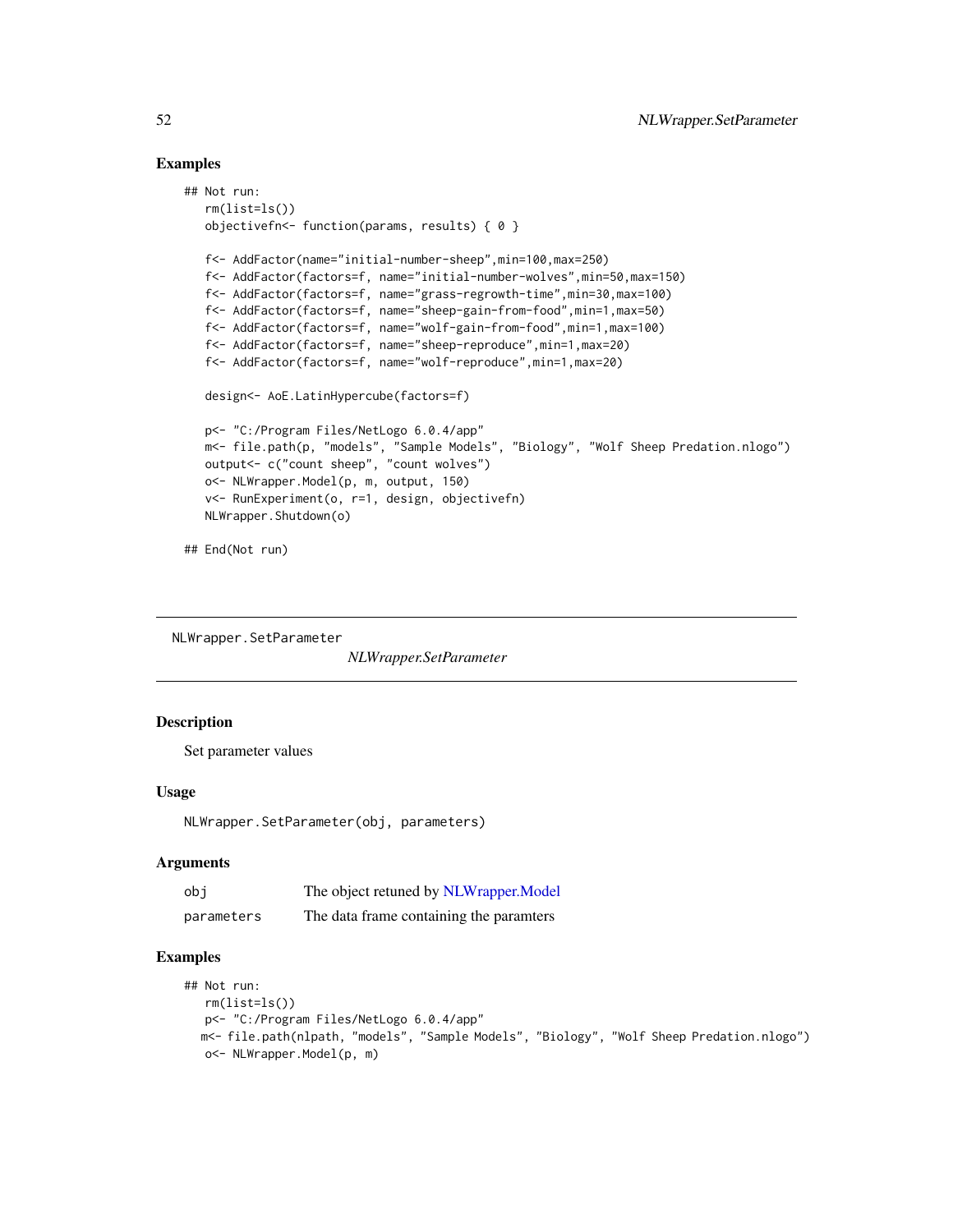## Examples

```
## Not run:
   rm(list=ls())
   objectivefn<- function(params, results) { 0 }

   f<- AddFactor(name="initial-number-sheep",min=100,max=250)
   f<- AddFactor(factors=f, name="initial-number-wolves",min=50,max=150)
   f<- AddFactor(factors=f, name="grass-regrowth-time",min=30,max=100)
   f<- AddFactor(factors=f, name="sheep-gain-from-food",min=1,max=50)
   f<- AddFactor(factors=f, name="wolf-gain-from-food",min=1,max=100)
   f<- AddFactor(factors=f, name="sheep-reproduce",min=1,max=20)
   f<- AddFactor(factors=f, name="wolf-reproduce",min=1,max=20)

   design<- AoE.LatinHypercube(factors=f)

   p<- "C:/Program Files/NetLogo 6.0.4/app"
   m<- file.path(p, "models", "Sample Models", "Biology", "Wolf Sheep Predation.nlogo")
   output<- c("count sheep", "count wolves")
   o<- NLWrapper.Model(p, m, output, 150)
   v<- RunExperiment(o, r=1, design, objectivefn)
   NLWrapper.Shutdown(o)

## End(Not run)
```

---

`NLWrapper.SetParameter` &nbsp;&nbsp;&nbsp;&nbsp; *NLWrapper.SetParameter*

---

## Description

Set parameter values

## Usage

```
NLWrapper.SetParameter(obj, parameters)
```

## Arguments

| | |
|---|---|
| `obj` | The object retuned by NLWrapper.Model |
| `parameters` | The data frame containing the paramters |

## Examples

```
## Not run:
   rm(list=ls())
   p<- "C:/Program Files/NetLogo 6.0.4/app"
  m<- file.path(nlpath, "models", "Sample Models", "Biology", "Wolf Sheep Predation.nlogo")
   o<- NLWrapper.Model(p, m)
```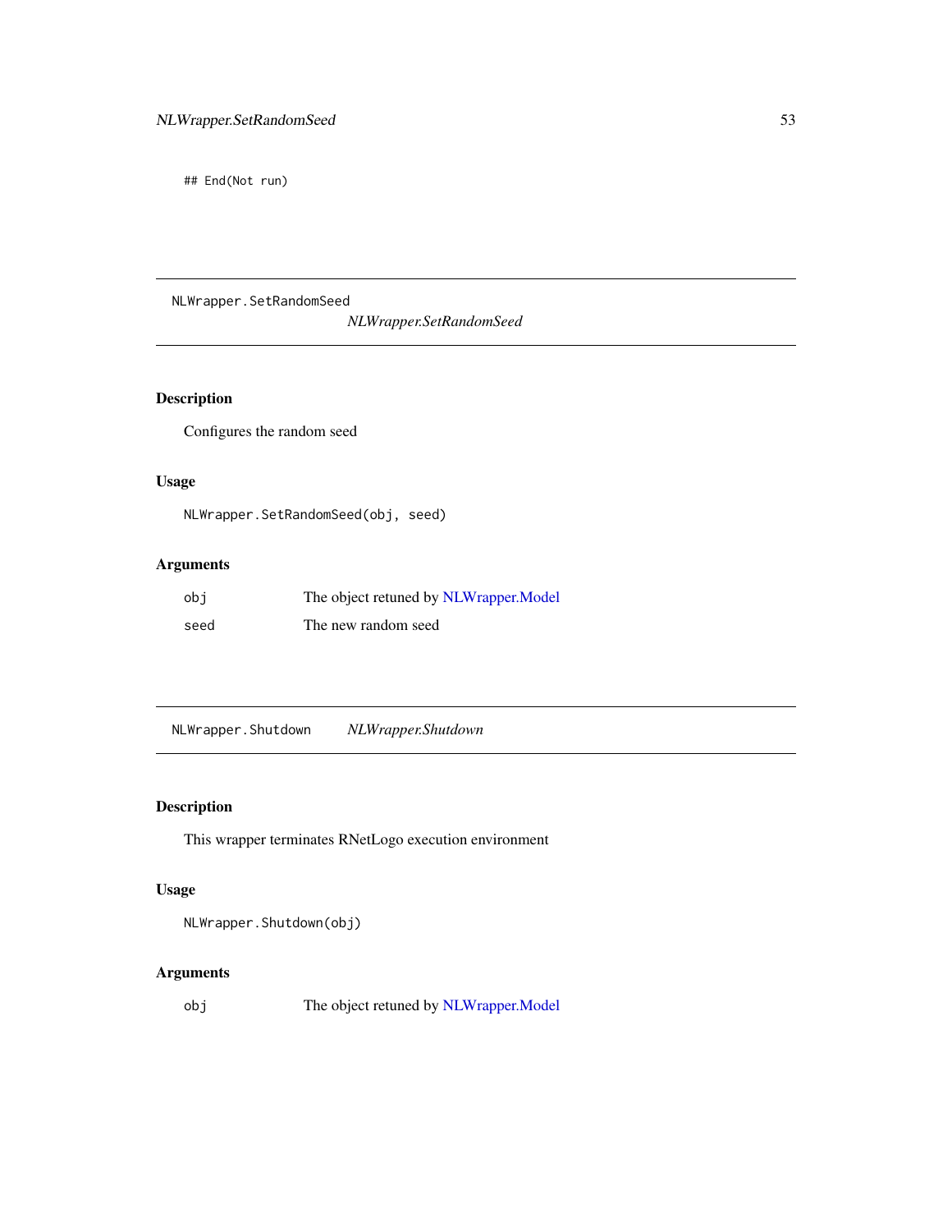```
## End(Not run)
```

---

## NLWrapper.SetRandomSeed — *NLWrapper.SetRandomSeed*

### Description

Configures the random seed

### Usage

```
NLWrapper.SetRandomSeed(obj, seed)
```

### Arguments

| | |
|---|---|
| `obj` | The object retuned by NLWrapper.Model |
| `seed` | The new random seed |

---

## NLWrapper.Shutdown — *NLWrapper.Shutdown*

### Description

This wrapper terminates RNetLogo execution environment

### Usage

```
NLWrapper.Shutdown(obj)
```

### Arguments

| | |
|---|---|
| `obj` | The object retuned by NLWrapper.Model |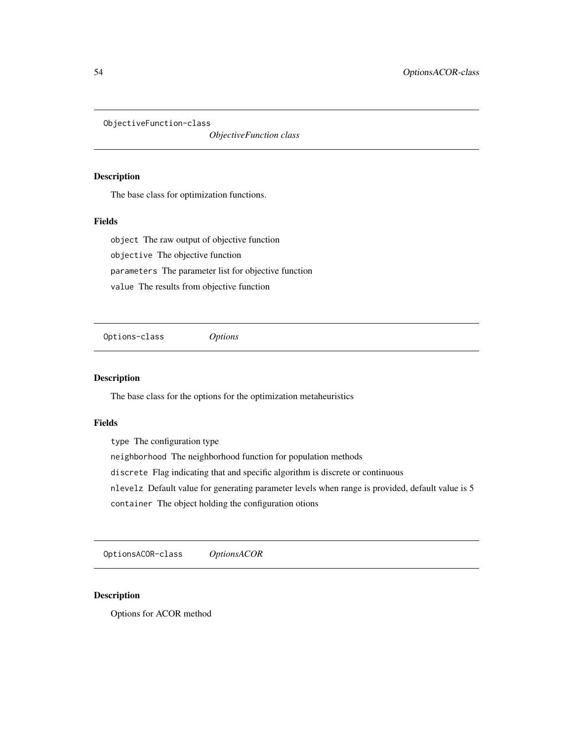## ObjectiveFunction-class — *ObjectiveFunction class*

### Description

The base class for optimization functions.

### Fields

`object` The raw output of objective function

`objective` The objective function

`parameters` The parameter list for objective function

`value` The results from objective function

## Options-class — *Options*

### Description

The base class for the options for the optimization metaheuristics

### Fields

`type` The configuration type

`neighborhood` The neighborhood function for population methods

`discrete` Flag indicating that and specific algorithm is discrete or continuous

`nlevelz` Default value for generating parameter levels when range is provided, default value is 5

`container` The object holding the configuration otions

## OptionsACOR-class — *OptionsACOR*

### Description

Options for ACOR method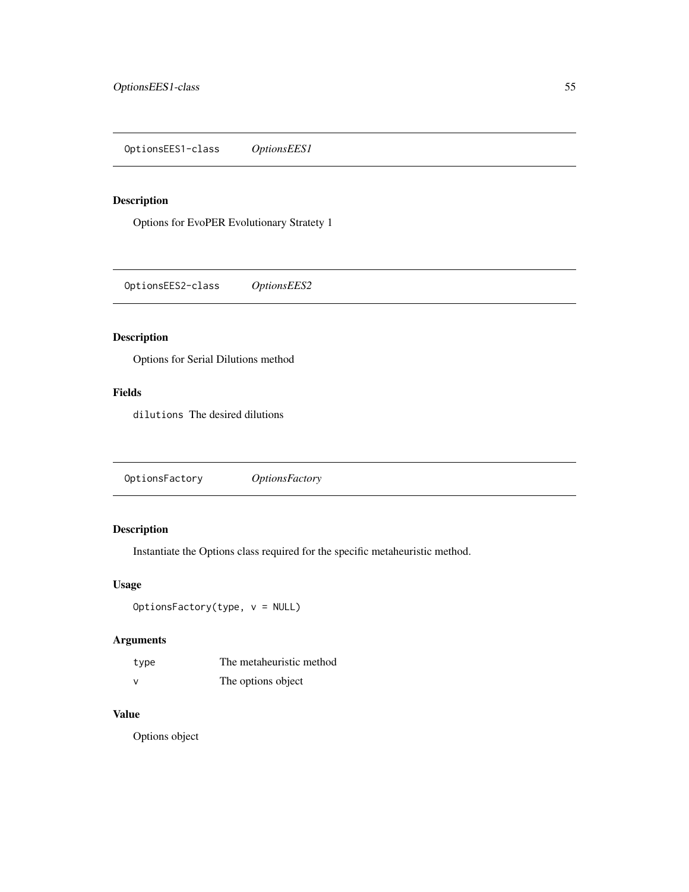## OptionsEES1-class    *OptionsEES1*

### Description

Options for EvoPER Evolutionary Stratety 1

## OptionsEES2-class    *OptionsEES2*

### Description

Options for Serial Dilutions method

### Fields

`dilutions` The desired dilutions

## OptionsFactory    *OptionsFactory*

### Description

Instantiate the Options class required for the specific metaheuristic method.

### Usage

```
OptionsFactory(type, v = NULL)
```

### Arguments

| | |
|---|---|
| `type` | The metaheuristic method |
| `v` | The options object |

### Value

Options object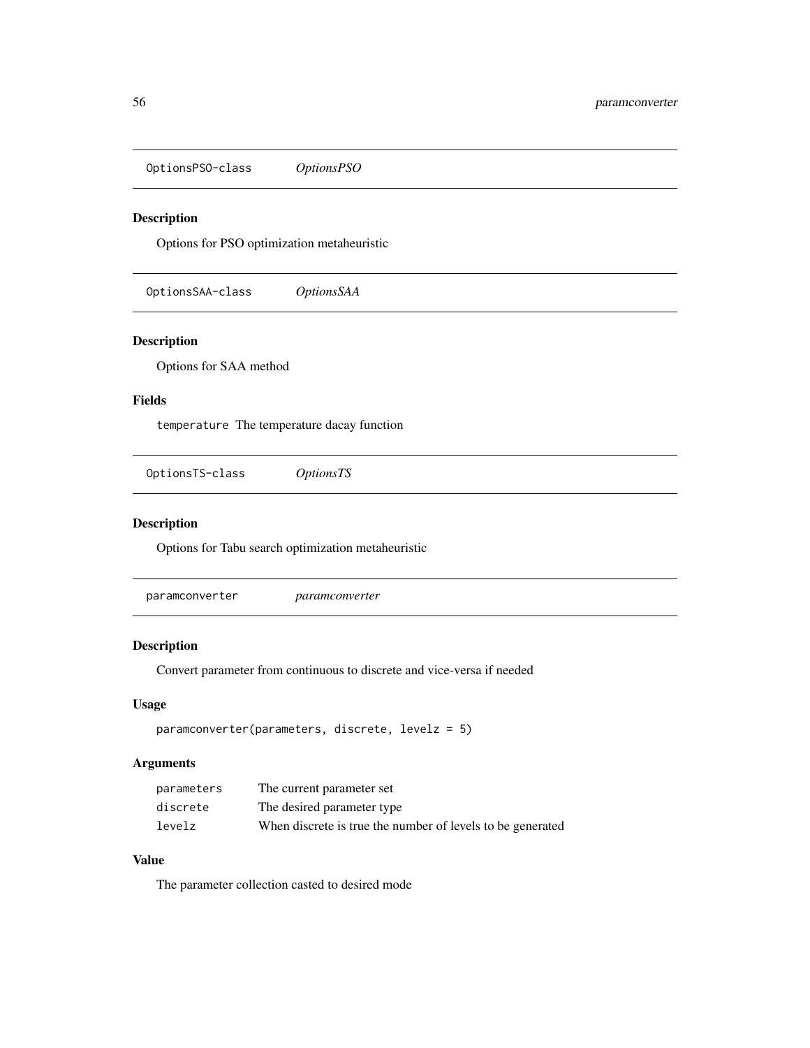## OptionsPSO-class *OptionsPSO*

### Description

Options for PSO optimization metaheuristic

## OptionsSAA-class *OptionsSAA*

### Description

Options for SAA method

### Fields

`temperature` The temperature dacay function

## OptionsTS-class *OptionsTS*

### Description

Options for Tabu search optimization metaheuristic

## paramconverter *paramconverter*

### Description

Convert parameter from continuous to discrete and vice-versa if needed

### Usage

```
paramconverter(parameters, discrete, levelz = 5)
```

### Arguments

| | |
|---|---|
| `parameters` | The current parameter set |
| `discrete` | The desired parameter type |
| `levelz` | When discrete is true the number of levels to be generated |

### Value

The parameter collection casted to desired mode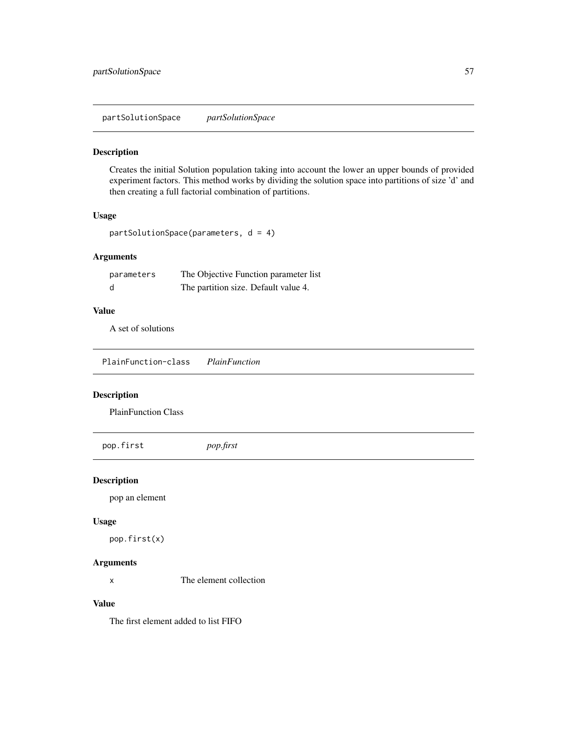## partSolutionSpace *partSolutionSpace*

### Description

Creates the initial Solution population taking into account the lower an upper bounds of provided experiment factors. This method works by dividing the solution space into partitions of size 'd' and then creating a full factorial combination of partitions.

### Usage

```
partSolutionSpace(parameters, d = 4)
```

### Arguments

| | |
|---|---|
| parameters | The Objective Function parameter list |
| d | The partition size. Default value 4. |

### Value

A set of solutions

## PlainFunction-class *PlainFunction*

### Description

PlainFunction Class

## pop.first *pop.first*

### Description

pop an element

### Usage

```
pop.first(x)
```

### Arguments

| | |
|---|---|
| x | The element collection |

### Value

The first element added to list FIFO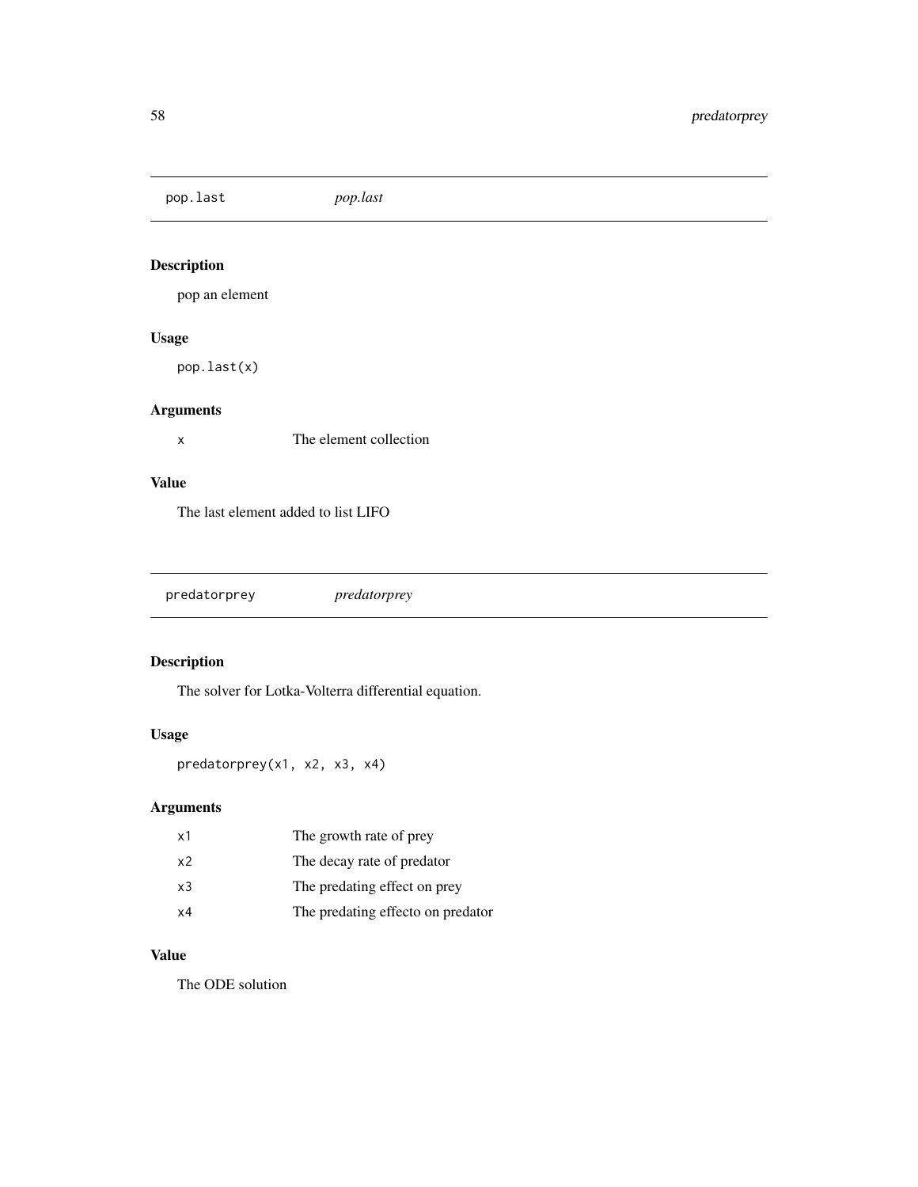## pop.last *pop.last*

### Description

pop an element

### Usage

```
pop.last(x)
```

### Arguments

| | |
|---|---|
| x | The element collection |

### Value

The last element added to list LIFO

## predatorprey *predatorprey*

### Description

The solver for Lotka-Volterra differential equation.

### Usage

```
predatorprey(x1, x2, x3, x4)
```

### Arguments

| | |
|---|---|
| x1 | The growth rate of prey |
| x2 | The decay rate of predator |
| x3 | The predating effect on prey |
| x4 | The predating effecto on predator |

### Value

The ODE solution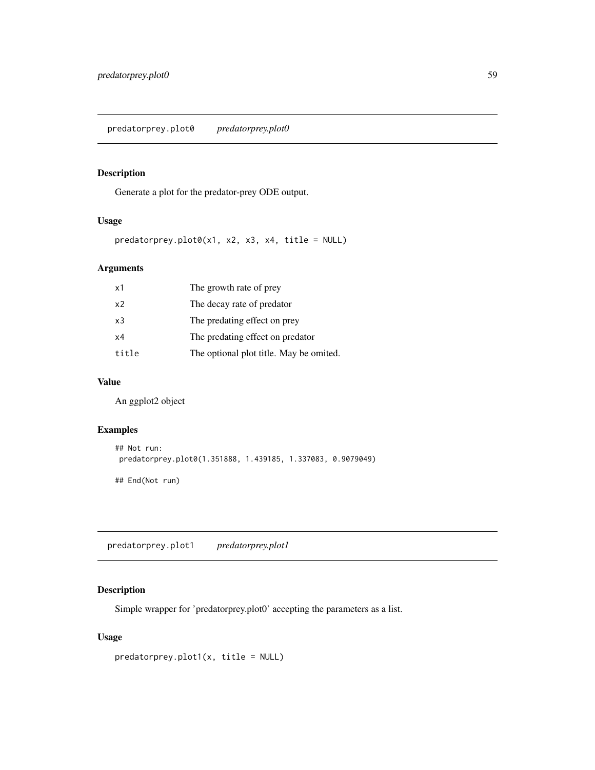## predatorprey.plot0 *predatorprey.plot0*

### Description

Generate a plot for the predator-prey ODE output.

### Usage

```
predatorprey.plot0(x1, x2, x3, x4, title = NULL)
```

### Arguments

| | |
|---|---|
| x1 | The growth rate of prey |
| x2 | The decay rate of predator |
| x3 | The predating effect on prey |
| x4 | The predating effect on predator |
| title | The optional plot title. May be omited. |

### Value

An ggplot2 object

### Examples

```
## Not run:
 predatorprey.plot0(1.351888, 1.439185, 1.337083, 0.9079049)

## End(Not run)
```

## predatorprey.plot1 *predatorprey.plot1*

### Description

Simple wrapper for 'predatorprey.plot0' accepting the parameters as a list.

### Usage

```
predatorprey.plot1(x, title = NULL)
```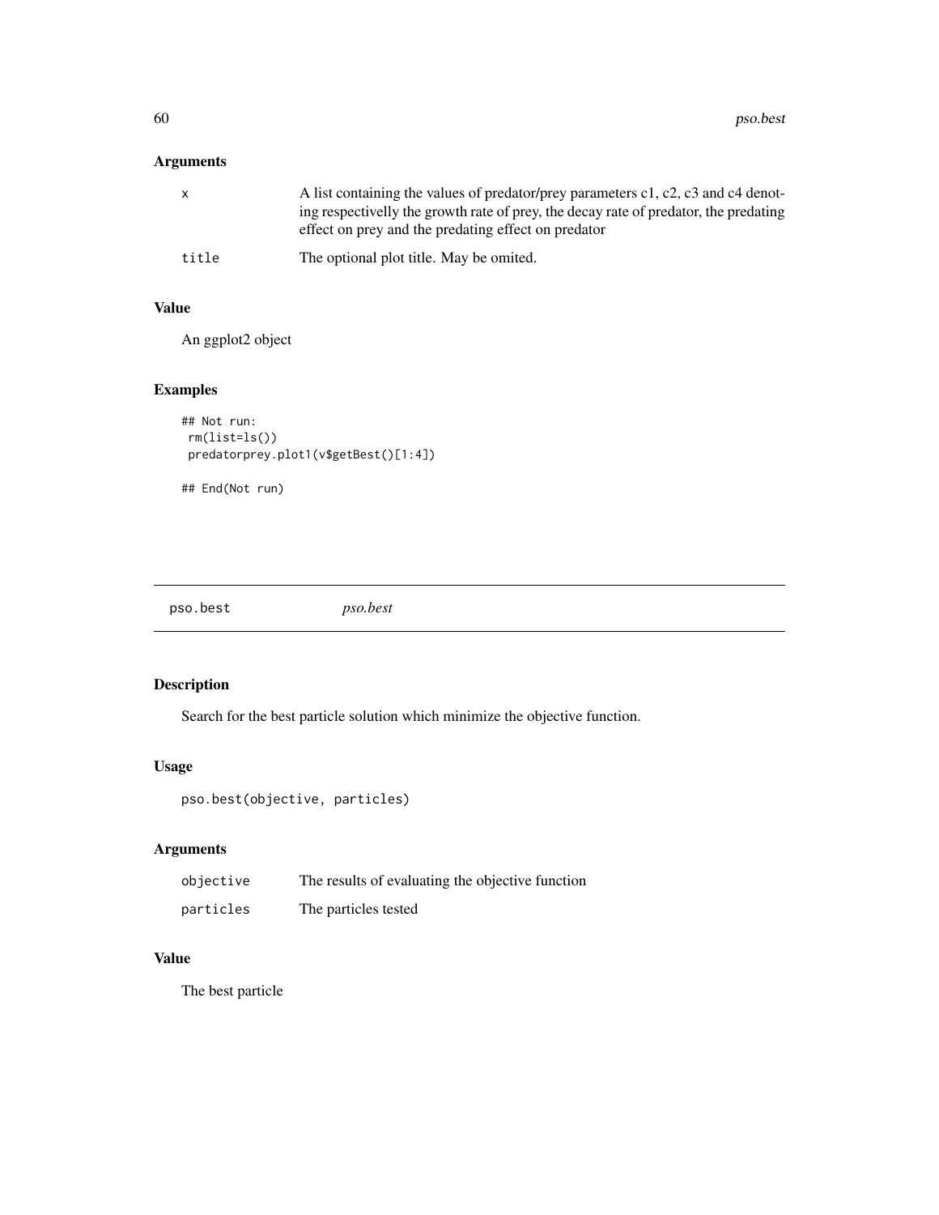## Arguments

| | |
|---|---|
| x | A list containing the values of predator/prey parameters c1, c2, c3 and c4 denoting respectivelly the growth rate of prey, the decay rate of predator, the predating effect on prey and the predating effect on predator |
| title | The optional plot title. May be omited. |

## Value

An ggplot2 object

## Examples

```
## Not run:
 rm(list=ls())
 predatorprey.plot1(v$getBest()[1:4])

## End(Not run)
```

---

# pso.best *pso.best*

## Description

Search for the best particle solution which minimize the objective function.

## Usage

```
pso.best(objective, particles)
```

## Arguments

| | |
|---|---|
| objective | The results of evaluating the objective function |
| particles | The particles tested |

## Value

The best particle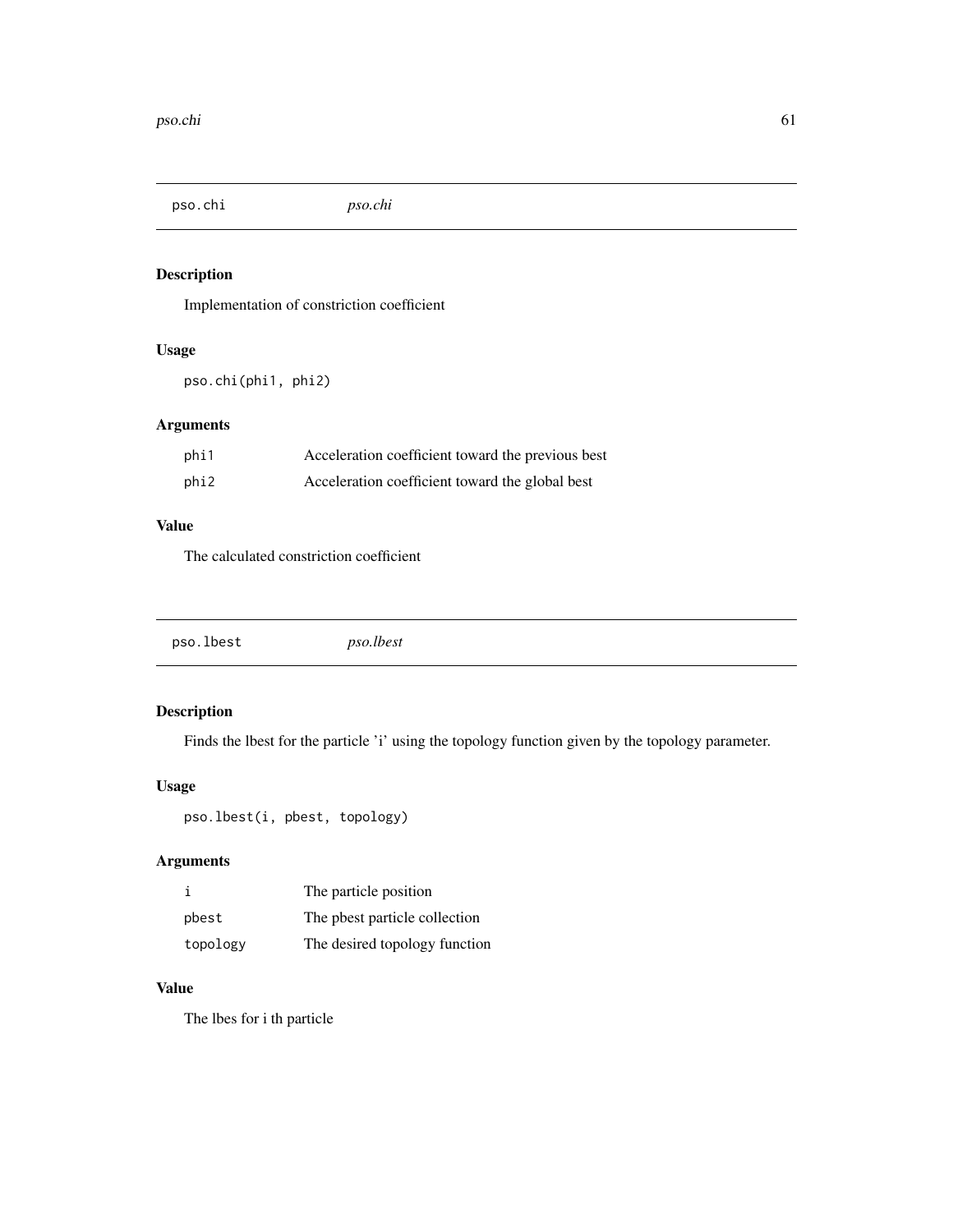## pso.chi *pso.chi*

### Description

Implementation of constriction coefficient

### Usage

```
pso.chi(phi1, phi2)
```

### Arguments

| | |
|---|---|
| phi1 | Acceleration coefficient toward the previous best |
| phi2 | Acceleration coefficient toward the global best |

### Value

The calculated constriction coefficient

## pso.lbest *pso.lbest*

### Description

Finds the lbest for the particle 'i' using the topology function given by the topology parameter.

### Usage

```
pso.lbest(i, pbest, topology)
```

### Arguments

| | |
|---|---|
| i | The particle position |
| pbest | The pbest particle collection |
| topology | The desired topology function |

### Value

The lbes for i th particle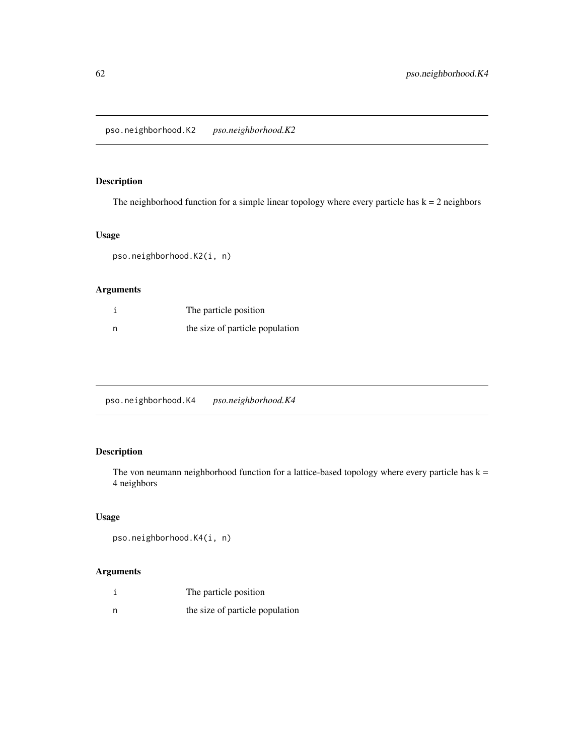## pso.neighborhood.K2 *pso.neighborhood.K2*

### Description

The neighborhood function for a simple linear topology where every particle has k = 2 neighbors

### Usage

```
pso.neighborhood.K2(i, n)
```

### Arguments

| | |
|---|---|
| i | The particle position |
| n | the size of particle population |

## pso.neighborhood.K4 *pso.neighborhood.K4*

### Description

The von neumann neighborhood function for a lattice-based topology where every particle has k = 4 neighbors

### Usage

```
pso.neighborhood.K4(i, n)
```

### Arguments

| | |
|---|---|
| i | The particle position |
| n | the size of particle population |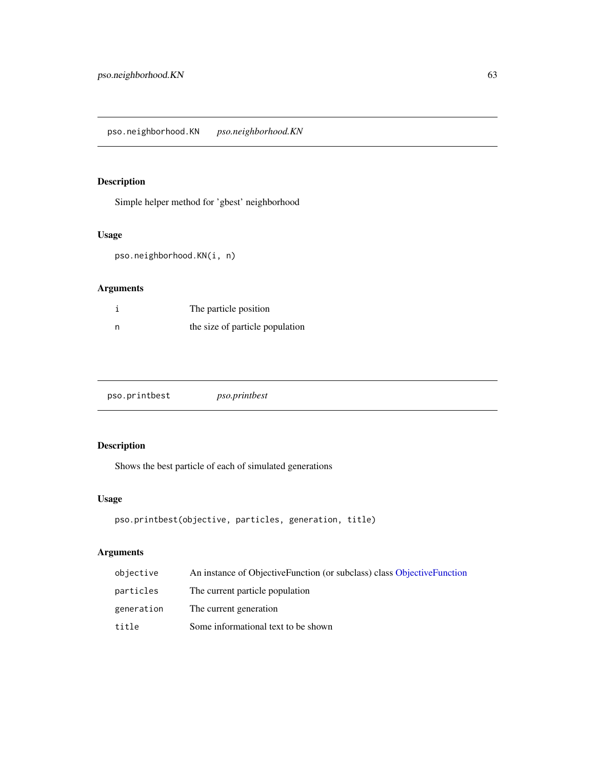## pso.neighborhood.KN *pso.neighborhood.KN*

### Description

Simple helper method for 'gbest' neighborhood

### Usage

```
pso.neighborhood.KN(i, n)
```

### Arguments

| | |
|---|---|
| i | The particle position |
| n | the size of particle population |

## pso.printbest *pso.printbest*

### Description

Shows the best particle of each of simulated generations

### Usage

```
pso.printbest(objective, particles, generation, title)
```

### Arguments

| | |
|---|---|
| objective | An instance of ObjectiveFunction (or subclass) class ObjectiveFunction |
| particles | The current particle population |
| generation | The current generation |
| title | Some informational text to be shown |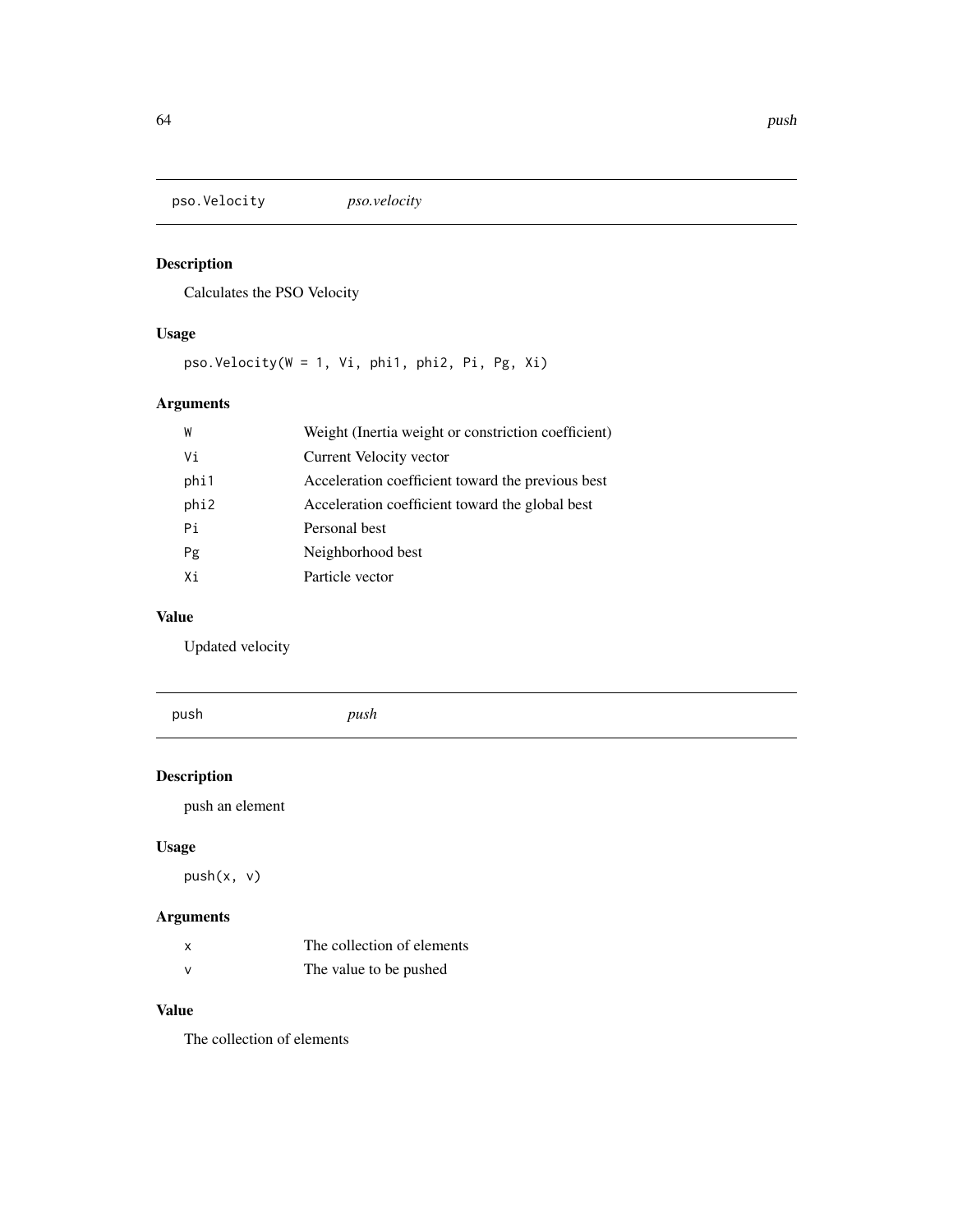## pso.Velocity *pso.velocity*

### Description

Calculates the PSO Velocity

### Usage

```
pso.Velocity(W = 1, Vi, phi1, phi2, Pi, Pg, Xi)
```

### Arguments

| | |
|---|---|
| W | Weight (Inertia weight or constriction coefficient) |
| Vi | Current Velocity vector |
| phi1 | Acceleration coefficient toward the previous best |
| phi2 | Acceleration coefficient toward the global best |
| Pi | Personal best |
| Pg | Neighborhood best |
| Xi | Particle vector |

### Value

Updated velocity

## push *push*

### Description

push an element

### Usage

```
push(x, v)
```

### Arguments

| | |
|---|---|
| x | The collection of elements |
| v | The value to be pushed |

### Value

The collection of elements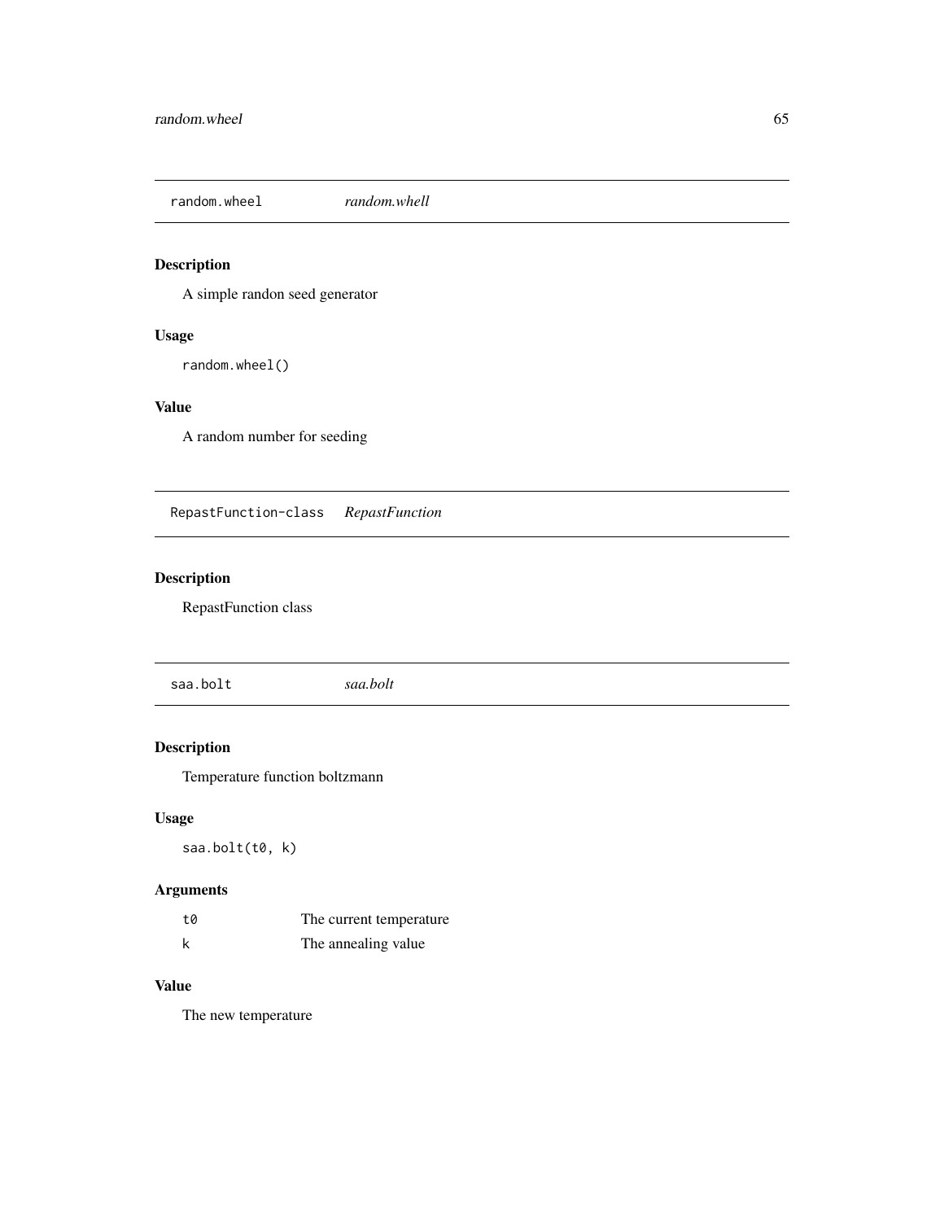## random.wheel *random.whell*

### Description

A simple randon seed generator

### Usage

```
random.wheel()
```

### Value

A random number for seeding

## RepastFunction-class *RepastFunction*

### Description

RepastFunction class

## saa.bolt *saa.bolt*

### Description

Temperature function boltzmann

### Usage

```
saa.bolt(t0, k)
```

### Arguments

| | |
|---|---|
| t0 | The current temperature |
| k | The annealing value |

### Value

The new temperature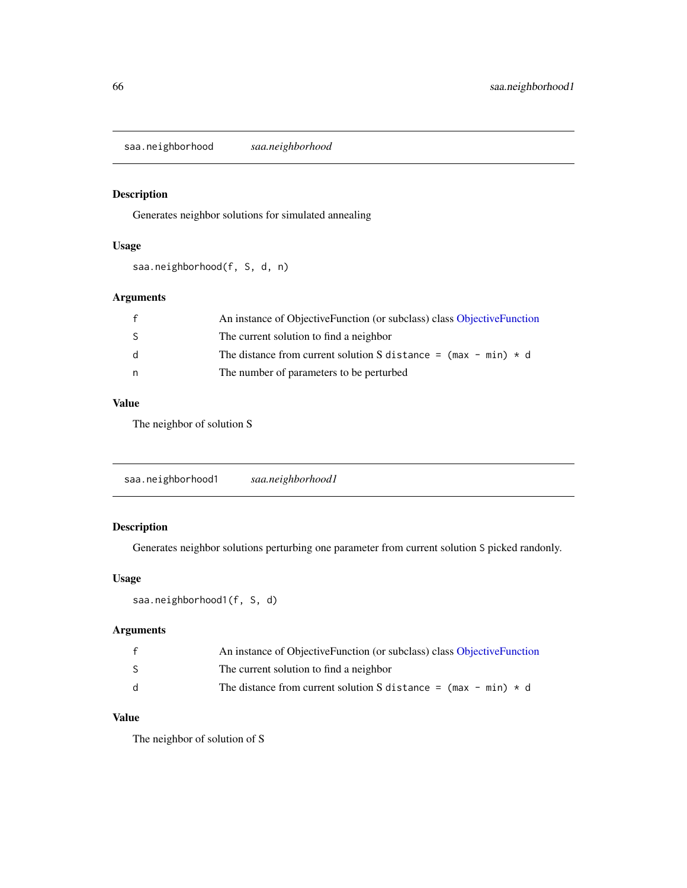## saa.neighborhood *saa.neighborhood*

### Description

Generates neighbor solutions for simulated annealing

### Usage

```
saa.neighborhood(f, S, d, n)
```

### Arguments

| | |
|---|---|
| f | An instance of ObjectiveFunction (or subclass) class ObjectiveFunction |
| S | The current solution to find a neighbor |
| d | The distance from current solution S `distance = (max - min) * d` |
| n | The number of parameters to be perturbed |

### Value

The neighbor of solution S

## saa.neighborhood1 *saa.neighborhood1*

### Description

Generates neighbor solutions perturbing one parameter from current solution `S` picked randonly.

### Usage

```
saa.neighborhood1(f, S, d)
```

### Arguments

| | |
|---|---|
| f | An instance of ObjectiveFunction (or subclass) class ObjectiveFunction |
| S | The current solution to find a neighbor |
| d | The distance from current solution S `distance = (max - min) * d` |

### Value

The neighbor of solution of S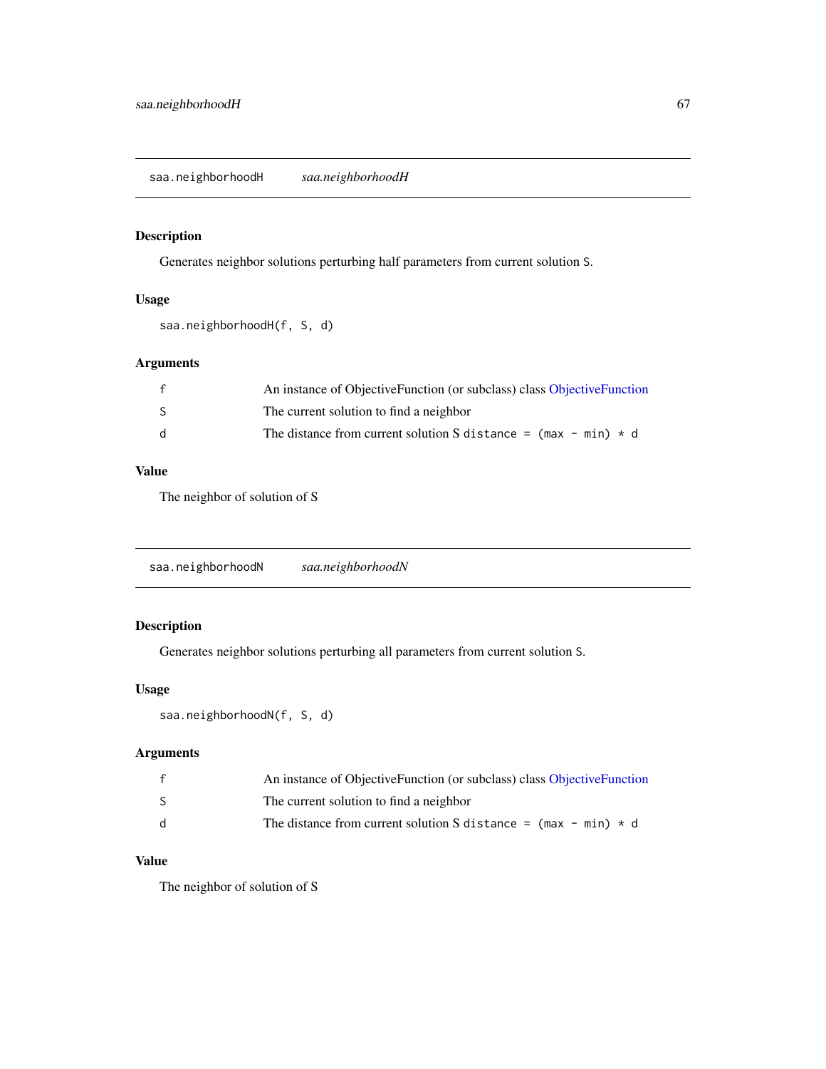## saa.neighborhoodH — *saa.neighborhoodH*

### Description

Generates neighbor solutions perturbing half parameters from current solution `S`.

### Usage

```
saa.neighborhoodH(f, S, d)
```

### Arguments

| | |
|---|---|
| `f` | An instance of ObjectiveFunction (or subclass) class ObjectiveFunction |
| `S` | The current solution to find a neighbor |
| `d` | The distance from current solution S `distance = (max - min) * d` |

### Value

The neighbor of solution of S

## saa.neighborhoodN — *saa.neighborhoodN*

### Description

Generates neighbor solutions perturbing all parameters from current solution `S`.

### Usage

```
saa.neighborhoodN(f, S, d)
```

### Arguments

| | |
|---|---|
| `f` | An instance of ObjectiveFunction (or subclass) class ObjectiveFunction |
| `S` | The current solution to find a neighbor |
| `d` | The distance from current solution S `distance = (max - min) * d` |

### Value

The neighbor of solution of S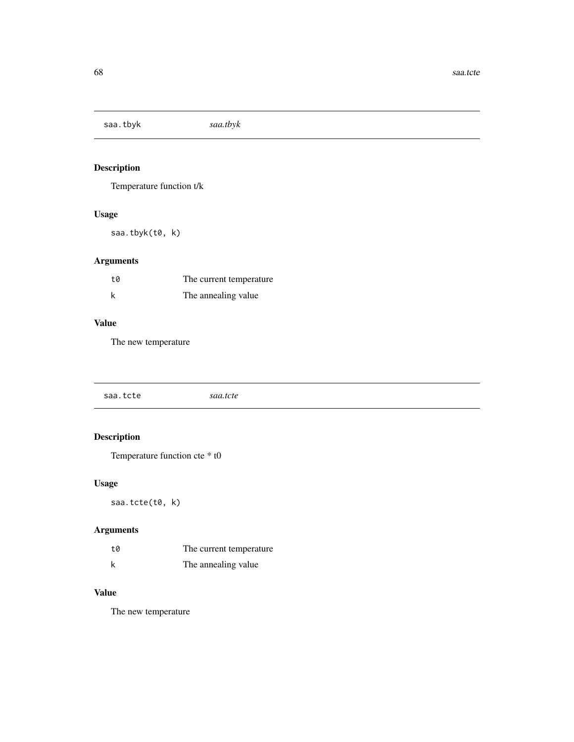## saa.tbyk *saa.tbyk*

### Description

Temperature function t/k

### Usage

```
saa.tbyk(t0, k)
```

### Arguments

| | |
|---|---|
| t0 | The current temperature |
| k | The annealing value |

### Value

The new temperature

## saa.tcte *saa.tcte*

### Description

Temperature function cte * t0

### Usage

```
saa.tcte(t0, k)
```

### Arguments

| | |
|---|---|
| t0 | The current temperature |
| k | The annealing value |

### Value

The new temperature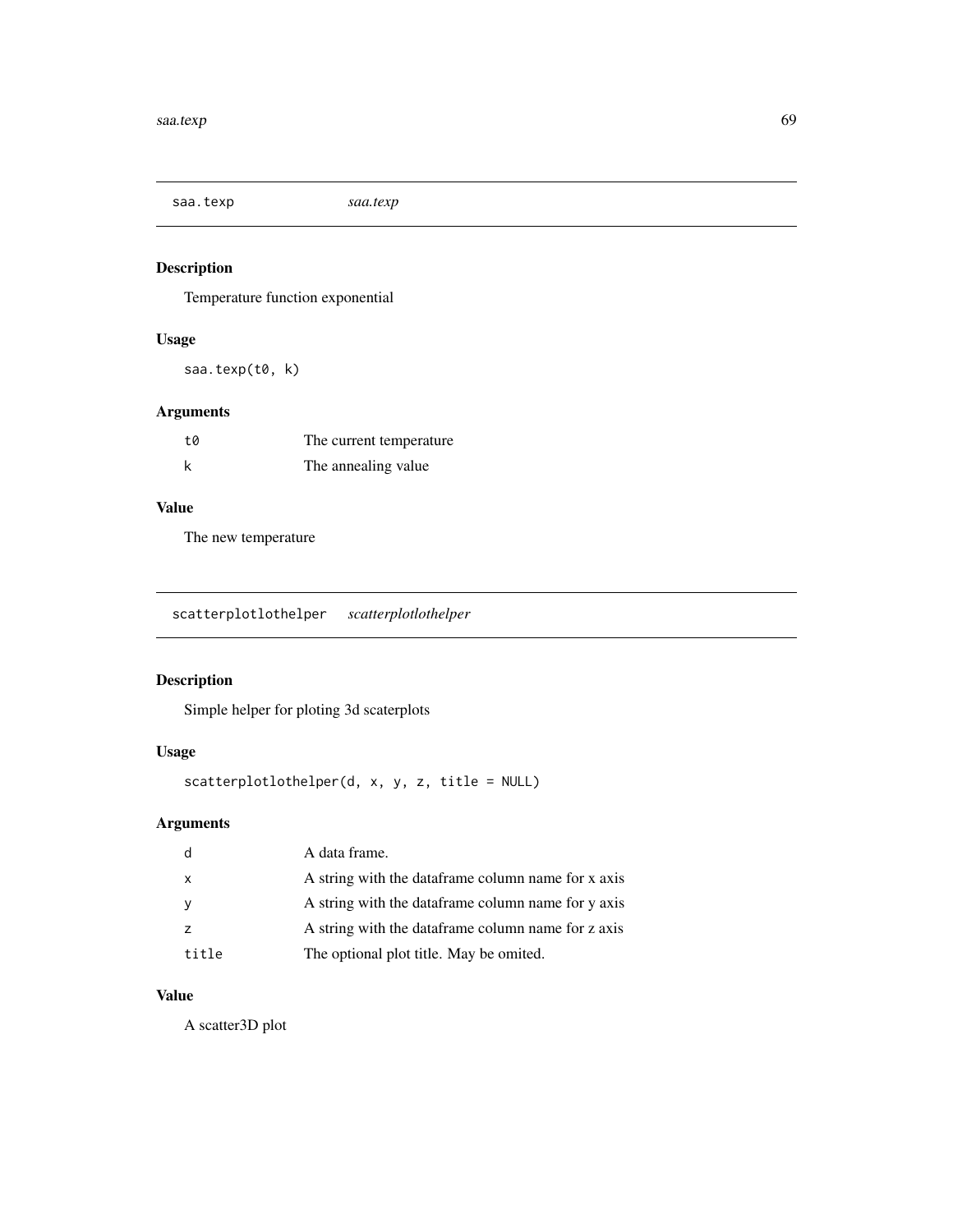## saa.texp

*saa.texp*

### Description

Temperature function exponential

### Usage

```
saa.texp(t0, k)
```

### Arguments

| | |
|---|---|
| `t0` | The current temperature |
| `k` | The annealing value |

### Value

The new temperature

## scatterplotlothelper

*scatterplotlothelper*

### Description

Simple helper for ploting 3d scaterplots

### Usage

```
scatterplotlothelper(d, x, y, z, title = NULL)
```

### Arguments

| | |
|---|---|
| `d` | A data frame. |
| `x` | A string with the dataframe column name for x axis |
| `y` | A string with the dataframe column name for y axis |
| `z` | A string with the dataframe column name for z axis |
| `title` | The optional plot title. May be omited. |

### Value

A scatter3D plot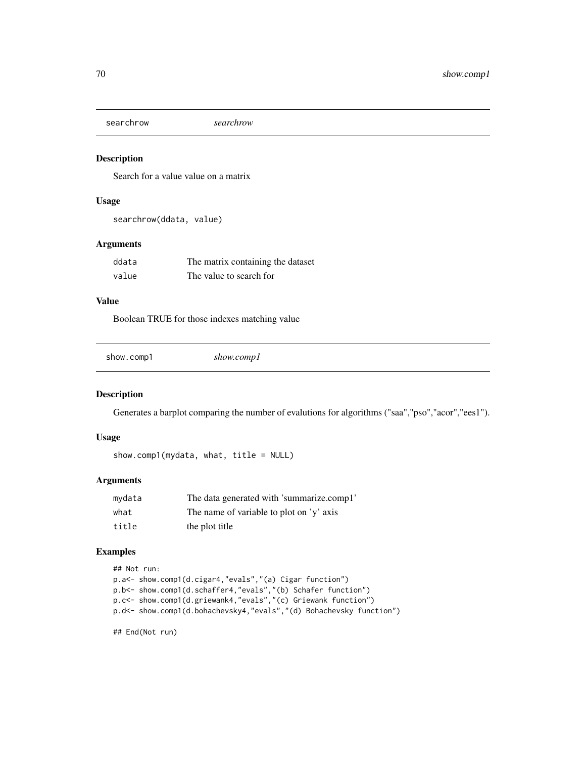## searchrow *searchrow*

### Description

Search for a value value on a matrix

### Usage

```
searchrow(ddata, value)
```

### Arguments

| | |
|---|---|
| ddata | The matrix containing the dataset |
| value | The value to search for |

### Value

Boolean TRUE for those indexes matching value

## show.comp1 *show.comp1*

### Description

Generates a barplot comparing the number of evalutions for algorithms ("saa","pso","acor","ees1").

### Usage

```
show.comp1(mydata, what, title = NULL)
```

### Arguments

| | |
|---|---|
| mydata | The data generated with 'summarize.comp1' |
| what | The name of variable to plot on 'y' axis |
| title | the plot title |

### Examples

```
## Not run:
p.a<- show.comp1(d.cigar4,"evals","(a) Cigar function")
p.b<- show.comp1(d.schaffer4,"evals","(b) Schafer function")
p.c<- show.comp1(d.griewank4,"evals","(c) Griewank function")
p.d<- show.comp1(d.bohachevsky4,"evals","(d) Bohachevsky function")

## End(Not run)
```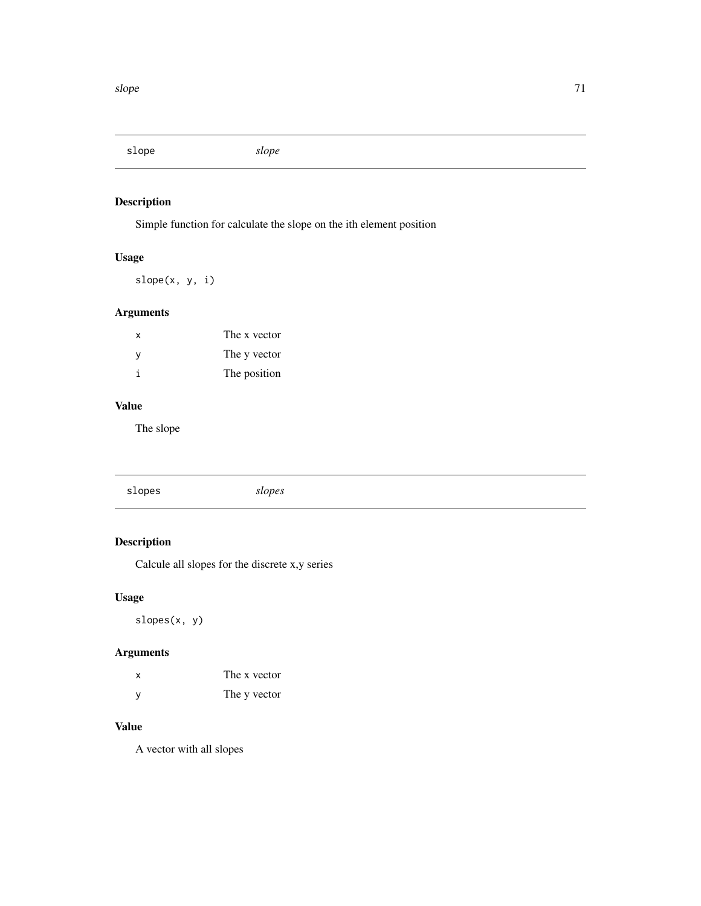## slope — *slope*

### Description

Simple function for calculate the slope on the ith element position

### Usage

```
slope(x, y, i)
```

### Arguments

| | |
|---|---|
| `x` | The x vector |
| `y` | The y vector |
| `i` | The position |

### Value

The slope

## slopes — *slopes*

### Description

Calcule all slopes for the discrete x,y series

### Usage

```
slopes(x, y)
```

### Arguments

| | |
|---|---|
| `x` | The x vector |
| `y` | The y vector |

### Value

A vector with all slopes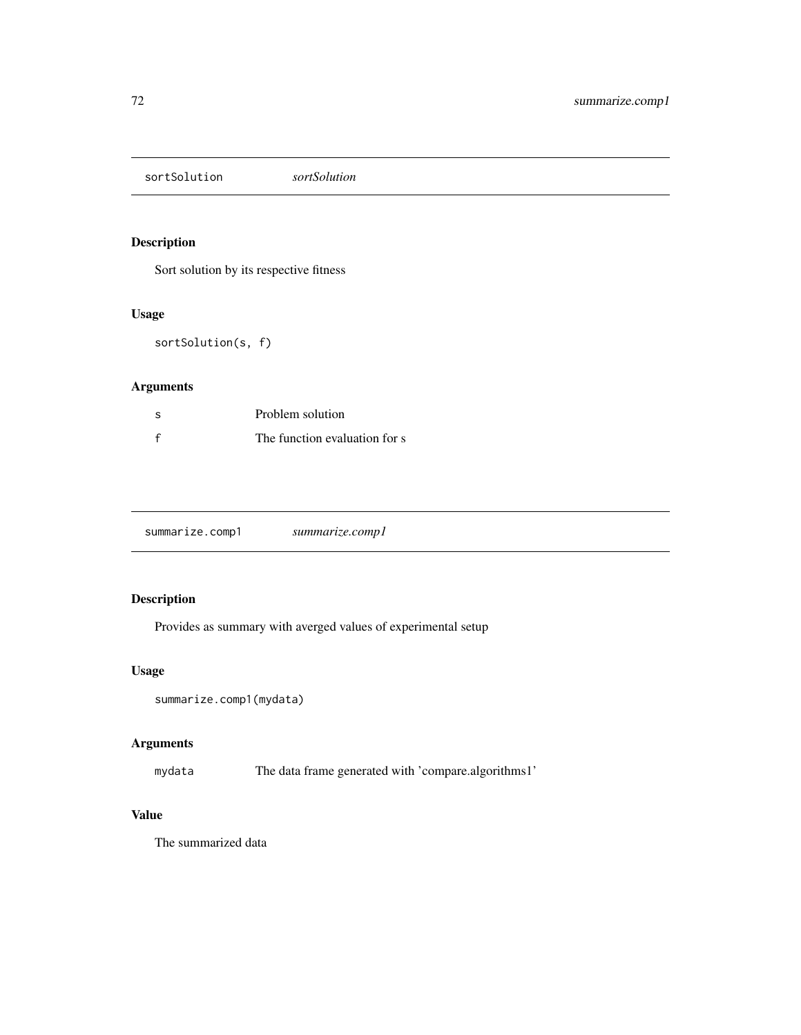## sortSolution *sortSolution*

### Description

Sort solution by its respective fitness

### Usage

```
sortSolution(s, f)
```

### Arguments

| | |
|---|---|
| s | Problem solution |
| f | The function evaluation for s |

## summarize.comp1 *summarize.comp1*

### Description

Provides as summary with averged values of experimental setup

### Usage

```
summarize.comp1(mydata)
```

### Arguments

| | |
|---|---|
| mydata | The data frame generated with 'compare.algorithms1' |

### Value

The summarized data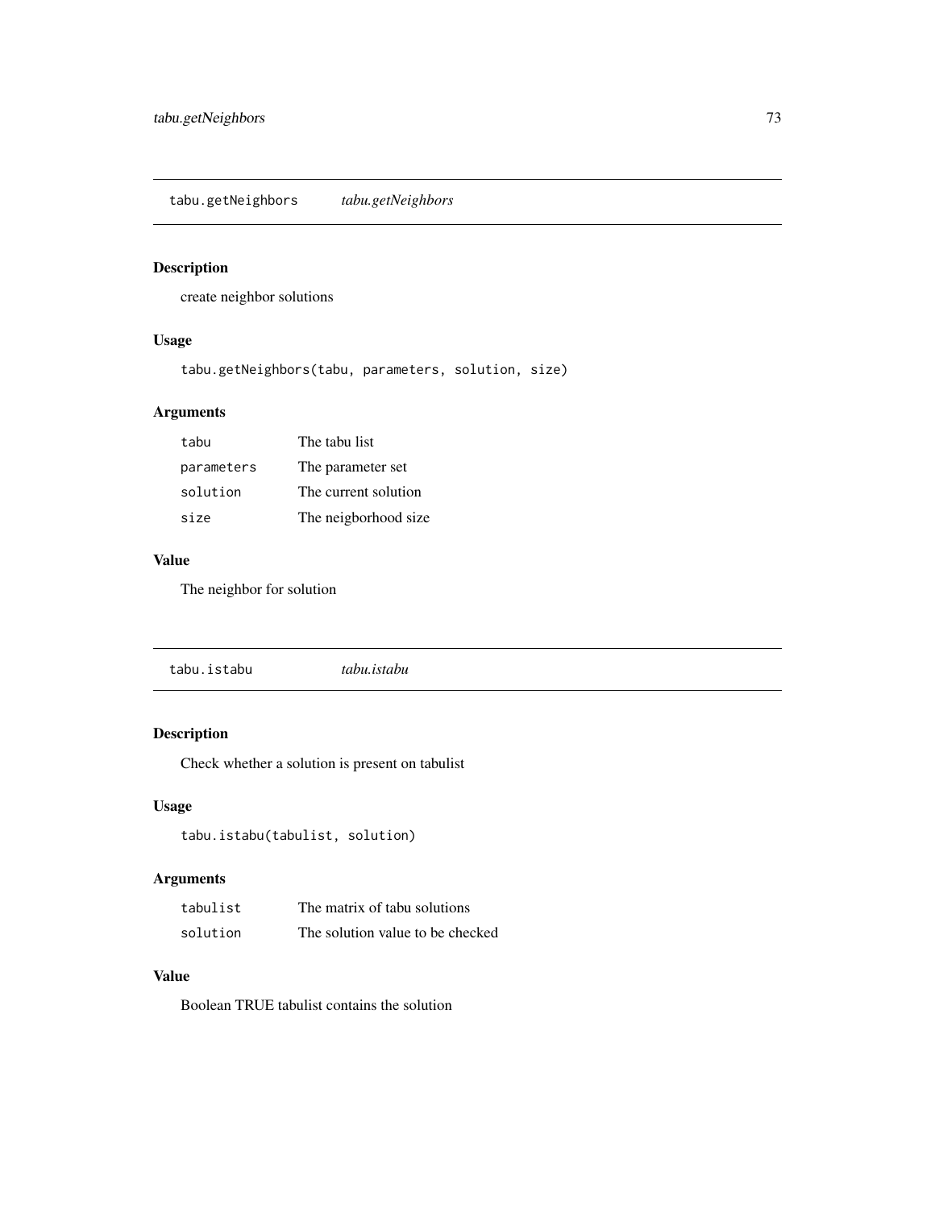## tabu.getNeighbors *tabu.getNeighbors*

### Description

create neighbor solutions

### Usage

```
tabu.getNeighbors(tabu, parameters, solution, size)
```

### Arguments

| | |
|---|---|
| tabu | The tabu list |
| parameters | The parameter set |
| solution | The current solution |
| size | The neigborhood size |

### Value

The neighbor for solution

## tabu.istabu *tabu.istabu*

### Description

Check whether a solution is present on tabulist

### Usage

```
tabu.istabu(tabulist, solution)
```

### Arguments

| | |
|---|---|
| tabulist | The matrix of tabu solutions |
| solution | The solution value to be checked |

### Value

Boolean TRUE tabulist contains the solution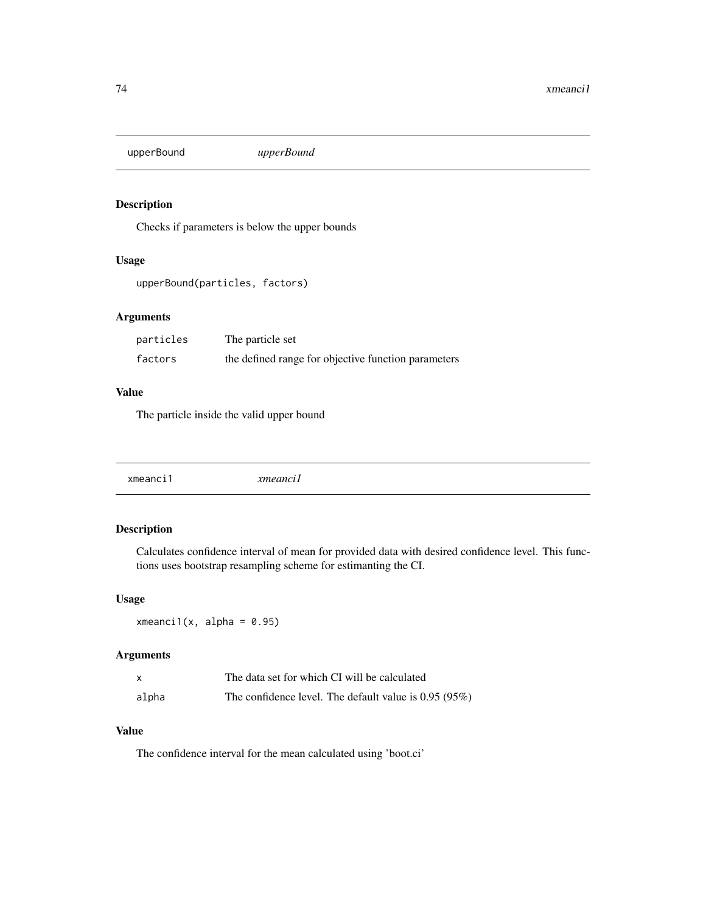## upperBound *upperBound*

### Description

Checks if parameters is below the upper bounds

### Usage

```
upperBound(particles, factors)
```

### Arguments

| | |
|---|---|
| particles | The particle set |
| factors | the defined range for objective function parameters |

### Value

The particle inside the valid upper bound

## xmeanci1 *xmeanci1*

### Description

Calculates confidence interval of mean for provided data with desired confidence level. This functions uses bootstrap resampling scheme for estimanting the CI.

### Usage

```
xmeanci1(x, alpha = 0.95)
```

### Arguments

| | |
|---|---|
| x | The data set for which CI will be calculated |
| alpha | The confidence level. The default value is 0.95 (95%) |

### Value

The confidence interval for the mean calculated using 'boot.ci'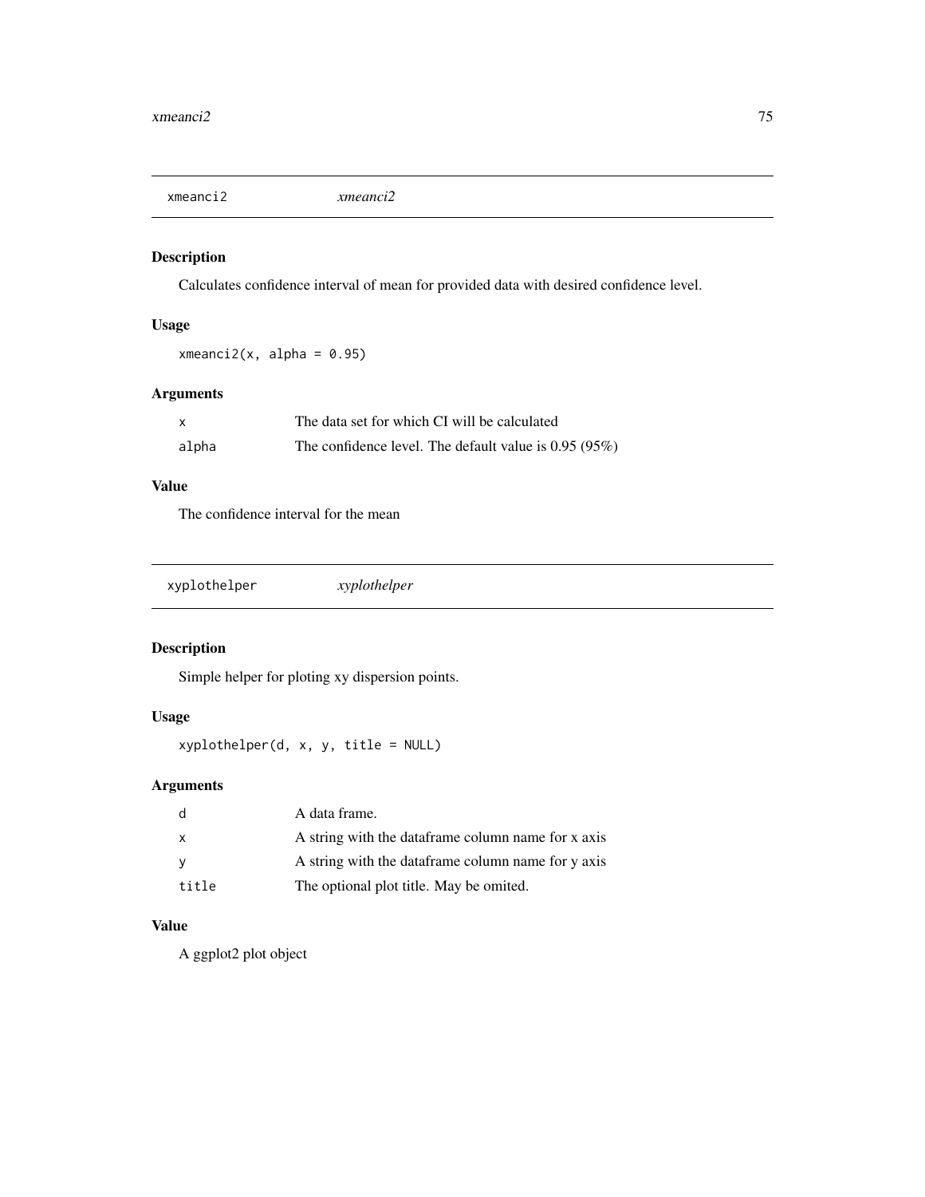## xmeanci2 *xmeanci2*

### Description

Calculates confidence interval of mean for provided data with desired confidence level.

### Usage

```
xmeanci2(x, alpha = 0.95)
```

### Arguments

| | |
|---|---|
| x | The data set for which CI will be calculated |
| alpha | The confidence level. The default value is 0.95 (95%) |

### Value

The confidence interval for the mean

## xyplothelper *xyplothelper*

### Description

Simple helper for ploting xy dispersion points.

### Usage

```
xyplothelper(d, x, y, title = NULL)
```

### Arguments

| | |
|---|---|
| d | A data frame. |
| x | A string with the dataframe column name for x axis |
| y | A string with the dataframe column name for y axis |
| title | The optional plot title. May be omited. |

### Value

A ggplot2 plot object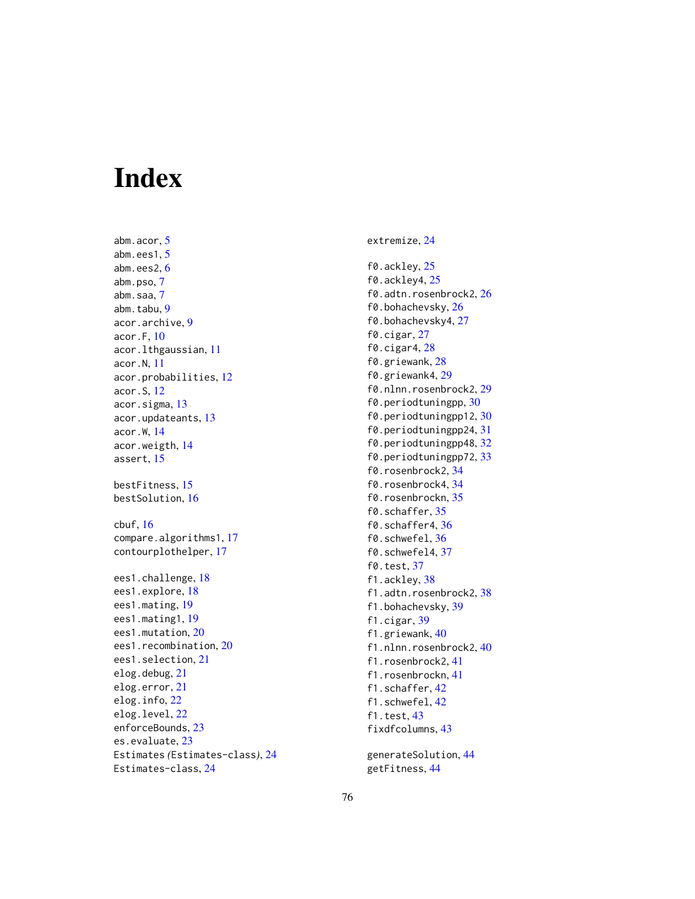# Index

abm.acor, 5
abm.ees1, 5
abm.ees2, 6
abm.pso, 7
abm.saa, 7
abm.tabu, 9
acor.archive, 9
acor.F, 10
acor.lthgaussian, 11
acor.N, 11
acor.probabilities, 12
acor.S, 12
acor.sigma, 13
acor.updateants, 13
acor.W, 14
acor.weigth, 14
assert, 15

bestFitness, 15
bestSolution, 16

cbuf, 16
compare.algorithms1, 17
contourplothelper, 17

ees1.challenge, 18
ees1.explore, 18
ees1.mating, 19
ees1.mating1, 19
ees1.mutation, 20
ees1.recombination, 20
ees1.selection, 21
elog.debug, 21
elog.error, 21
elog.info, 22
elog.level, 22
enforceBounds, 23
es.evaluate, 23
Estimates *(*Estimates-class*)*, 24
Estimates-class, 24

extremize, 24

f0.ackley, 25
f0.ackley4, 25
f0.adtn.rosenbrock2, 26
f0.bohachevsky, 26
f0.bohachevsky4, 27
f0.cigar, 27
f0.cigar4, 28
f0.griewank, 28
f0.griewank4, 29
f0.nlnn.rosenbrock2, 29
f0.periodtuningpp, 30
f0.periodtuningpp12, 30
f0.periodtuningpp24, 31
f0.periodtuningpp48, 32
f0.periodtuningpp72, 33
f0.rosenbrock2, 34
f0.rosenbrock4, 34
f0.rosenbrockn, 35
f0.schaffer, 35
f0.schaffer4, 36
f0.schwefel, 36
f0.schwefel4, 37
f0.test, 37
f1.ackley, 38
f1.adtn.rosenbrock2, 38
f1.bohachevsky, 39
f1.cigar, 39
f1.griewank, 40
f1.nlnn.rosenbrock2, 40
f1.rosenbrock2, 41
f1.rosenbrockn, 41
f1.schaffer, 42
f1.schwefel, 42
f1.test, 43
fixdfcolumns, 43

generateSolution, 44
getFitness, 44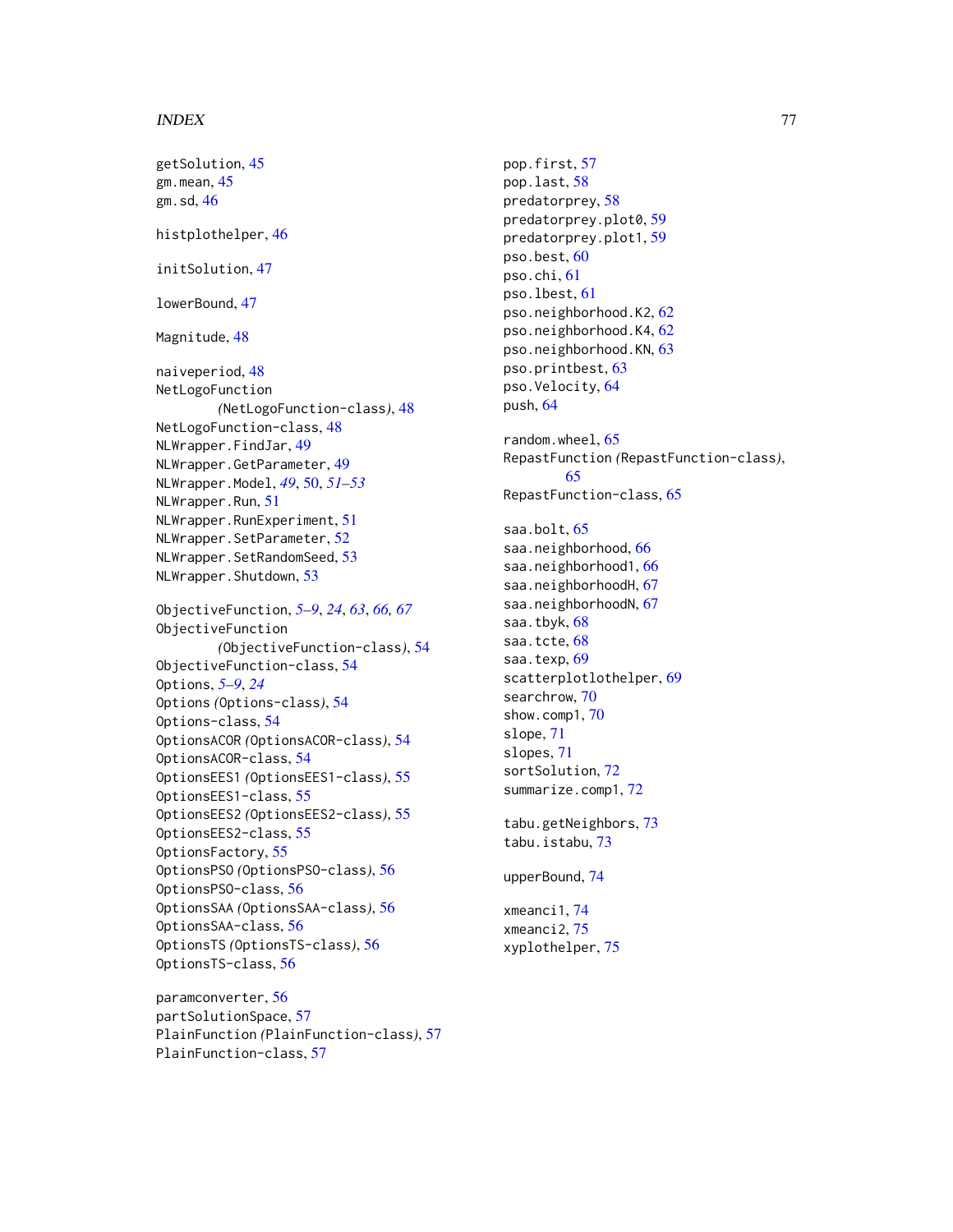getSolution, 45
gm.mean, 45
gm.sd, 46

histplothelper, 46

initSolution, 47

lowerBound, 47

Magnitude, 48

naiveperiod, 48
NetLogoFunction
        *(*NetLogoFunction-class*)*, 48
NetLogoFunction-class, 48
NLWrapper.FindJar, 49
NLWrapper.GetParameter, 49
NLWrapper.Model, *49*, 50, *51–53*
NLWrapper.Run, 51
NLWrapper.RunExperiment, 51
NLWrapper.SetParameter, 52
NLWrapper.SetRandomSeed, 53
NLWrapper.Shutdown, 53

ObjectiveFunction, *5–9*, *24*, *63*, *66, 67*
ObjectiveFunction
        *(*ObjectiveFunction-class*)*, 54
ObjectiveFunction-class, 54
Options, *5–9*, *24*
Options *(*Options-class*)*, 54
Options-class, 54
OptionsACOR *(*OptionsACOR-class*)*, 54
OptionsACOR-class, 54
OptionsEES1 *(*OptionsEES1-class*)*, 55
OptionsEES1-class, 55
OptionsEES2 *(*OptionsEES2-class*)*, 55
OptionsEES2-class, 55
OptionsFactory, 55
OptionsPSO *(*OptionsPSO-class*)*, 56
OptionsPSO-class, 56
OptionsSAA *(*OptionsSAA-class*)*, 56
OptionsSAA-class, 56
OptionsTS *(*OptionsTS-class*)*, 56
OptionsTS-class, 56

paramconverter, 56
partSolutionSpace, 57
PlainFunction *(*PlainFunction-class*)*, 57
PlainFunction-class, 57
pop.first, 57
pop.last, 58
predatorprey, 58
predatorprey.plot0, 59
predatorprey.plot1, 59
pso.best, 60
pso.chi, 61
pso.lbest, 61
pso.neighborhood.K2, 62
pso.neighborhood.K4, 62
pso.neighborhood.KN, 63
pso.printbest, 63
pso.Velocity, 64
push, 64

random.wheel, 65
RepastFunction *(*RepastFunction-class*)*,
        65
RepastFunction-class, 65

saa.bolt, 65
saa.neighborhood, 66
saa.neighborhood1, 66
saa.neighborhoodH, 67
saa.neighborhoodN, 67
saa.tbyk, 68
saa.tcte, 68
saa.texp, 69
scatterplotlothelper, 69
searchrow, 70
show.comp1, 70
slope, 71
slopes, 71
sortSolution, 72
summarize.comp1, 72

tabu.getNeighbors, 73
tabu.istabu, 73

upperBound, 74

xmeanci1, 74
xmeanci2, 75
xyplothelper, 75